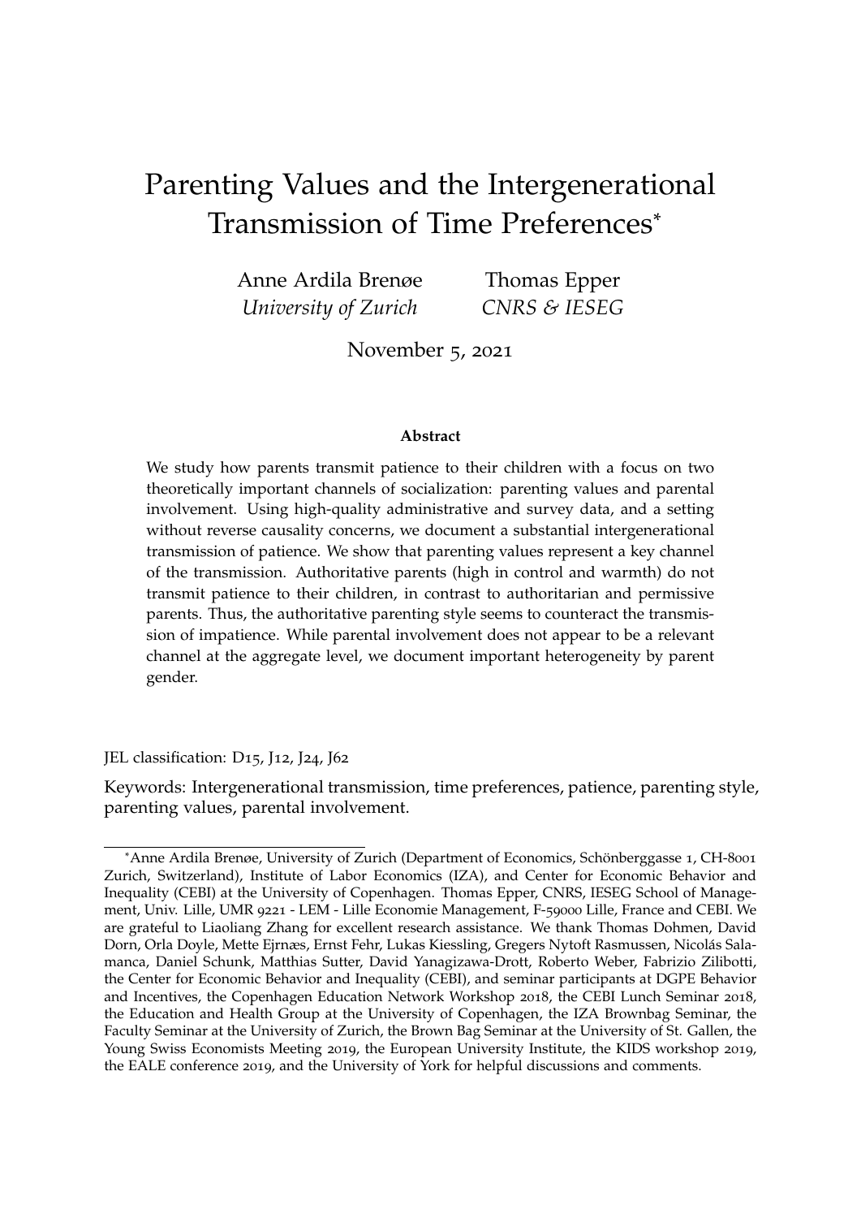# Parenting Values and the Intergenerational Transmission of Time Preferences*

Anne Ardila Brenøe
*University of Zurich*

Thomas Epper
*CNRS & IESEG*

November 5, 2021

**Abstract**

We study how parents transmit patience to their children with a focus on two theoretically important channels of socialization: parenting values and parental involvement. Using high-quality administrative and survey data, and a setting without reverse causality concerns, we document a substantial intergenerational transmission of patience. We show that parenting values represent a key channel of the transmission. Authoritative parents (high in control and warmth) do not transmit patience to their children, in contrast to authoritarian and permissive parents. Thus, the authoritative parenting style seems to counteract the transmission of impatience. While parental involvement does not appear to be a relevant channel at the aggregate level, we document important heterogeneity by parent gender.

JEL classification: D15, J12, J24, J62

Keywords: Intergenerational transmission, time preferences, patience, parenting style, parenting values, parental involvement.

---

*Anne Ardila Brenøe, University of Zurich (Department of Economics, Schönberggasse 1, CH-8001 Zurich, Switzerland), Institute of Labor Economics (IZA), and Center for Economic Behavior and Inequality (CEBI) at the University of Copenhagen. Thomas Epper, CNRS, IESEG School of Management, Univ. Lille, UMR 9221 - LEM - Lille Economie Management, F-59000 Lille, France and CEBI. We are grateful to Liaoliang Zhang for excellent research assistance. We thank Thomas Dohmen, David Dorn, Orla Doyle, Mette Ejrnæs, Ernst Fehr, Lukas Kiessling, Gregers Nytoft Rasmussen, Nicolás Salamanca, Daniel Schunk, Matthias Sutter, David Yanagizawa-Drott, Roberto Weber, Fabrizio Zilibotti, the Center for Economic Behavior and Inequality (CEBI), and seminar participants at DGPE Behavior and Incentives, the Copenhagen Education Network Workshop 2018, the CEBI Lunch Seminar 2018, the Education and Health Group at the University of Copenhagen, the IZA Brownbag Seminar, the Faculty Seminar at the University of Zurich, the Brown Bag Seminar at the University of St. Gallen, the Young Swiss Economists Meeting 2019, the European University Institute, the KIDS workshop 2019, the EALE conference 2019, and the University of York for helpful discussions and comments.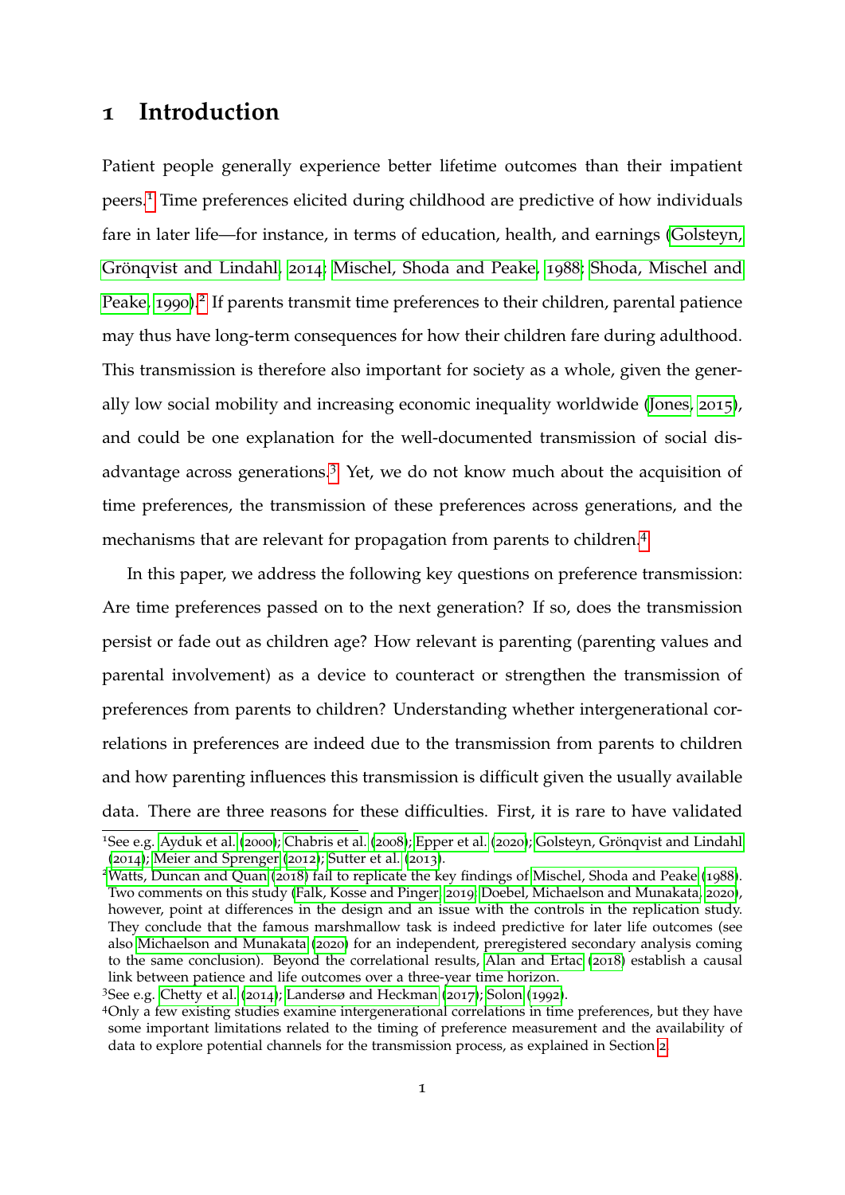# 1 Introduction

Patient people generally experience better lifetime outcomes than their impatient peers.[1] Time preferences elicited during childhood are predictive of how individuals fare in later life—for instance, in terms of education, health, and earnings (Golsteyn, Grönqvist and Lindahl, 2014; Mischel, Shoda and Peake, 1988; Shoda, Mischel and Peake, 1990).[2] If parents transmit time preferences to their children, parental patience may thus have long-term consequences for how their children fare during adulthood. This transmission is therefore also important for society as a whole, given the generally low social mobility and increasing economic inequality worldwide (Jones, 2015), and could be one explanation for the well-documented transmission of social disadvantage across generations.[3] Yet, we do not know much about the acquisition of time preferences, the transmission of these preferences across generations, and the mechanisms that are relevant for propagation from parents to children.[4]

In this paper, we address the following key questions on preference transmission: Are time preferences passed on to the next generation? If so, does the transmission persist or fade out as children age? How relevant is parenting (parenting values and parental involvement) as a device to counteract or strengthen the transmission of preferences from parents to children? Understanding whether intergenerational correlations in preferences are indeed due to the transmission from parents to children and how parenting influences this transmission is difficult given the usually available data. There are three reasons for these difficulties. First, it is rare to have validated

[1] See e.g. Ayduk et al. (2000); Chabris et al. (2008); Epper et al. (2020); Golsteyn, Grönqvist and Lindahl (2014); Meier and Sprenger (2012); Sutter et al. (2013).

[2] Watts, Duncan and Quan (2018) fail to replicate the key findings of Mischel, Shoda and Peake (1988). Two comments on this study (Falk, Kosse and Pinger, 2019; Doebel, Michaelson and Munakata, 2020), however, point at differences in the design and an issue with the controls in the replication study. They conclude that the famous marshmallow task is indeed predictive for later life outcomes (see also Michaelson and Munakata (2020) for an independent, preregistered secondary analysis coming to the same conclusion). Beyond the correlational results, Alan and Ertac (2018) establish a causal link between patience and life outcomes over a three-year time horizon.

[3] See e.g. Chetty et al. (2014); Landersø and Heckman (2017); Solon (1992).

[4] Only a few existing studies examine intergenerational correlations in time preferences, but they have some important limitations related to the timing of preference measurement and the availability of data to explore potential channels for the transmission process, as explained in Section 2.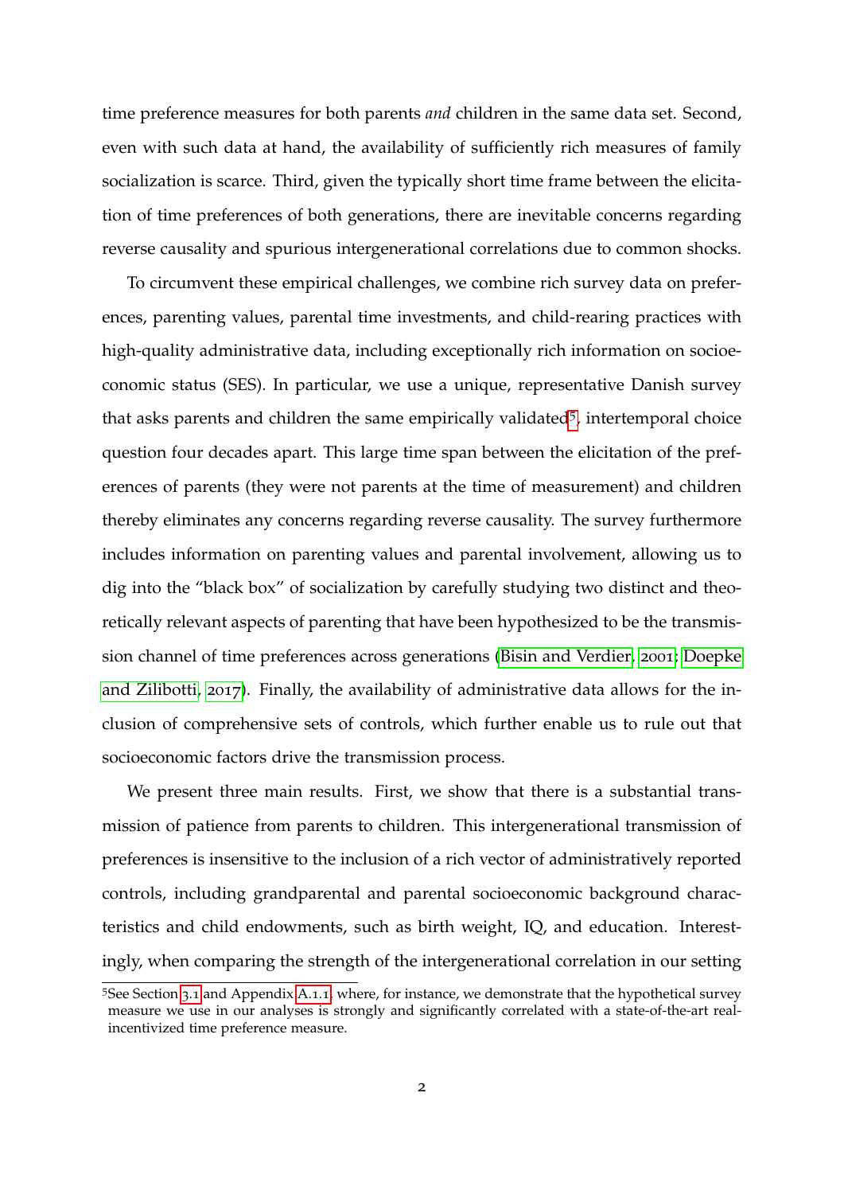time preference measures for both parents *and* children in the same data set. Second, even with such data at hand, the availability of sufficiently rich measures of family socialization is scarce. Third, given the typically short time frame between the elicitation of time preferences of both generations, there are inevitable concerns regarding reverse causality and spurious intergenerational correlations due to common shocks.

To circumvent these empirical challenges, we combine rich survey data on preferences, parenting values, parental time investments, and child-rearing practices with high-quality administrative data, including exceptionally rich information on socioeconomic status (SES). In particular, we use a unique, representative Danish survey that asks parents and children the same empirically validated[5], intertemporal choice question four decades apart. This large time span between the elicitation of the preferences of parents (they were not parents at the time of measurement) and children thereby eliminates any concerns regarding reverse causality. The survey furthermore includes information on parenting values and parental involvement, allowing us to dig into the "black box" of socialization by carefully studying two distinct and theoretically relevant aspects of parenting that have been hypothesized to be the transmission channel of time preferences across generations (Bisin and Verdier, 2001; Doepke and Zilibotti, 2017). Finally, the availability of administrative data allows for the inclusion of comprehensive sets of controls, which further enable us to rule out that socioeconomic factors drive the transmission process.

We present three main results. First, we show that there is a substantial transmission of patience from parents to children. This intergenerational transmission of preferences is insensitive to the inclusion of a rich vector of administratively reported controls, including grandparental and parental socioeconomic background characteristics and child endowments, such as birth weight, IQ, and education. Interestingly, when comparing the strength of the intergenerational correlation in our setting

[5] See Section 3.1 and Appendix A.1.1, where, for instance, we demonstrate that the hypothetical survey measure we use in our analyses is strongly and significantly correlated with a state-of-the-art real-incentivized time preference measure.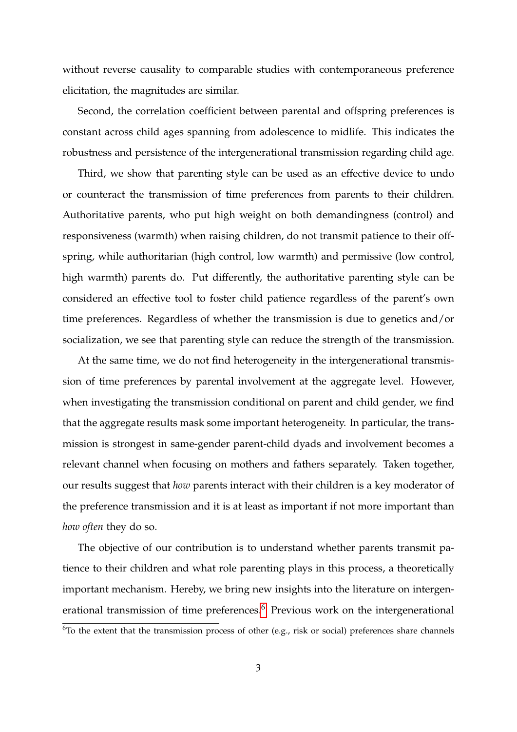without reverse causality to comparable studies with contemporaneous preference elicitation, the magnitudes are similar.

Second, the correlation coefficient between parental and offspring preferences is constant across child ages spanning from adolescence to midlife. This indicates the robustness and persistence of the intergenerational transmission regarding child age.

Third, we show that parenting style can be used as an effective device to undo or counteract the transmission of time preferences from parents to their children. Authoritative parents, who put high weight on both demandingness (control) and responsiveness (warmth) when raising children, do not transmit patience to their offspring, while authoritarian (high control, low warmth) and permissive (low control, high warmth) parents do. Put differently, the authoritative parenting style can be considered an effective tool to foster child patience regardless of the parent's own time preferences. Regardless of whether the transmission is due to genetics and/or socialization, we see that parenting style can reduce the strength of the transmission.

At the same time, we do not find heterogeneity in the intergenerational transmission of time preferences by parental involvement at the aggregate level. However, when investigating the transmission conditional on parent and child gender, we find that the aggregate results mask some important heterogeneity. In particular, the transmission is strongest in same-gender parent-child dyads and involvement becomes a relevant channel when focusing on mothers and fathers separately. Taken together, our results suggest that *how* parents interact with their children is a key moderator of the preference transmission and it is at least as important if not more important than *how often* they do so.

The objective of our contribution is to understand whether parents transmit patience to their children and what role parenting plays in this process, a theoretically important mechanism. Hereby, we bring new insights into the literature on intergenerational transmission of time preferences.[6] Previous work on the intergenerational

[6] To the extent that the transmission process of other (e.g., risk or social) preferences share channels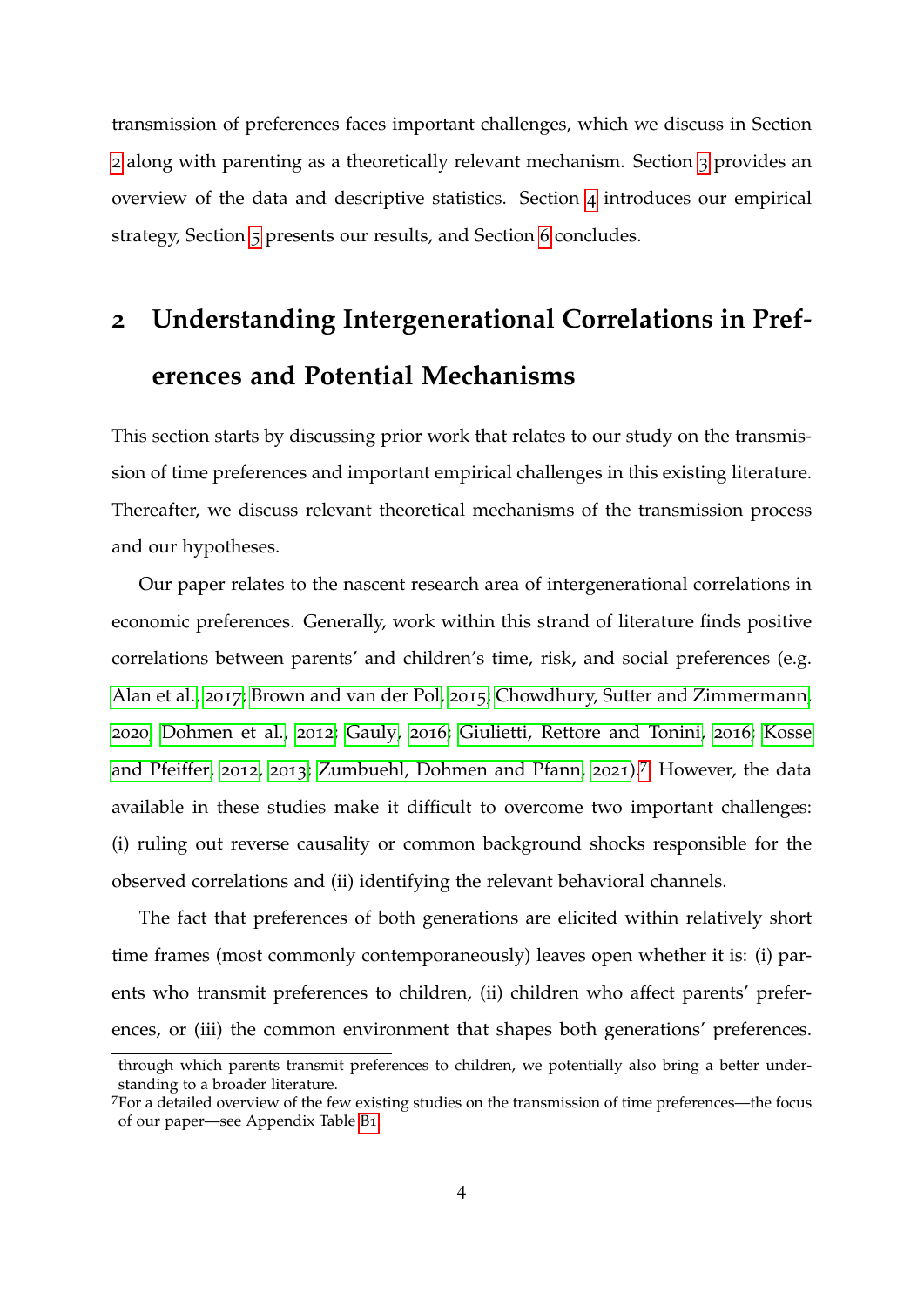transmission of preferences faces important challenges, which we discuss in Section 2 along with parenting as a theoretically relevant mechanism. Section 3 provides an overview of the data and descriptive statistics. Section 4 introduces our empirical strategy, Section 5 presents our results, and Section 6 concludes.

## 2 Understanding Intergenerational Correlations in Preferences and Potential Mechanisms

This section starts by discussing prior work that relates to our study on the transmission of time preferences and important empirical challenges in this existing literature. Thereafter, we discuss relevant theoretical mechanisms of the transmission process and our hypotheses.

Our paper relates to the nascent research area of intergenerational correlations in economic preferences. Generally, work within this strand of literature finds positive correlations between parents' and children's time, risk, and social preferences (e.g. Alan et al., 2017; Brown and van der Pol, 2015; Chowdhury, Sutter and Zimmermann, 2020; Dohmen et al., 2012; Gauly, 2016; Giulietti, Rettore and Tonini, 2016; Kosse and Pfeiffer, 2012, 2013; Zumbuehl, Dohmen and Pfann, 2021).[7] However, the data available in these studies make it difficult to overcome two important challenges: (i) ruling out reverse causality or common background shocks responsible for the observed correlations and (ii) identifying the relevant behavioral channels.

The fact that preferences of both generations are elicited within relatively short time frames (most commonly contemporaneously) leaves open whether it is: (i) parents who transmit preferences to children, (ii) children who affect parents' preferences, or (iii) the common environment that shapes both generations' preferences.

through which parents transmit preferences to children, we potentially also bring a better understanding to a broader literature.

[7] For a detailed overview of the few existing studies on the transmission of time preferences—the focus of our paper—see Appendix Table B1.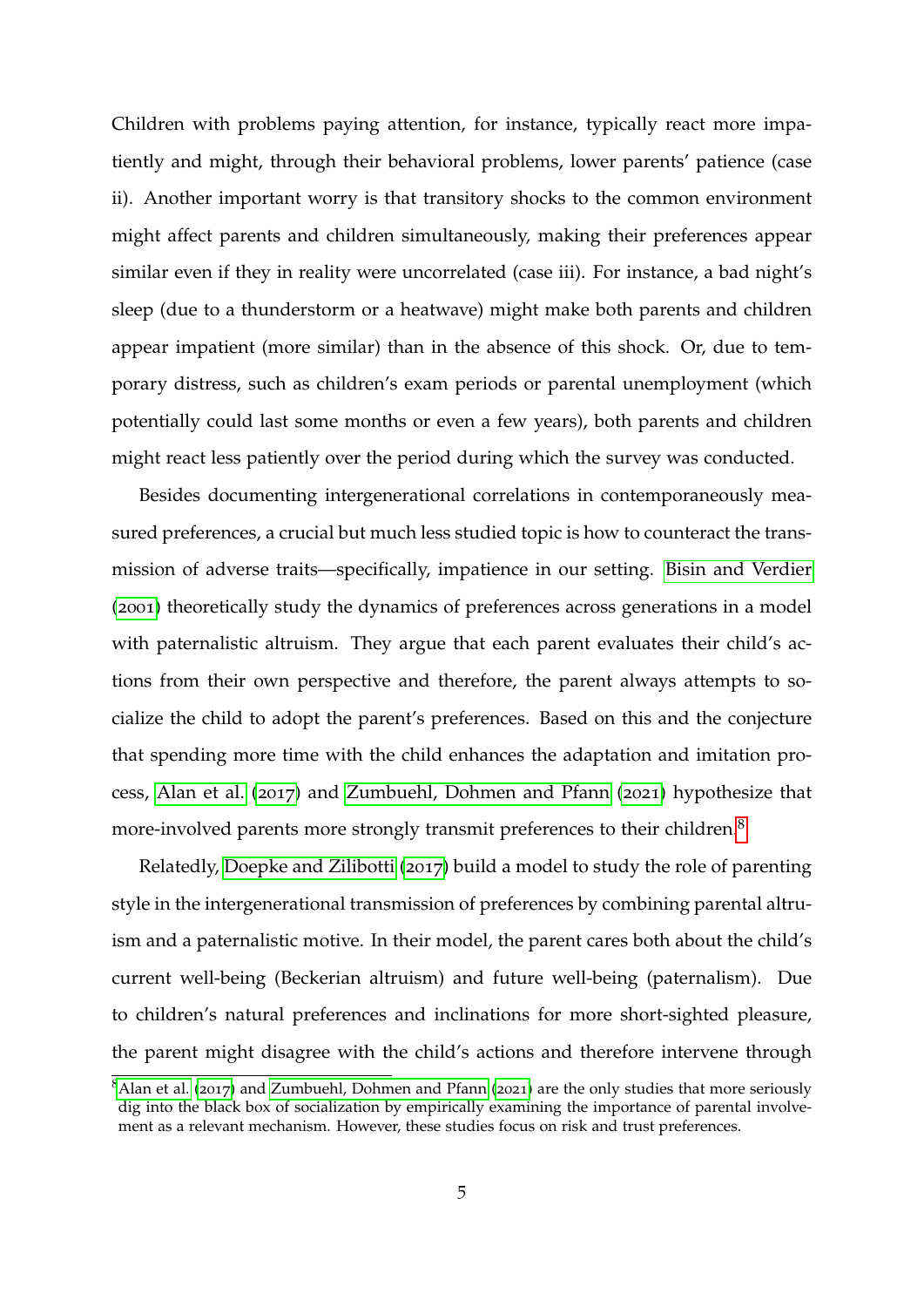Children with problems paying attention, for instance, typically react more impatiently and might, through their behavioral problems, lower parents' patience (case ii). Another important worry is that transitory shocks to the common environment might affect parents and children simultaneously, making their preferences appear similar even if they in reality were uncorrelated (case iii). For instance, a bad night's sleep (due to a thunderstorm or a heatwave) might make both parents and children appear impatient (more similar) than in the absence of this shock. Or, due to temporary distress, such as children's exam periods or parental unemployment (which potentially could last some months or even a few years), both parents and children might react less patiently over the period during which the survey was conducted.

Besides documenting intergenerational correlations in contemporaneously measured preferences, a crucial but much less studied topic is how to counteract the transmission of adverse traits—specifically, impatience in our setting. Bisin and Verdier (2001) theoretically study the dynamics of preferences across generations in a model with paternalistic altruism. They argue that each parent evaluates their child's actions from their own perspective and therefore, the parent always attempts to socialize the child to adopt the parent's preferences. Based on this and the conjecture that spending more time with the child enhances the adaptation and imitation process, Alan et al. (2017) and Zumbuehl, Dohmen and Pfann (2021) hypothesize that more-involved parents more strongly transmit preferences to their children.[8]

Relatedly, Doepke and Zilibotti (2017) build a model to study the role of parenting style in the intergenerational transmission of preferences by combining parental altruism and a paternalistic motive. In their model, the parent cares both about the child's current well-being (Beckerian altruism) and future well-being (paternalism). Due to children's natural preferences and inclinations for more short-sighted pleasure, the parent might disagree with the child's actions and therefore intervene through

[8] Alan et al. (2017) and Zumbuehl, Dohmen and Pfann (2021) are the only studies that more seriously dig into the black box of socialization by empirically examining the importance of parental involvement as a relevant mechanism. However, these studies focus on risk and trust preferences.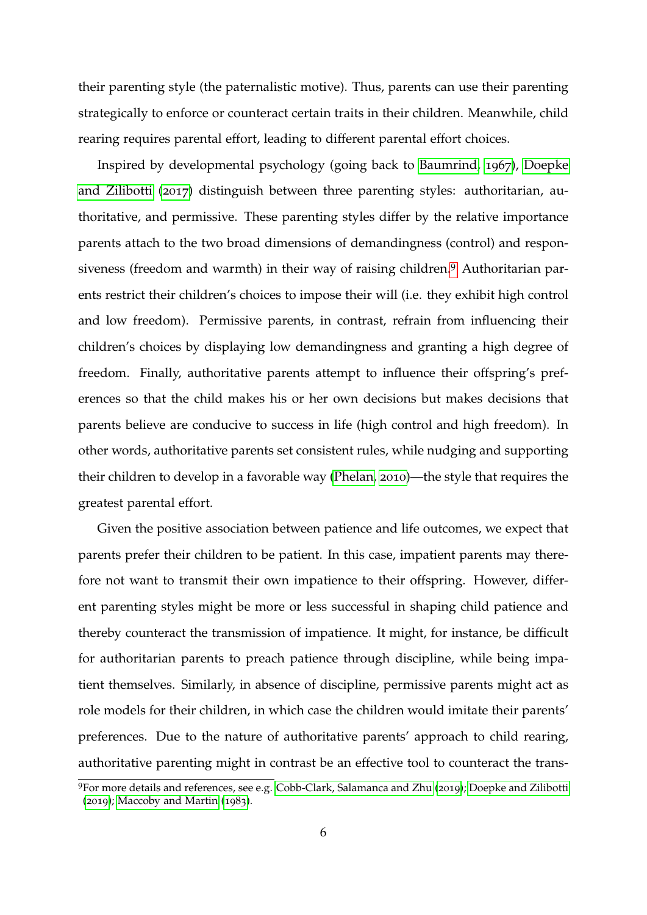their parenting style (the paternalistic motive). Thus, parents can use their parenting strategically to enforce or counteract certain traits in their children. Meanwhile, child rearing requires parental effort, leading to different parental effort choices.

Inspired by developmental psychology (going back to Baumrind, 1967), Doepke and Zilibotti (2017) distinguish between three parenting styles: authoritarian, authoritative, and permissive. These parenting styles differ by the relative importance parents attach to the two broad dimensions of demandingness (control) and responsiveness (freedom and warmth) in their way of raising children.[9] Authoritarian parents restrict their children's choices to impose their will (i.e. they exhibit high control and low freedom). Permissive parents, in contrast, refrain from influencing their children's choices by displaying low demandingness and granting a high degree of freedom. Finally, authoritative parents attempt to influence their offspring's preferences so that the child makes his or her own decisions but makes decisions that parents believe are conducive to success in life (high control and high freedom). In other words, authoritative parents set consistent rules, while nudging and supporting their children to develop in a favorable way (Phelan, 2010)—the style that requires the greatest parental effort.

Given the positive association between patience and life outcomes, we expect that parents prefer their children to be patient. In this case, impatient parents may therefore not want to transmit their own impatience to their offspring. However, different parenting styles might be more or less successful in shaping child patience and thereby counteract the transmission of impatience. It might, for instance, be difficult for authoritarian parents to preach patience through discipline, while being impatient themselves. Similarly, in absence of discipline, permissive parents might act as role models for their children, in which case the children would imitate their parents' preferences. Due to the nature of authoritative parents' approach to child rearing, authoritative parenting might in contrast be an effective tool to counteract the trans-

[9] For more details and references, see e.g. Cobb-Clark, Salamanca and Zhu (2019); Doepke and Zilibotti (2019); Maccoby and Martin (1983).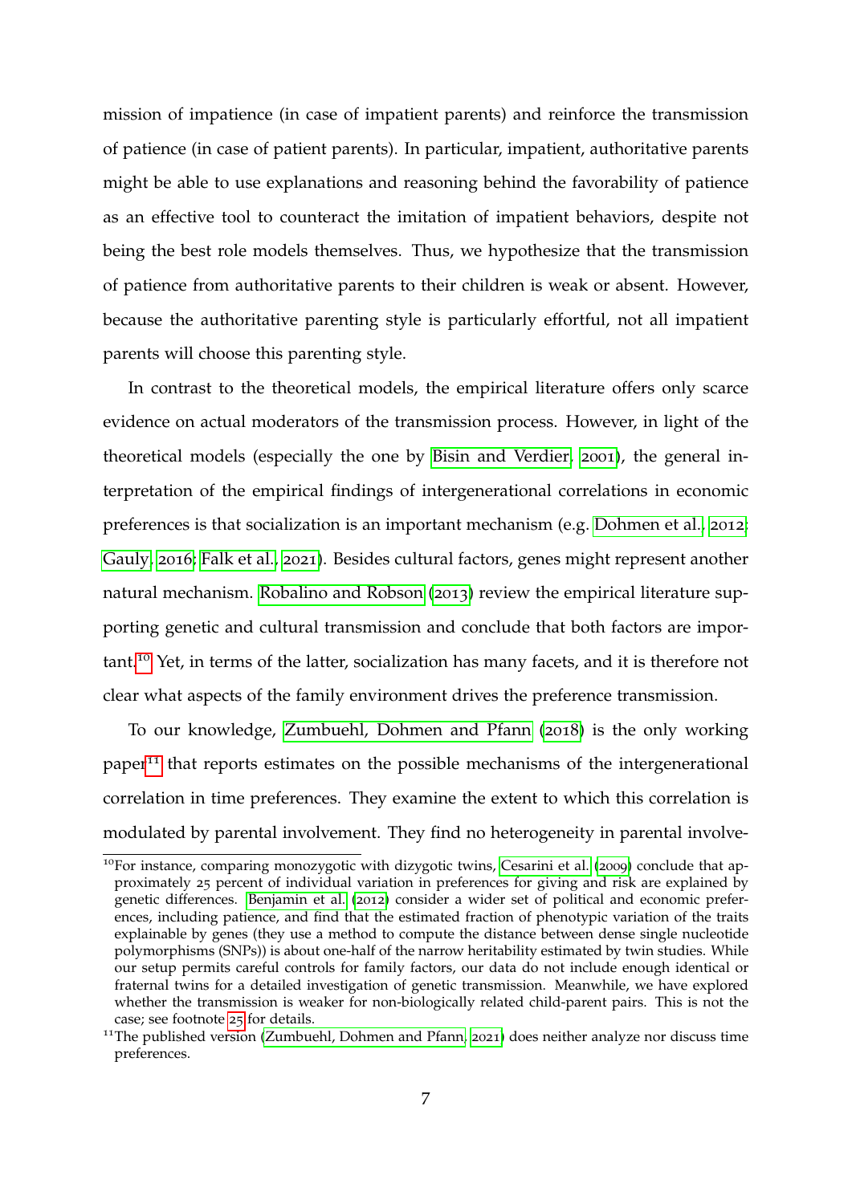mission of impatience (in case of impatient parents) and reinforce the transmission of patience (in case of patient parents). In particular, impatient, authoritative parents might be able to use explanations and reasoning behind the favorability of patience as an effective tool to counteract the imitation of impatient behaviors, despite not being the best role models themselves. Thus, we hypothesize that the transmission of patience from authoritative parents to their children is weak or absent. However, because the authoritative parenting style is particularly effortful, not all impatient parents will choose this parenting style.

In contrast to the theoretical models, the empirical literature offers only scarce evidence on actual moderators of the transmission process. However, in light of the theoretical models (especially the one by Bisin and Verdier, 2001), the general interpretation of the empirical findings of intergenerational correlations in economic preferences is that socialization is an important mechanism (e.g. Dohmen et al., 2012; Gauly, 2016; Falk et al., 2021). Besides cultural factors, genes might represent another natural mechanism. Robalino and Robson (2013) review the empirical literature supporting genetic and cultural transmission and conclude that both factors are important.[10] Yet, in terms of the latter, socialization has many facets, and it is therefore not clear what aspects of the family environment drives the preference transmission.

To our knowledge, Zumbuehl, Dohmen and Pfann (2018) is the only working paper[11] that reports estimates on the possible mechanisms of the intergenerational correlation in time preferences. They examine the extent to which this correlation is modulated by parental involvement. They find no heterogeneity in parental involve-

---

[10] For instance, comparing monozygotic with dizygotic twins, Cesarini et al. (2009) conclude that approximately 25 percent of individual variation in preferences for giving and risk are explained by genetic differences. Benjamin et al. (2012) consider a wider set of political and economic preferences, including patience, and find that the estimated fraction of phenotypic variation of the traits explainable by genes (they use a method to compute the distance between dense single nucleotide polymorphisms (SNPs)) is about one-half of the narrow heritability estimated by twin studies. While our setup permits careful controls for family factors, our data do not include enough identical or fraternal twins for a detailed investigation of genetic transmission. Meanwhile, we have explored whether the transmission is weaker for non-biologically related child-parent pairs. This is not the case; see footnote 25 for details.

[11] The published version (Zumbuehl, Dohmen and Pfann, 2021) does neither analyze nor discuss time preferences.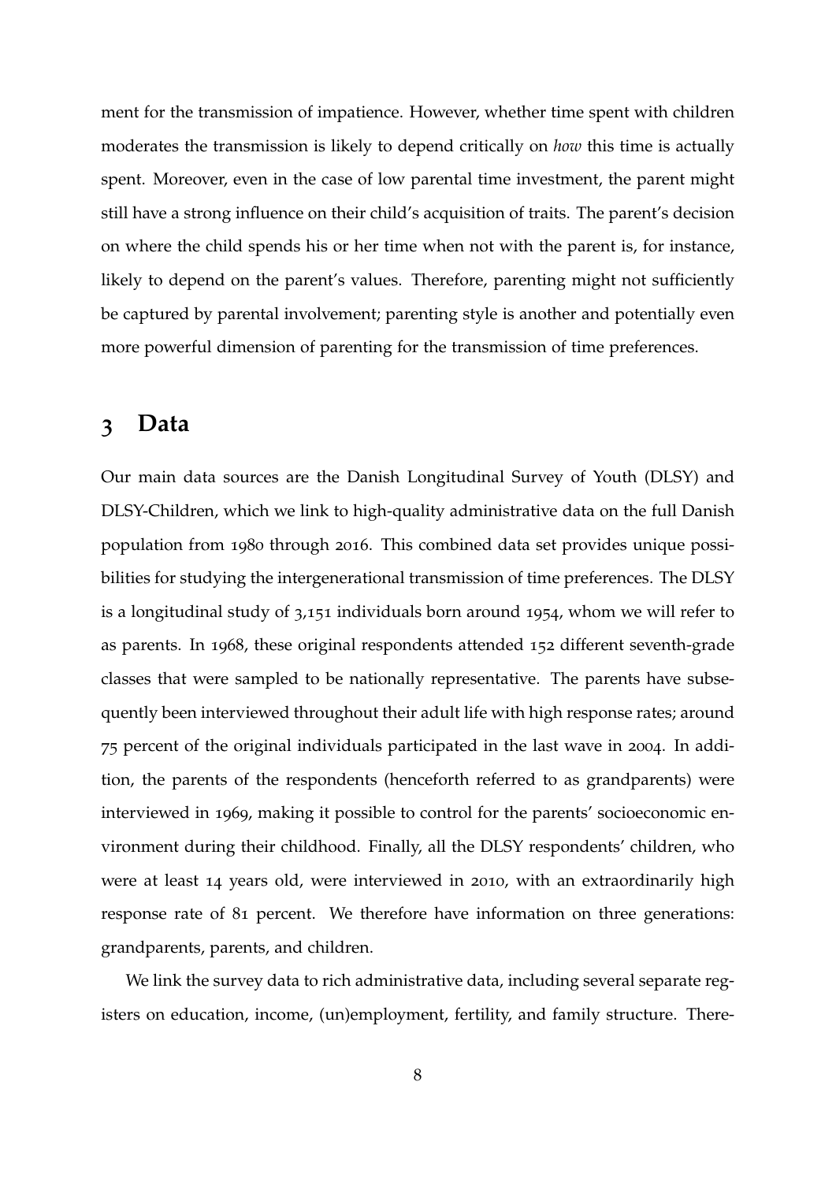ment for the transmission of impatience. However, whether time spent with children moderates the transmission is likely to depend critically on *how* this time is actually spent. Moreover, even in the case of low parental time investment, the parent might still have a strong influence on their child's acquisition of traits. The parent's decision on where the child spends his or her time when not with the parent is, for instance, likely to depend on the parent's values. Therefore, parenting might not sufficiently be captured by parental involvement; parenting style is another and potentially even more powerful dimension of parenting for the transmission of time preferences.

# 3 Data

Our main data sources are the Danish Longitudinal Survey of Youth (DLSY) and DLSY-Children, which we link to high-quality administrative data on the full Danish population from 1980 through 2016. This combined data set provides unique possibilities for studying the intergenerational transmission of time preferences. The DLSY is a longitudinal study of 3,151 individuals born around 1954, whom we will refer to as parents. In 1968, these original respondents attended 152 different seventh-grade classes that were sampled to be nationally representative. The parents have subsequently been interviewed throughout their adult life with high response rates; around 75 percent of the original individuals participated in the last wave in 2004. In addition, the parents of the respondents (henceforth referred to as grandparents) were interviewed in 1969, making it possible to control for the parents' socioeconomic environment during their childhood. Finally, all the DLSY respondents' children, who were at least 14 years old, were interviewed in 2010, with an extraordinarily high response rate of 81 percent. We therefore have information on three generations: grandparents, parents, and children.

We link the survey data to rich administrative data, including several separate registers on education, income, (un)employment, fertility, and family structure. There-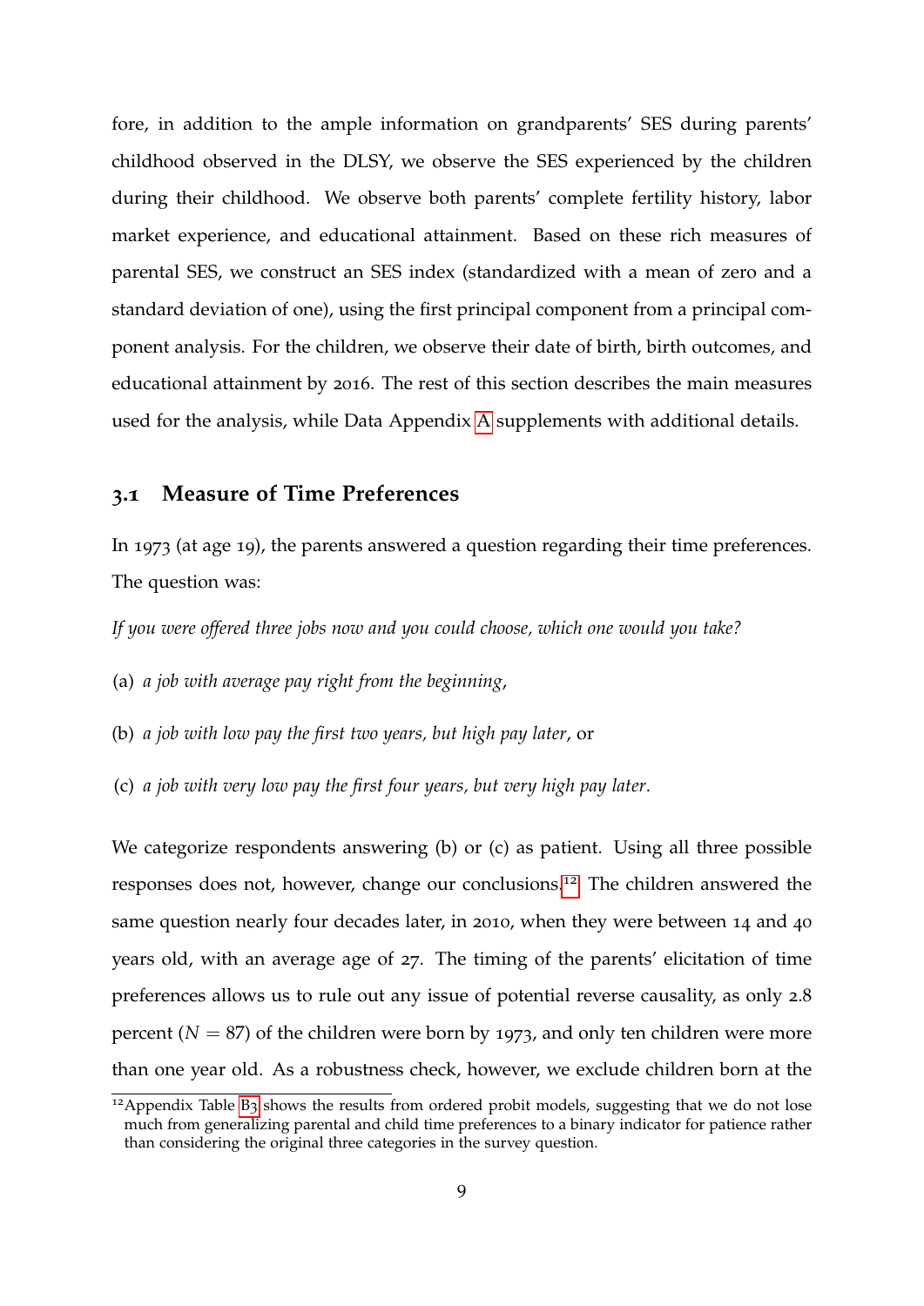fore, in addition to the ample information on grandparents' SES during parents' childhood observed in the DLSY, we observe the SES experienced by the children during their childhood. We observe both parents' complete fertility history, labor market experience, and educational attainment. Based on these rich measures of parental SES, we construct an SES index (standardized with a mean of zero and a standard deviation of one), using the first principal component from a principal component analysis. For the children, we observe their date of birth, birth outcomes, and educational attainment by 2016. The rest of this section describes the main measures used for the analysis, while Data Appendix A supplements with additional details.

## 3.1 Measure of Time Preferences

In 1973 (at age 19), the parents answered a question regarding their time preferences. The question was:

*If you were offered three jobs now and you could choose, which one would you take?*

(a) *a job with average pay right from the beginning*,

(b) *a job with low pay the first two years, but high pay later*, or

(c) *a job with very low pay the first four years, but very high pay later*.

We categorize respondents answering (b) or (c) as patient. Using all three possible responses does not, however, change our conclusions.[12] The children answered the same question nearly four decades later, in 2010, when they were between 14 and 40 years old, with an average age of 27. The timing of the parents' elicitation of time preferences allows us to rule out any issue of potential reverse causality, as only 2.8 percent ($N = 87$) of the children were born by 1973, and only ten children were more than one year old. As a robustness check, however, we exclude children born at the

[12] Appendix Table B3 shows the results from ordered probit models, suggesting that we do not lose much from generalizing parental and child time preferences to a binary indicator for patience rather than considering the original three categories in the survey question.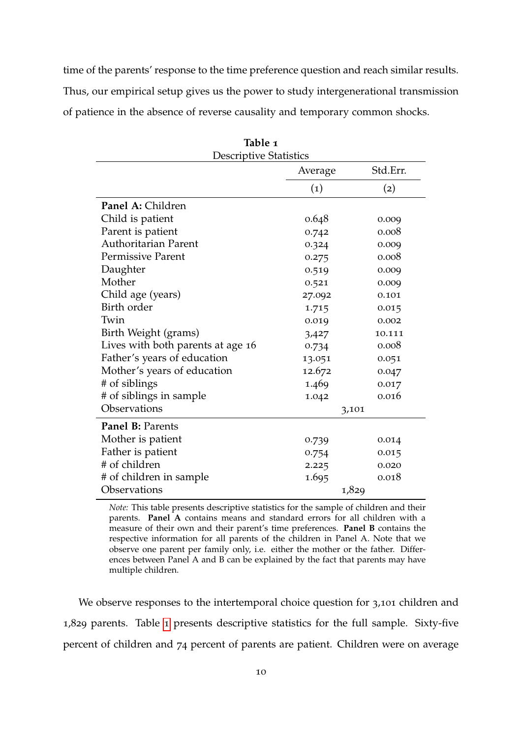time of the parents' response to the time preference question and reach similar results. Thus, our empirical setup gives us the power to study intergenerational transmission of patience in the absence of reverse causality and temporary common shocks.

**Table 1**
Descriptive Statistics

| | Average | Std.Err. |
|---|---|---|
| | (1) | (2) |
| **Panel A:** Children | | |
| Child is patient | 0.648 | 0.009 |
| Parent is patient | 0.742 | 0.008 |
| Authoritarian Parent | 0.324 | 0.009 |
| Permissive Parent | 0.275 | 0.008 |
| Daughter | 0.519 | 0.009 |
| Mother | 0.521 | 0.009 |
| Child age (years) | 27.092 | 0.101 |
| Birth order | 1.715 | 0.015 |
| Twin | 0.019 | 0.002 |
| Birth Weight (grams) | 3,427 | 10.111 |
| Lives with both parents at age 16 | 0.734 | 0.008 |
| Father's years of education | 13.051 | 0.051 |
| Mother's years of education | 12.672 | 0.047 |
| # of siblings | 1.469 | 0.017 |
| # of siblings in sample | 1.042 | 0.016 |
| Observations | 3,101 | |
| **Panel B:** Parents | | |
| Mother is patient | 0.739 | 0.014 |
| Father is patient | 0.754 | 0.015 |
| # of children | 2.225 | 0.020 |
| # of children in sample | 1.695 | 0.018 |
| Observations | 1,829 | |

*Note:* This table presents descriptive statistics for the sample of children and their parents. **Panel A** contains means and standard errors for all children with a measure of their own and their parent's time preferences. **Panel B** contains the respective information for all parents of the children in Panel A. Note that we observe one parent per family only, i.e. either the mother or the father. Differences between Panel A and B can be explained by the fact that parents may have multiple children.

We observe responses to the intertemporal choice question for 3,101 children and 1,829 parents. Table 1 presents descriptive statistics for the full sample. Sixty-five percent of children and 74 percent of parents are patient. Children were on average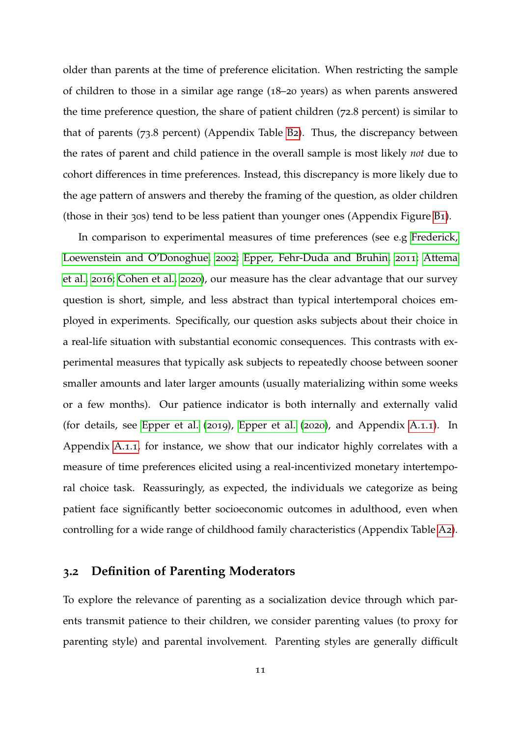older than parents at the time of preference elicitation. When restricting the sample of children to those in a similar age range (18–20 years) as when parents answered the time preference question, the share of patient children (72.8 percent) is similar to that of parents (73.8 percent) (Appendix Table B2). Thus, the discrepancy between the rates of parent and child patience in the overall sample is most likely *not* due to cohort differences in time preferences. Instead, this discrepancy is more likely due to the age pattern of answers and thereby the framing of the question, as older children (those in their 30s) tend to be less patient than younger ones (Appendix Figure B1).

In comparison to experimental measures of time preferences (see e.g Frederick, Loewenstein and O'Donoghue, 2002; Epper, Fehr-Duda and Bruhin, 2011; Attema et al., 2016; Cohen et al., 2020), our measure has the clear advantage that our survey question is short, simple, and less abstract than typical intertemporal choices employed in experiments. Specifically, our question asks subjects about their choice in a real-life situation with substantial economic consequences. This contrasts with experimental measures that typically ask subjects to repeatedly choose between sooner smaller amounts and later larger amounts (usually materializing within some weeks or a few months). Our patience indicator is both internally and externally valid (for details, see Epper et al. (2019), Epper et al. (2020), and Appendix A.1.1). In Appendix A.1.1, for instance, we show that our indicator highly correlates with a measure of time preferences elicited using a real-incentivized monetary intertemporal choice task. Reassuringly, as expected, the individuals we categorize as being patient face significantly better socioeconomic outcomes in adulthood, even when controlling for a wide range of childhood family characteristics (Appendix Table A2).

## 3.2 Definition of Parenting Moderators

To explore the relevance of parenting as a socialization device through which parents transmit patience to their children, we consider parenting values (to proxy for parenting style) and parental involvement. Parenting styles are generally difficult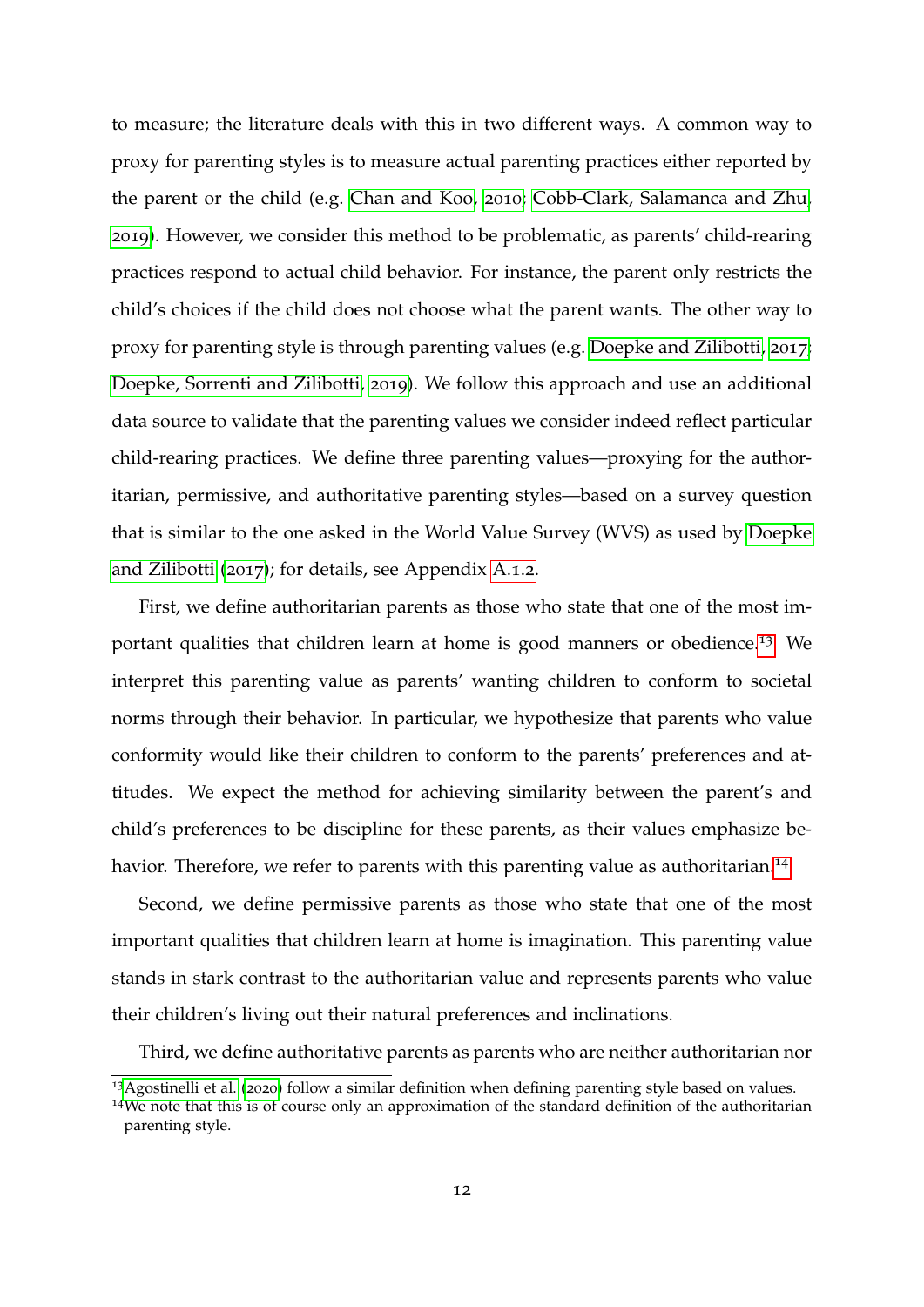to measure; the literature deals with this in two different ways. A common way to proxy for parenting styles is to measure actual parenting practices either reported by the parent or the child (e.g. Chan and Koo, 2010; Cobb-Clark, Salamanca and Zhu, 2019). However, we consider this method to be problematic, as parents' child-rearing practices respond to actual child behavior. For instance, the parent only restricts the child's choices if the child does not choose what the parent wants. The other way to proxy for parenting style is through parenting values (e.g. Doepke and Zilibotti, 2017; Doepke, Sorrenti and Zilibotti, 2019). We follow this approach and use an additional data source to validate that the parenting values we consider indeed reflect particular child-rearing practices. We define three parenting values—proxying for the authoritarian, permissive, and authoritative parenting styles—based on a survey question that is similar to the one asked in the World Value Survey (WVS) as used by Doepke and Zilibotti (2017); for details, see Appendix A.1.2.

First, we define authoritarian parents as those who state that one of the most important qualities that children learn at home is good manners or obedience.[13] We interpret this parenting value as parents' wanting children to conform to societal norms through their behavior. In particular, we hypothesize that parents who value conformity would like their children to conform to the parents' preferences and attitudes. We expect the method for achieving similarity between the parent's and child's preferences to be discipline for these parents, as their values emphasize behavior. Therefore, we refer to parents with this parenting value as authoritarian.[14]

Second, we define permissive parents as those who state that one of the most important qualities that children learn at home is imagination. This parenting value stands in stark contrast to the authoritarian value and represents parents who value their children's living out their natural preferences and inclinations.

Third, we define authoritative parents as parents who are neither authoritarian nor

[13] Agostinelli et al. (2020) follow a similar definition when defining parenting style based on values.

[14] We note that this is of course only an approximation of the standard definition of the authoritarian parenting style.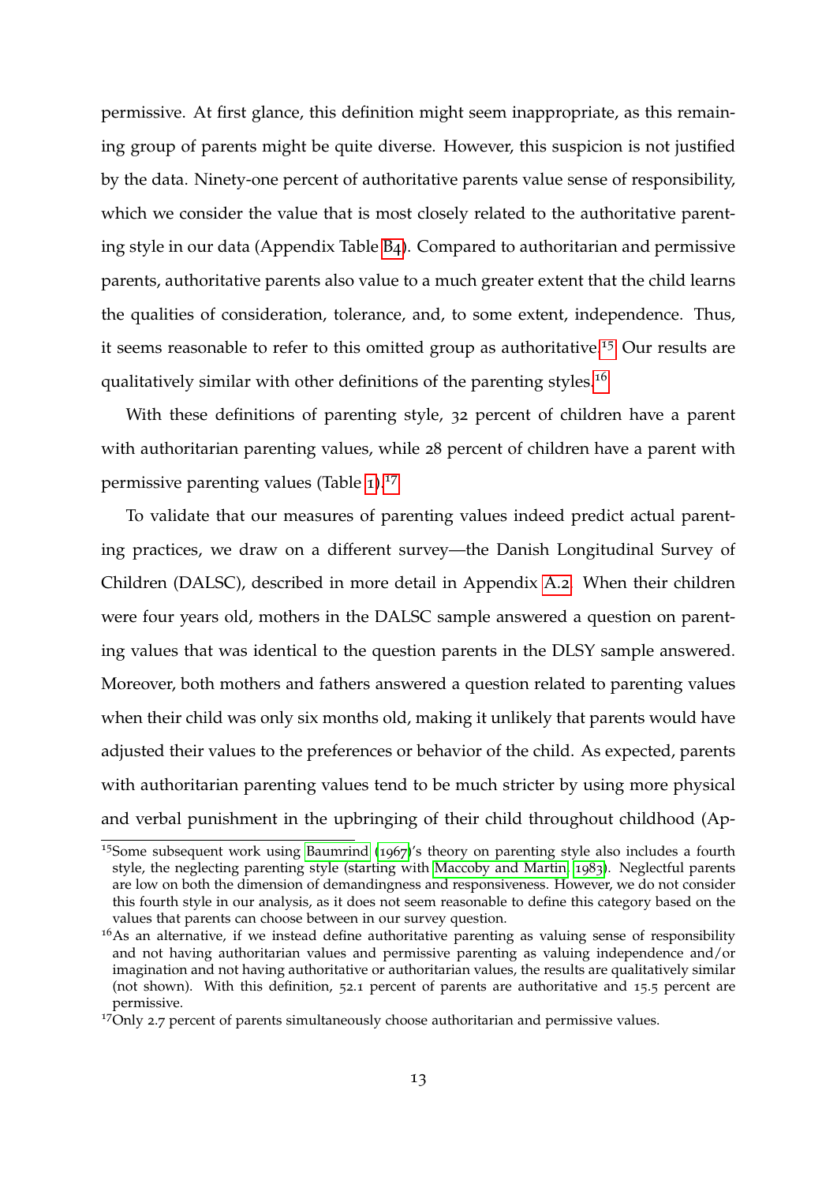permissive. At first glance, this definition might seem inappropriate, as this remaining group of parents might be quite diverse. However, this suspicion is not justified by the data. Ninety-one percent of authoritative parents value sense of responsibility, which we consider the value that is most closely related to the authoritative parenting style in our data (Appendix Table B4). Compared to authoritarian and permissive parents, authoritative parents also value to a much greater extent that the child learns the qualities of consideration, tolerance, and, to some extent, independence. Thus, it seems reasonable to refer to this omitted group as authoritative.[15] Our results are qualitatively similar with other definitions of the parenting styles.[16]

With these definitions of parenting style, 32 percent of children have a parent with authoritarian parenting values, while 28 percent of children have a parent with permissive parenting values (Table 1).[17]

To validate that our measures of parenting values indeed predict actual parenting practices, we draw on a different survey—the Danish Longitudinal Survey of Children (DALSC), described in more detail in Appendix A.2. When their children were four years old, mothers in the DALSC sample answered a question on parenting values that was identical to the question parents in the DLSY sample answered. Moreover, both mothers and fathers answered a question related to parenting values when their child was only six months old, making it unlikely that parents would have adjusted their values to the preferences or behavior of the child. As expected, parents with authoritarian parenting values tend to be much stricter by using more physical and verbal punishment in the upbringing of their child throughout childhood (Ap-

---

[15] Some subsequent work using Baumrind (1967)'s theory on parenting style also includes a fourth style, the neglecting parenting style (starting with Maccoby and Martin, 1983). Neglectful parents are low on both the dimension of demandingness and responsiveness. However, we do not consider this fourth style in our analysis, as it does not seem reasonable to define this category based on the values that parents can choose between in our survey question.

[16] As an alternative, if we instead define authoritative parenting as valuing sense of responsibility and not having authoritarian values and permissive parenting as valuing independence and/or imagination and not having authoritative or authoritarian values, the results are qualitatively similar (not shown). With this definition, 52.1 percent of parents are authoritative and 15.5 percent are permissive.

[17] Only 2.7 percent of parents simultaneously choose authoritarian and permissive values.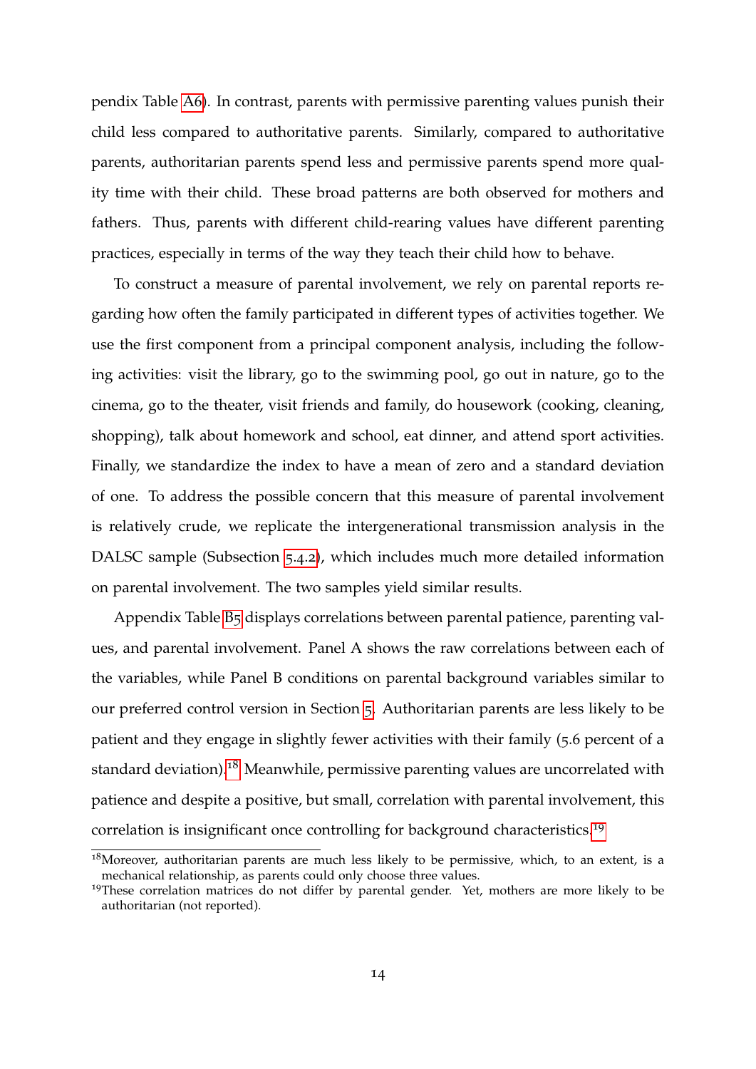pendix Table A6). In contrast, parents with permissive parenting values punish their child less compared to authoritative parents. Similarly, compared to authoritative parents, authoritarian parents spend less and permissive parents spend more quality time with their child. These broad patterns are both observed for mothers and fathers. Thus, parents with different child-rearing values have different parenting practices, especially in terms of the way they teach their child how to behave.

To construct a measure of parental involvement, we rely on parental reports regarding how often the family participated in different types of activities together. We use the first component from a principal component analysis, including the following activities: visit the library, go to the swimming pool, go out in nature, go to the cinema, go to the theater, visit friends and family, do housework (cooking, cleaning, shopping), talk about homework and school, eat dinner, and attend sport activities. Finally, we standardize the index to have a mean of zero and a standard deviation of one. To address the possible concern that this measure of parental involvement is relatively crude, we replicate the intergenerational transmission analysis in the DALSC sample (Subsection 5.4.2), which includes much more detailed information on parental involvement. The two samples yield similar results.

Appendix Table B5 displays correlations between parental patience, parenting values, and parental involvement. Panel A shows the raw correlations between each of the variables, while Panel B conditions on parental background variables similar to our preferred control version in Section 5. Authoritarian parents are less likely to be patient and they engage in slightly fewer activities with their family (5.6 percent of a standard deviation).[18] Meanwhile, permissive parenting values are uncorrelated with patience and despite a positive, but small, correlation with parental involvement, this correlation is insignificant once controlling for background characteristics.[19]

[18] Moreover, authoritarian parents are much less likely to be permissive, which, to an extent, is a mechanical relationship, as parents could only choose three values.

[19] These correlation matrices do not differ by parental gender. Yet, mothers are more likely to be authoritarian (not reported).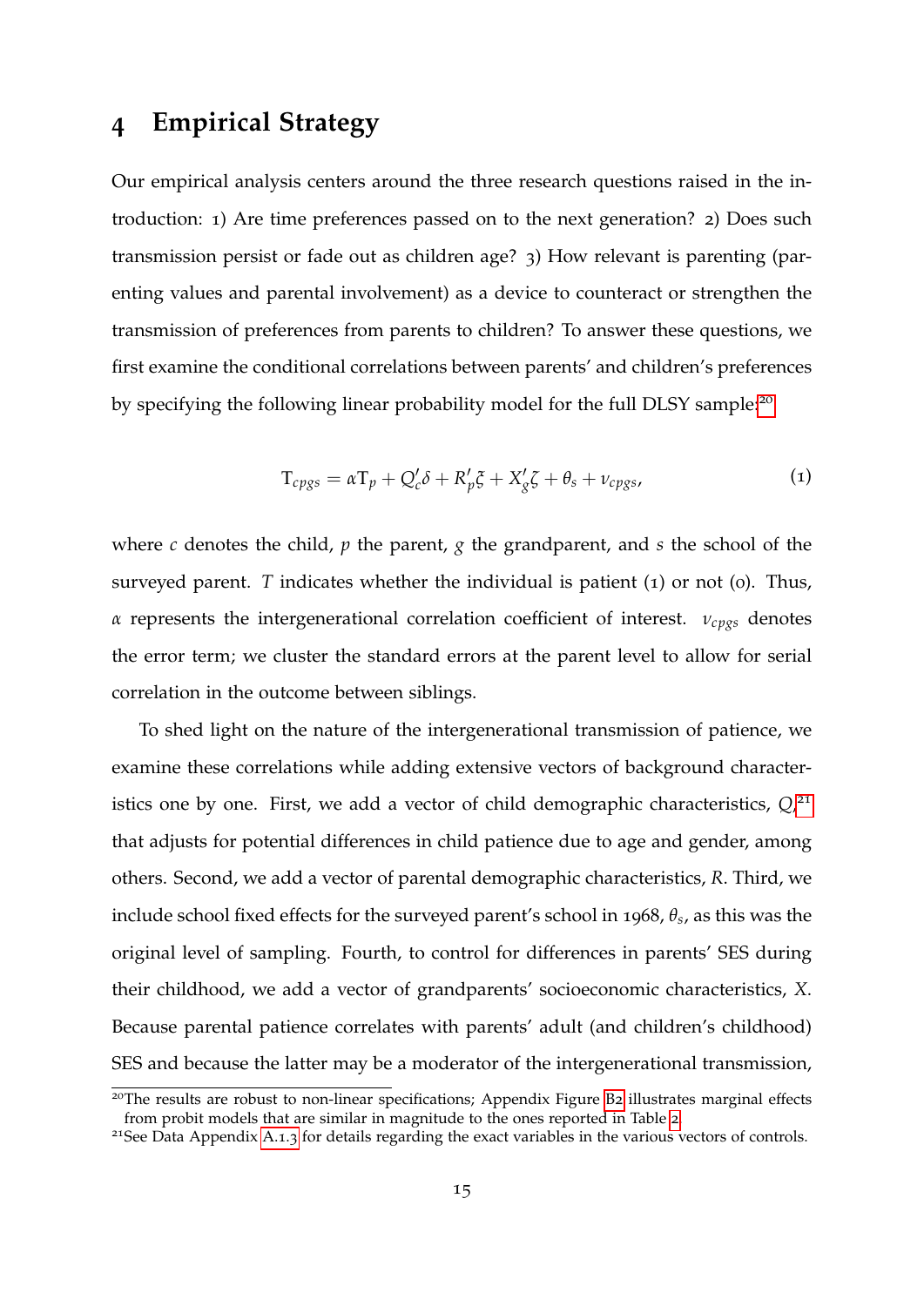# 4 Empirical Strategy

Our empirical analysis centers around the three research questions raised in the introduction: 1) Are time preferences passed on to the next generation? 2) Does such transmission persist or fade out as children age? 3) How relevant is parenting (parenting values and parental involvement) as a device to counteract or strengthen the transmission of preferences from parents to children? To answer these questions, we first examine the conditional correlations between parents' and children's preferences by specifying the following linear probability model for the full DLSY sample:[20]

$$\mathrm{T}_{cpgs} = \alpha \mathrm{T}_p + Q_c' \delta + R_p' \xi + X_g' \zeta + \theta_s + \nu_{cpgs}, \tag{1}$$

where $c$ denotes the child, $p$ the parent, $g$ the grandparent, and $s$ the school of the surveyed parent. $T$ indicates whether the individual is patient (1) or not (0). Thus, $\alpha$ represents the intergenerational correlation coefficient of interest. $\nu_{cpgs}$ denotes the error term; we cluster the standard errors at the parent level to allow for serial correlation in the outcome between siblings.

To shed light on the nature of the intergenerational transmission of patience, we examine these correlations while adding extensive vectors of background characteristics one by one. First, we add a vector of child demographic characteristics, $Q$,[21] that adjusts for potential differences in child patience due to age and gender, among others. Second, we add a vector of parental demographic characteristics, $R$. Third, we include school fixed effects for the surveyed parent's school in 1968, $\theta_s$, as this was the original level of sampling. Fourth, to control for differences in parents' SES during their childhood, we add a vector of grandparents' socioeconomic characteristics, $X$. Because parental patience correlates with parents' adult (and children's childhood) SES and because the latter may be a moderator of the intergenerational transmission,

[20] The results are robust to non-linear specifications; Appendix Figure B2 illustrates marginal effects from probit models that are similar in magnitude to the ones reported in Table 2.

[21] See Data Appendix A.1.3 for details regarding the exact variables in the various vectors of controls.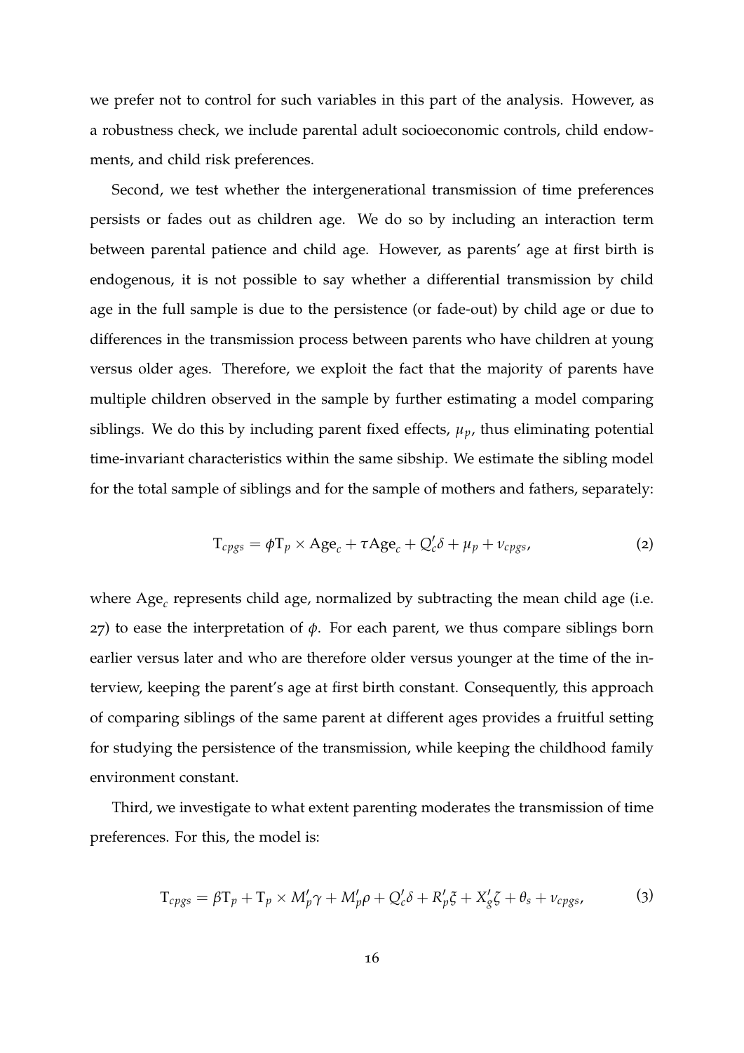we prefer not to control for such variables in this part of the analysis. However, as a robustness check, we include parental adult socioeconomic controls, child endowments, and child risk preferences.

Second, we test whether the intergenerational transmission of time preferences persists or fades out as children age. We do so by including an interaction term between parental patience and child age. However, as parents' age at first birth is endogenous, it is not possible to say whether a differential transmission by child age in the full sample is due to the persistence (or fade-out) by child age or due to differences in the transmission process between parents who have children at young versus older ages. Therefore, we exploit the fact that the majority of parents have multiple children observed in the sample by further estimating a model comparing siblings. We do this by including parent fixed effects, $\mu_p$, thus eliminating potential time-invariant characteristics within the same sibship. We estimate the sibling model for the total sample of siblings and for the sample of mothers and fathers, separately:

$$T_{cpgs} = \phi T_p \times \text{Age}_c + \tau \text{Age}_c + Q_c'\delta + \mu_p + \nu_{cpgs}, \tag{2}$$

where $\text{Age}_c$ represents child age, normalized by subtracting the mean child age (i.e. 27) to ease the interpretation of $\phi$. For each parent, we thus compare siblings born earlier versus later and who are therefore older versus younger at the time of the interview, keeping the parent's age at first birth constant. Consequently, this approach of comparing siblings of the same parent at different ages provides a fruitful setting for studying the persistence of the transmission, while keeping the childhood family environment constant.

Third, we investigate to what extent parenting moderates the transmission of time preferences. For this, the model is:

$$T_{cpgs} = \beta T_p + T_p \times M_p'\gamma + M_p'\rho + Q_c'\delta + R_p'\xi + X_g'\zeta + \theta_s + \nu_{cpgs}, \tag{3}$$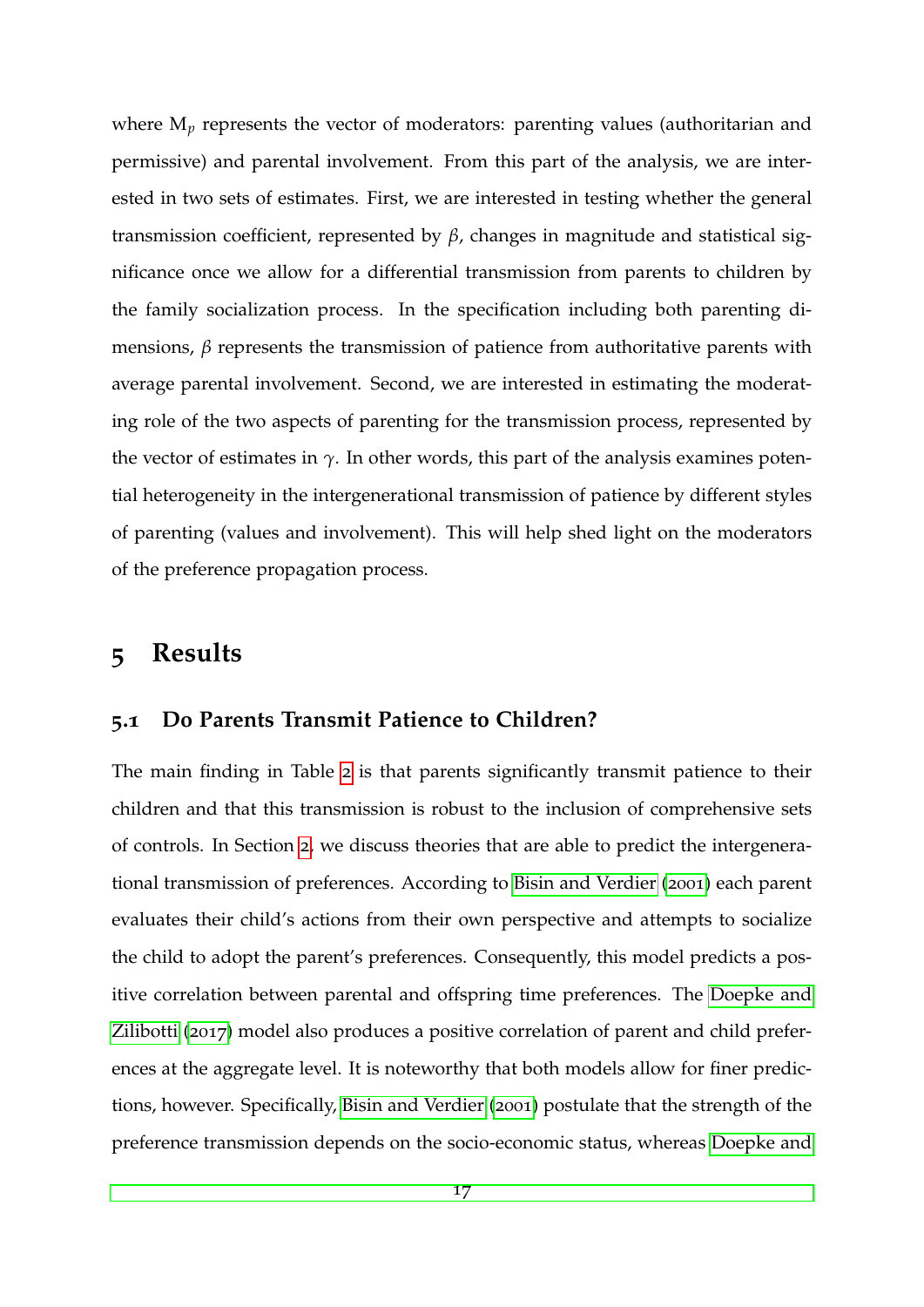where $M_p$ represents the vector of moderators: parenting values (authoritarian and permissive) and parental involvement. From this part of the analysis, we are interested in two sets of estimates. First, we are interested in testing whether the general transmission coefficient, represented by $\beta$, changes in magnitude and statistical significance once we allow for a differential transmission from parents to children by the family socialization process. In the specification including both parenting dimensions, $\beta$ represents the transmission of patience from authoritative parents with average parental involvement. Second, we are interested in estimating the moderating role of the two aspects of parenting for the transmission process, represented by the vector of estimates in $\gamma$. In other words, this part of the analysis examines potential heterogeneity in the intergenerational transmission of patience by different styles of parenting (values and involvement). This will help shed light on the moderators of the preference propagation process.

# 5 Results

## 5.1 Do Parents Transmit Patience to Children?

The main finding in Table 2 is that parents significantly transmit patience to their children and that this transmission is robust to the inclusion of comprehensive sets of controls. In Section 2, we discuss theories that are able to predict the intergenerational transmission of preferences. According to Bisin and Verdier (2001) each parent evaluates their child's actions from their own perspective and attempts to socialize the child to adopt the parent's preferences. Consequently, this model predicts a positive correlation between parental and offspring time preferences. The Doepke and Zilibotti (2017) model also produces a positive correlation of parent and child preferences at the aggregate level. It is noteworthy that both models allow for finer predictions, however. Specifically, Bisin and Verdier (2001) postulate that the strength of the preference transmission depends on the socio-economic status, whereas Doepke and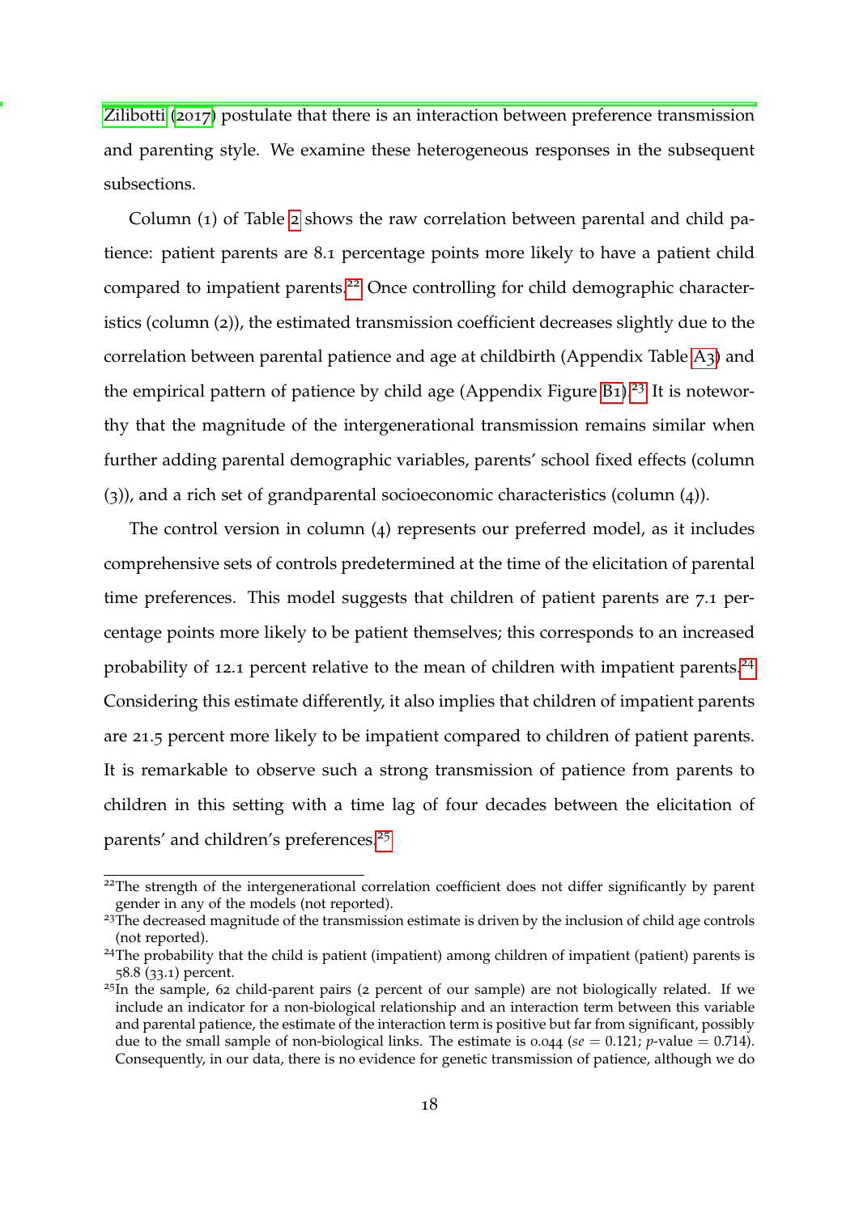Zilibotti (2017) postulate that there is an interaction between preference transmission and parenting style. We examine these heterogeneous responses in the subsequent subsections.

Column (1) of Table 2 shows the raw correlation between parental and child patience: patient parents are 8.1 percentage points more likely to have a patient child compared to impatient parents.[22] Once controlling for child demographic characteristics (column (2)), the estimated transmission coefficient decreases slightly due to the correlation between parental patience and age at childbirth (Appendix Table A3) and the empirical pattern of patience by child age (Appendix Figure B1).[23] It is noteworthy that the magnitude of the intergenerational transmission remains similar when further adding parental demographic variables, parents' school fixed effects (column (3)), and a rich set of grandparental socioeconomic characteristics (column (4)).

The control version in column (4) represents our preferred model, as it includes comprehensive sets of controls predetermined at the time of the elicitation of parental time preferences. This model suggests that children of patient parents are 7.1 percentage points more likely to be patient themselves; this corresponds to an increased probability of 12.1 percent relative to the mean of children with impatient parents.[24] Considering this estimate differently, it also implies that children of impatient parents are 21.5 percent more likely to be impatient compared to children of patient parents. It is remarkable to observe such a strong transmission of patience from parents to children in this setting with a time lag of four decades between the elicitation of parents' and children's preferences.[25]

---

[22] The strength of the intergenerational correlation coefficient does not differ significantly by parent gender in any of the models (not reported).

[23] The decreased magnitude of the transmission estimate is driven by the inclusion of child age controls (not reported).

[24] The probability that the child is patient (impatient) among children of impatient (patient) parents is 58.8 (33.1) percent.

[25] In the sample, 62 child-parent pairs (2 percent of our sample) are not biologically related. If we include an indicator for a non-biological relationship and an interaction term between this variable and parental patience, the estimate of the interaction term is positive but far from significant, possibly due to the small sample of non-biological links. The estimate is 0.044 ($se = 0.121$; $p$-value $= 0.714$). Consequently, in our data, there is no evidence for genetic transmission of patience, although we do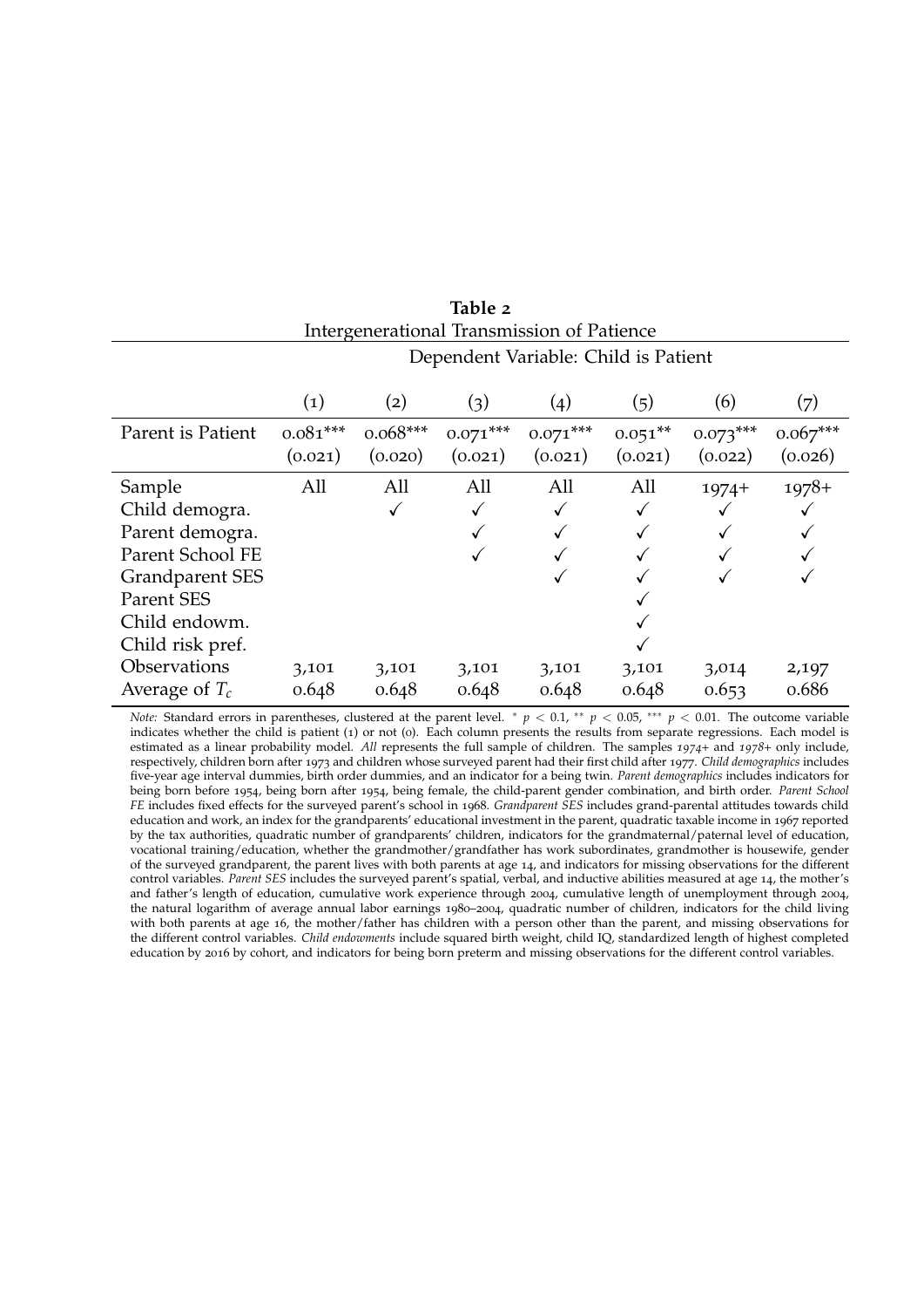**Table 2**
Intergenerational Transmission of Patience

| | Dependent Variable: Child is Patient | | | | | | |
|---|---|---|---|---|---|---|---|
| | (1) | (2) | (3) | (4) | (5) | (6) | (7) |
| Parent is Patient | 0.081*** | 0.068*** | 0.071*** | 0.071*** | 0.051** | 0.073*** | 0.067*** |
| | (0.021) | (0.020) | (0.021) | (0.021) | (0.021) | (0.022) | (0.026) |
| Sample | All | All | All | All | All | 1974+ | 1978+ |
| Child demogra. | | ✓ | ✓ | ✓ | ✓ | ✓ | ✓ |
| Parent demogra. | | | ✓ | ✓ | ✓ | ✓ | ✓ |
| Parent School FE | | | ✓ | ✓ | ✓ | ✓ | ✓ |
| Grandparent SES | | | | ✓ | ✓ | ✓ | ✓ |
| Parent SES | | | | | ✓ | | |
| Child endowm. | | | | | ✓ | | |
| Child risk pref. | | | | | ✓ | | |
| Observations | 3,101 | 3,101 | 3,101 | 3,101 | 3,101 | 3,014 | 2,197 |
| Average of $T_c$ | 0.648 | 0.648 | 0.648 | 0.648 | 0.648 | 0.653 | 0.686 |

*Note:* Standard errors in parentheses, clustered at the parent level. * $p < 0.1$, ** $p < 0.05$, *** $p < 0.01$. The outcome variable indicates whether the child is patient (1) or not (0). Each column presents the results from separate regressions. Each model is estimated as a linear probability model. *All* represents the full sample of children. The samples *1974+* and *1978+* only include, respectively, children born after 1973 and children whose surveyed parent had their first child after 1977. *Child demographics* includes five-year age interval dummies, birth order dummies, and an indicator for a being twin. *Parent demographics* includes indicators for being born before 1954, being born after 1954, being female, the child-parent gender combination, and birth order. *Parent School FE* includes fixed effects for the surveyed parent's school in 1968. *Grandparent SES* includes grand-parental attitudes towards child education and work, an index for the grandparents' educational investment in the parent, quadratic taxable income in 1967 reported by the tax authorities, quadratic number of grandparents' children, indicators for the grandmaternal/paternal level of education, vocational training/education, whether the grandmother/grandfather has work subordinates, grandmother is housewife, gender of the surveyed grandparent, the parent lives with both parents at age 14, and indicators for missing observations for the different control variables. *Parent SES* includes the surveyed parent's spatial, verbal, and inductive abilities measured at age 14, the mother's and father's length of education, cumulative work experience through 2004, cumulative length of unemployment through 2004, the natural logarithm of average annual labor earnings 1980–2004, quadratic number of children, indicators for the child living with both parents at age 16, the mother/father has children with a person other than the parent, and missing observations for the different control variables. *Child endowments* include squared birth weight, child IQ, standardized length of highest completed education by 2016 by cohort, and indicators for being born preterm and missing observations for the different control variables.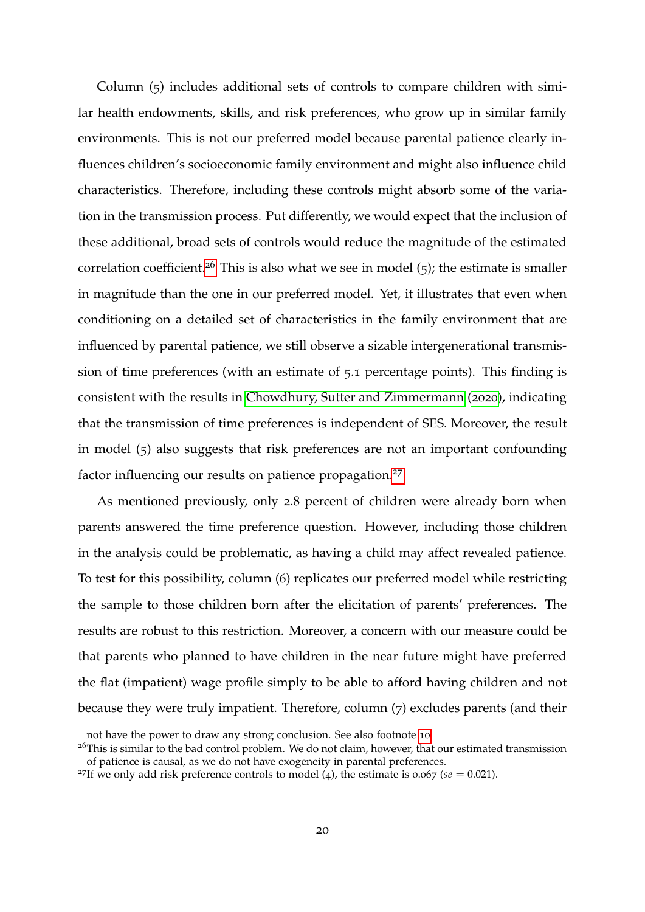Column (5) includes additional sets of controls to compare children with similar health endowments, skills, and risk preferences, who grow up in similar family environments. This is not our preferred model because parental patience clearly influences children's socioeconomic family environment and might also influence child characteristics. Therefore, including these controls might absorb some of the variation in the transmission process. Put differently, we would expect that the inclusion of these additional, broad sets of controls would reduce the magnitude of the estimated correlation coefficient.[26] This is also what we see in model (5); the estimate is smaller in magnitude than the one in our preferred model. Yet, it illustrates that even when conditioning on a detailed set of characteristics in the family environment that are influenced by parental patience, we still observe a sizable intergenerational transmission of time preferences (with an estimate of 5.1 percentage points). This finding is consistent with the results in Chowdhury, Sutter and Zimmermann (2020), indicating that the transmission of time preferences is independent of SES. Moreover, the result in model (5) also suggests that risk preferences are not an important confounding factor influencing our results on patience propagation.[27]

As mentioned previously, only 2.8 percent of children were already born when parents answered the time preference question. However, including those children in the analysis could be problematic, as having a child may affect revealed patience. To test for this possibility, column (6) replicates our preferred model while restricting the sample to those children born after the elicitation of parents' preferences. The results are robust to this restriction. Moreover, a concern with our measure could be that parents who planned to have children in the near future might have preferred the flat (impatient) wage profile simply to be able to afford having children and not because they were truly impatient. Therefore, column (7) excludes parents (and their

not have the power to draw any strong conclusion. See also footnote 10.

[26] This is similar to the bad control problem. We do not claim, however, that our estimated transmission of patience is causal, as we do not have exogeneity in parental preferences.

[27] If we only add risk preference controls to model (4), the estimate is 0.067 ($se = 0.021$).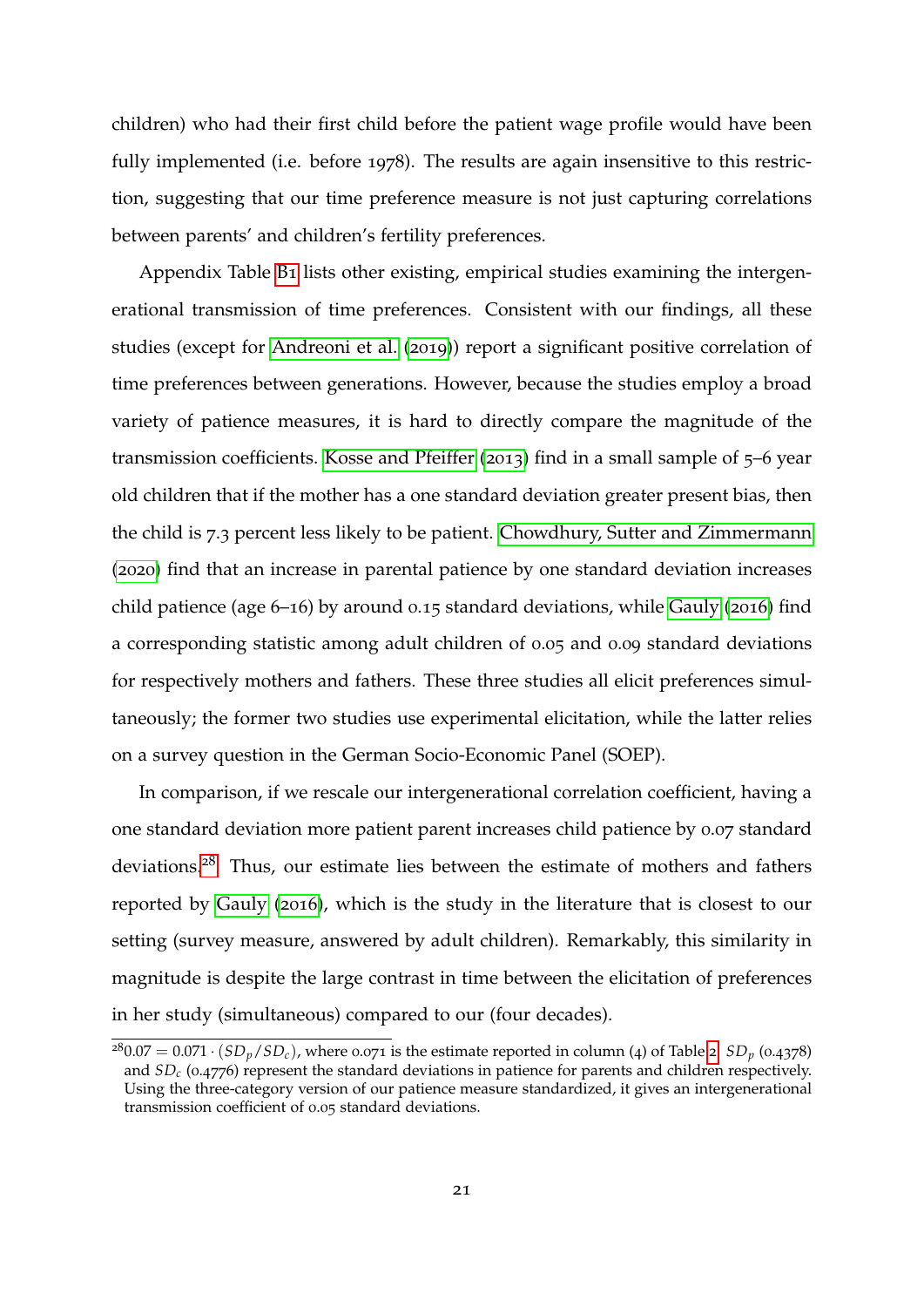children) who had their first child before the patient wage profile would have been fully implemented (i.e. before 1978). The results are again insensitive to this restriction, suggesting that our time preference measure is not just capturing correlations between parents' and children's fertility preferences.

Appendix Table B1 lists other existing, empirical studies examining the intergenerational transmission of time preferences. Consistent with our findings, all these studies (except for Andreoni et al. (2019)) report a significant positive correlation of time preferences between generations. However, because the studies employ a broad variety of patience measures, it is hard to directly compare the magnitude of the transmission coefficients. Kosse and Pfeiffer (2013) find in a small sample of 5–6 year old children that if the mother has a one standard deviation greater present bias, then the child is 7.3 percent less likely to be patient. Chowdhury, Sutter and Zimmermann (2020) find that an increase in parental patience by one standard deviation increases child patience (age 6–16) by around 0.15 standard deviations, while Gauly (2016) find a corresponding statistic among adult children of 0.05 and 0.09 standard deviations for respectively mothers and fathers. These three studies all elicit preferences simultaneously; the former two studies use experimental elicitation, while the latter relies on a survey question in the German Socio-Economic Panel (SOEP).

In comparison, if we rescale our intergenerational correlation coefficient, having a one standard deviation more patient parent increases child patience by 0.07 standard deviations.[28] Thus, our estimate lies between the estimate of mothers and fathers reported by Gauly (2016), which is the study in the literature that is closest to our setting (survey measure, answered by adult children). Remarkably, this similarity in magnitude is despite the large contrast in time between the elicitation of preferences in her study (simultaneous) compared to our (four decades).

[28] $0.07 = 0.071 \cdot (SD_p/SD_c)$, where 0.071 is the estimate reported in column (4) of Table 2. $SD_p$ (0.4378) and $SD_c$ (0.4776) represent the standard deviations in patience for parents and children respectively. Using the three-category version of our patience measure standardized, it gives an intergenerational transmission coefficient of 0.05 standard deviations.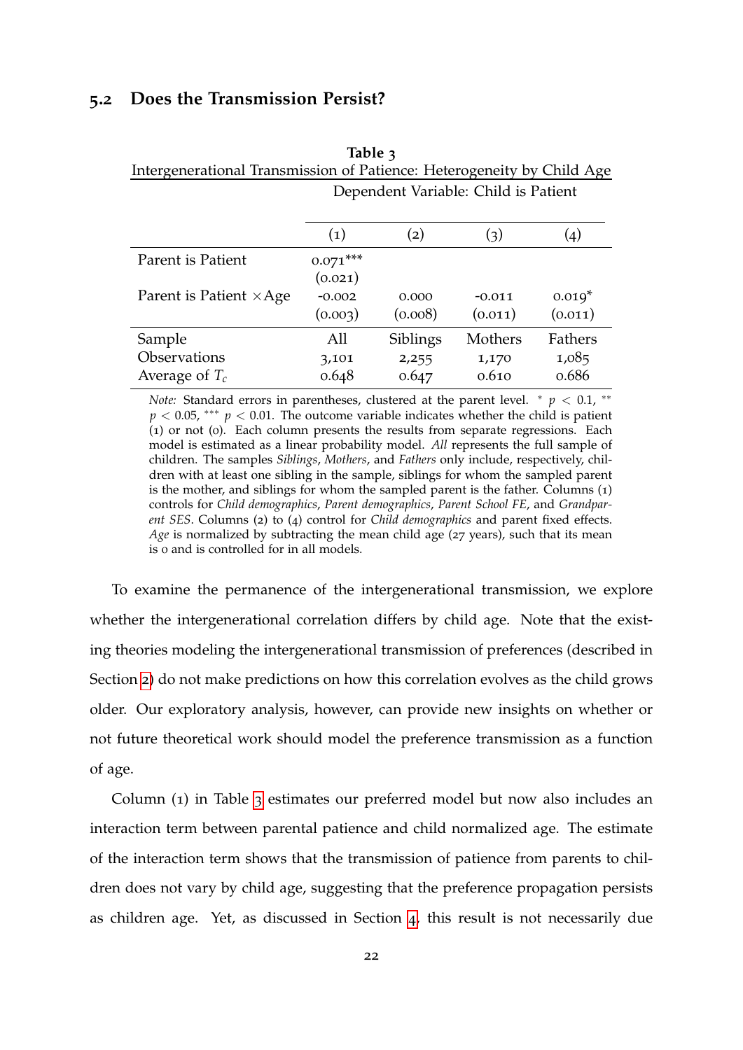## 5.2 Does the Transmission Persist?

**Table 3**

Intergenerational Transmission of Patience: Heterogeneity by Child Age

| | Dependent Variable: Child is Patient | | | |
|---|---|---|---|---|
| | (1) | (2) | (3) | (4) |
| Parent is Patient | 0.071*** | | | |
| | (0.021) | | | |
| Parent is Patient ×Age | -0.002 | 0.000 | -0.011 | 0.019* |
| | (0.003) | (0.008) | (0.011) | (0.011) |
| Sample | All | Siblings | Mothers | Fathers |
| Observations | 3,101 | 2,255 | 1,170 | 1,085 |
| Average of $T_c$ | 0.648 | 0.647 | 0.610 | 0.686 |

*Note:* Standard errors in parentheses, clustered at the parent level. * $p < 0.1$, ** $p < 0.05$, *** $p < 0.01$. The outcome variable indicates whether the child is patient (1) or not (0). Each column presents the results from separate regressions. Each model is estimated as a linear probability model. *All* represents the full sample of children. The samples *Siblings*, *Mothers*, and *Fathers* only include, respectively, children with at least one sibling in the sample, siblings for whom the sampled parent is the mother, and siblings for whom the sampled parent is the father. Columns (1) controls for *Child demographics*, *Parent demographics*, *Parent School FE*, and *Grandparent SES*. Columns (2) to (4) control for *Child demographics* and parent fixed effects. *Age* is normalized by subtracting the mean child age (27 years), such that its mean is 0 and is controlled for in all models.

To examine the permanence of the intergenerational transmission, we explore whether the intergenerational correlation differs by child age. Note that the existing theories modeling the intergenerational transmission of preferences (described in Section 2) do not make predictions on how this correlation evolves as the child grows older. Our exploratory analysis, however, can provide new insights on whether or not future theoretical work should model the preference transmission as a function of age.

Column (1) in Table 3 estimates our preferred model but now also includes an interaction term between parental patience and child normalized age. The estimate of the interaction term shows that the transmission of patience from parents to children does not vary by child age, suggesting that the preference propagation persists as children age. Yet, as discussed in Section 4, this result is not necessarily due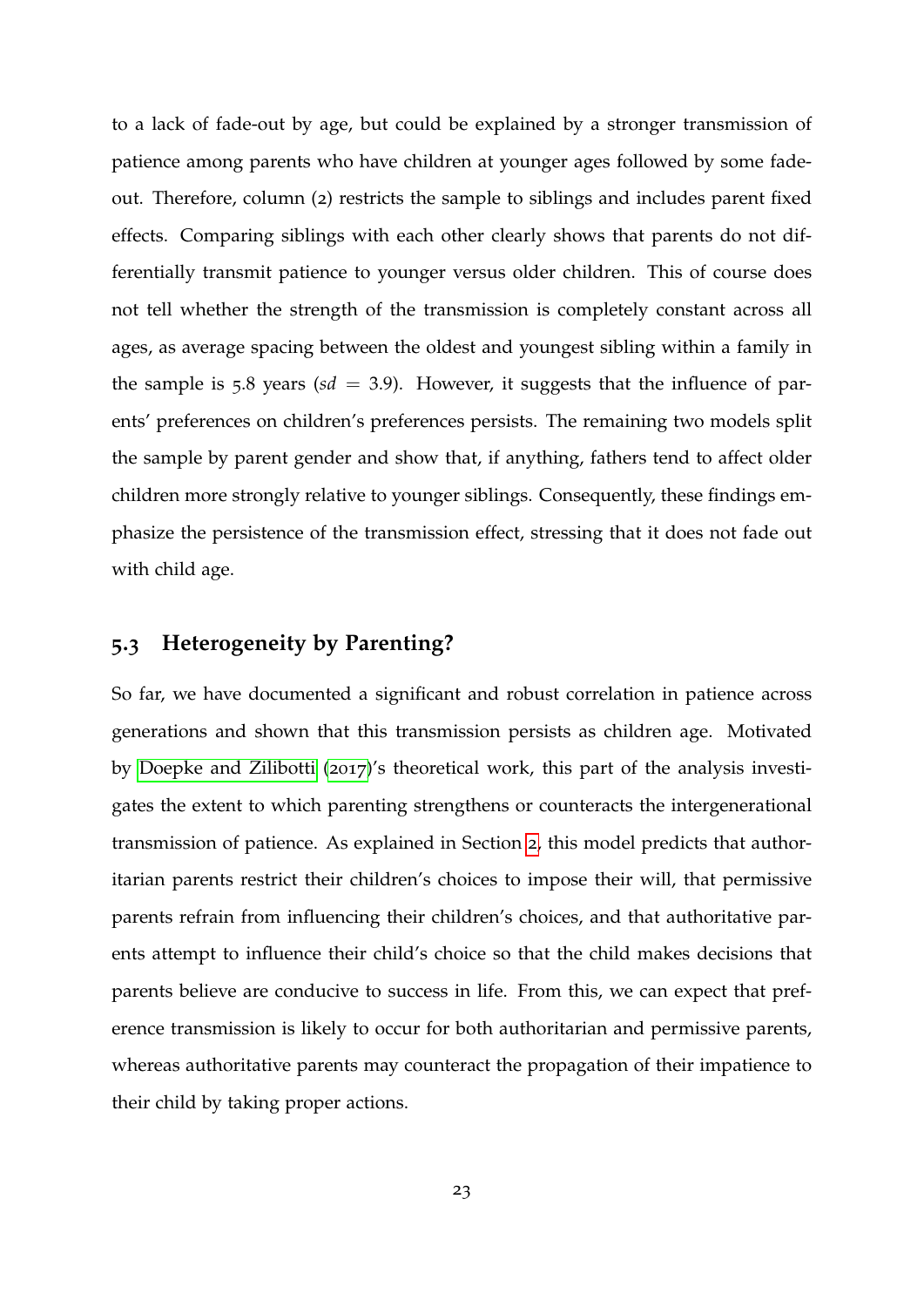to a lack of fade-out by age, but could be explained by a stronger transmission of patience among parents who have children at younger ages followed by some fade-out. Therefore, column (2) restricts the sample to siblings and includes parent fixed effects. Comparing siblings with each other clearly shows that parents do not differentially transmit patience to younger versus older children. This of course does not tell whether the strength of the transmission is completely constant across all ages, as average spacing between the oldest and youngest sibling within a family in the sample is 5.8 years ($sd = 3.9$). However, it suggests that the influence of parents' preferences on children's preferences persists. The remaining two models split the sample by parent gender and show that, if anything, fathers tend to affect older children more strongly relative to younger siblings. Consequently, these findings emphasize the persistence of the transmission effect, stressing that it does not fade out with child age.

## 5.3 Heterogeneity by Parenting?

So far, we have documented a significant and robust correlation in patience across generations and shown that this transmission persists as children age. Motivated by Doepke and Zilibotti (2017)'s theoretical work, this part of the analysis investigates the extent to which parenting strengthens or counteracts the intergenerational transmission of patience. As explained in Section 2, this model predicts that authoritarian parents restrict their children's choices to impose their will, that permissive parents refrain from influencing their children's choices, and that authoritative parents attempt to influence their child's choice so that the child makes decisions that parents believe are conducive to success in life. From this, we can expect that preference transmission is likely to occur for both authoritarian and permissive parents, whereas authoritative parents may counteract the propagation of their impatience to their child by taking proper actions.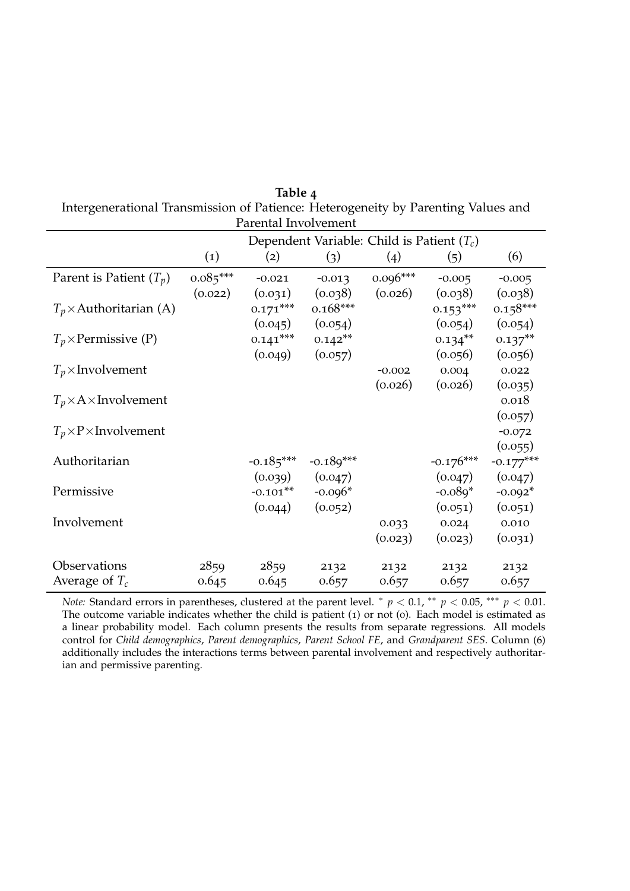**Table 4**

Intergenerational Transmission of Patience: Heterogeneity by Parenting Values and Parental Involvement

| | Dependent Variable: Child is Patient ($T_c$) | | | | | |
|---|---|---|---|---|---|---|
| | (1) | (2) | (3) | (4) | (5) | (6) |
| Parent is Patient ($T_p$) | 0.085*** | -0.021 | -0.013 | 0.096*** | -0.005 | -0.005 |
| | (0.022) | (0.031) | (0.038) | (0.026) | (0.038) | (0.038) |
| $T_p \times$Authoritarian (A) | | 0.171*** | 0.168*** | | 0.153*** | 0.158*** |
| | | (0.045) | (0.054) | | (0.054) | (0.054) |
| $T_p \times$Permissive (P) | | 0.141*** | 0.142** | | 0.134** | 0.137** |
| | | (0.049) | (0.057) | | (0.056) | (0.056) |
| $T_p \times$Involvement | | | | -0.002 | 0.004 | 0.022 |
| | | | | (0.026) | (0.026) | (0.035) |
| $T_p \times$A$\times$Involvement | | | | | | 0.018 |
| | | | | | | (0.057) |
| $T_p \times$P$\times$Involvement | | | | | | -0.072 |
| | | | | | | (0.055) |
| Authoritarian | | -0.185*** | -0.189*** | | -0.176*** | -0.177*** |
| | | (0.039) | (0.047) | | (0.047) | (0.047) |
| Permissive | | -0.101** | -0.096* | | -0.089* | -0.092* |
| | | (0.044) | (0.052) | | (0.051) | (0.051) |
| Involvement | | | | 0.033 | 0.024 | 0.010 |
| | | | | (0.023) | (0.023) | (0.031) |
| Observations | 2859 | 2859 | 2132 | 2132 | 2132 | 2132 |
| Average of $T_c$ | 0.645 | 0.645 | 0.657 | 0.657 | 0.657 | 0.657 |

*Note:* Standard errors in parentheses, clustered at the parent level. * $p < 0.1$, ** $p < 0.05$, *** $p < 0.01$. The outcome variable indicates whether the child is patient (1) or not (0). Each model is estimated as a linear probability model. Each column presents the results from separate regressions. All models control for *Child demographics*, *Parent demographics*, *Parent School FE*, and *Grandparent SES*. Column (6) additionally includes the interactions terms between parental involvement and respectively authoritarian and permissive parenting.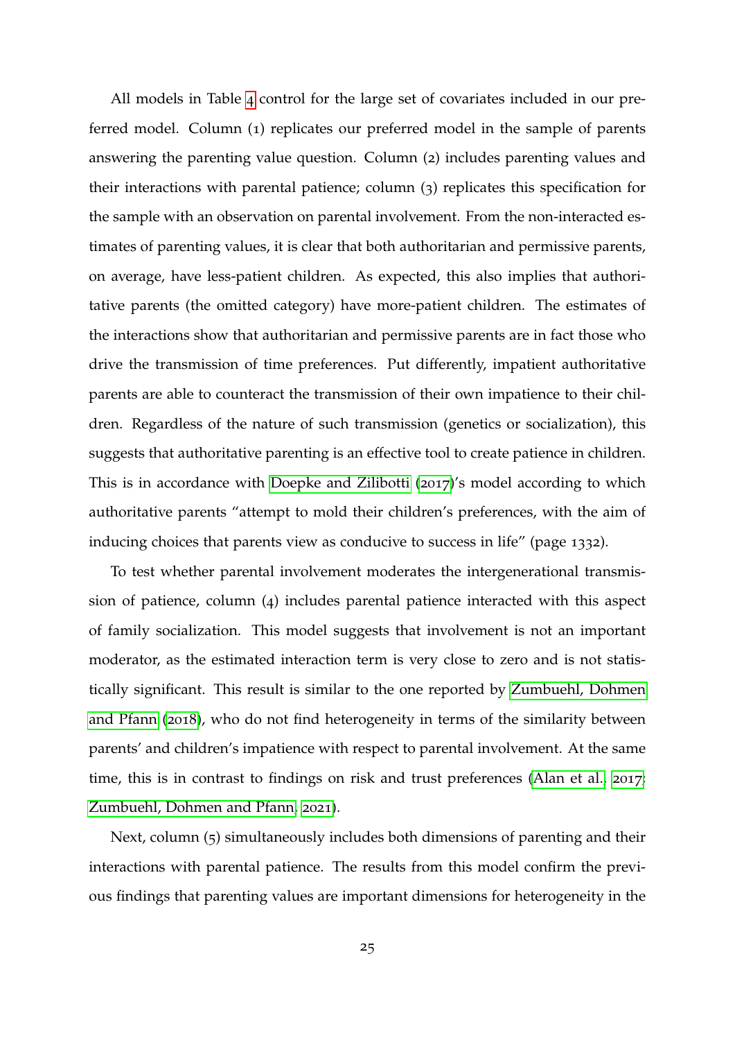All models in Table 4 control for the large set of covariates included in our preferred model. Column (1) replicates our preferred model in the sample of parents answering the parenting value question. Column (2) includes parenting values and their interactions with parental patience; column (3) replicates this specification for the sample with an observation on parental involvement. From the non-interacted estimates of parenting values, it is clear that both authoritarian and permissive parents, on average, have less-patient children. As expected, this also implies that authoritative parents (the omitted category) have more-patient children. The estimates of the interactions show that authoritarian and permissive parents are in fact those who drive the transmission of time preferences. Put differently, impatient authoritative parents are able to counteract the transmission of their own impatience to their children. Regardless of the nature of such transmission (genetics or socialization), this suggests that authoritative parenting is an effective tool to create patience in children. This is in accordance with Doepke and Zilibotti (2017)'s model according to which authoritative parents "attempt to mold their children's preferences, with the aim of inducing choices that parents view as conducive to success in life" (page 1332).

To test whether parental involvement moderates the intergenerational transmission of patience, column (4) includes parental patience interacted with this aspect of family socialization. This model suggests that involvement is not an important moderator, as the estimated interaction term is very close to zero and is not statistically significant. This result is similar to the one reported by Zumbuehl, Dohmen and Pfann (2018), who do not find heterogeneity in terms of the similarity between parents' and children's impatience with respect to parental involvement. At the same time, this is in contrast to findings on risk and trust preferences (Alan et al., 2017; Zumbuehl, Dohmen and Pfann, 2021).

Next, column (5) simultaneously includes both dimensions of parenting and their interactions with parental patience. The results from this model confirm the previous findings that parenting values are important dimensions for heterogeneity in the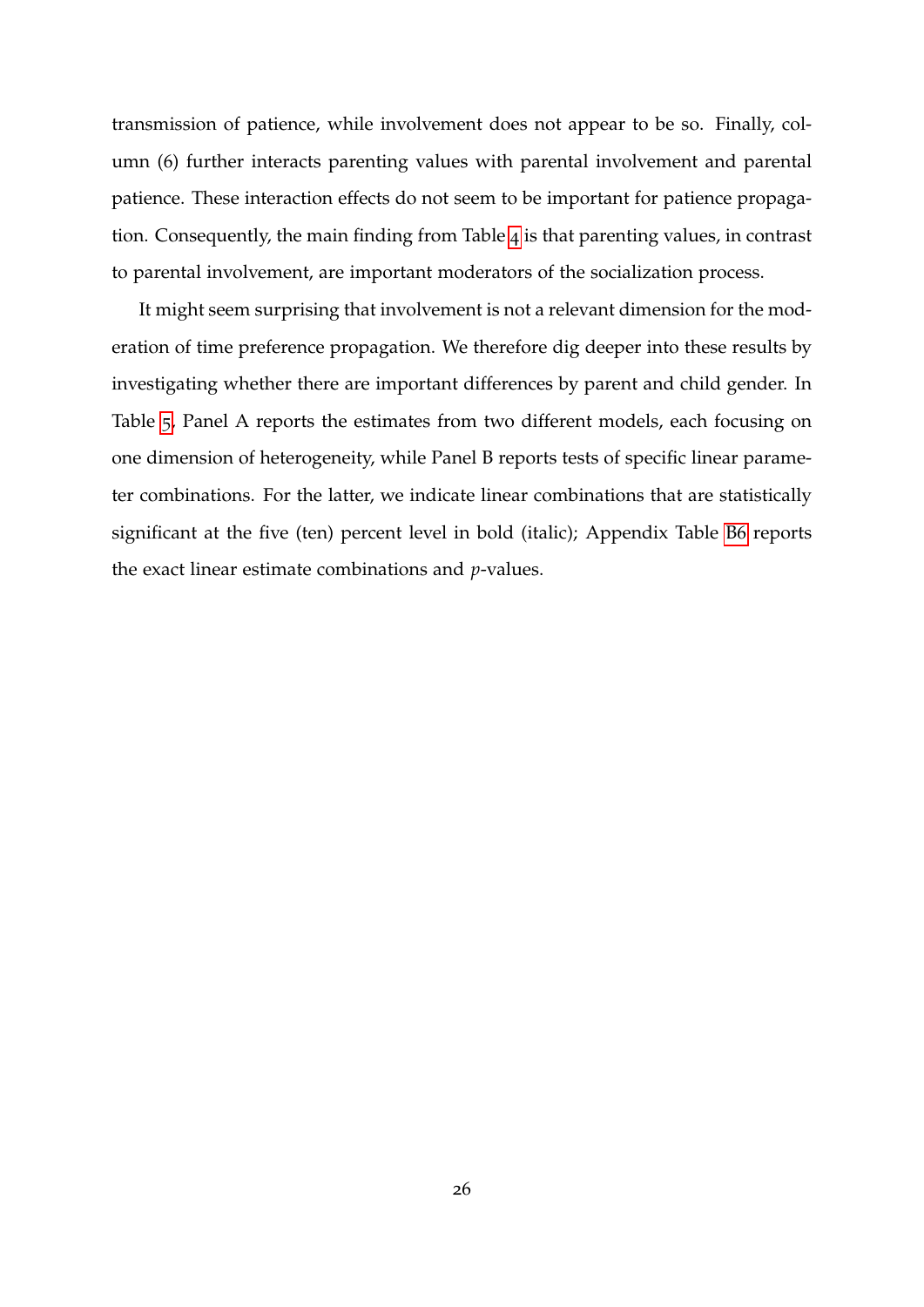transmission of patience, while involvement does not appear to be so. Finally, column (6) further interacts parenting values with parental involvement and parental patience. These interaction effects do not seem to be important for patience propagation. Consequently, the main finding from Table 4 is that parenting values, in contrast to parental involvement, are important moderators of the socialization process.

It might seem surprising that involvement is not a relevant dimension for the moderation of time preference propagation. We therefore dig deeper into these results by investigating whether there are important differences by parent and child gender. In Table 5, Panel A reports the estimates from two different models, each focusing on one dimension of heterogeneity, while Panel B reports tests of specific linear parameter combinations. For the latter, we indicate linear combinations that are statistically significant at the five (ten) percent level in bold (italic); Appendix Table B6 reports the exact linear estimate combinations and $p$-values.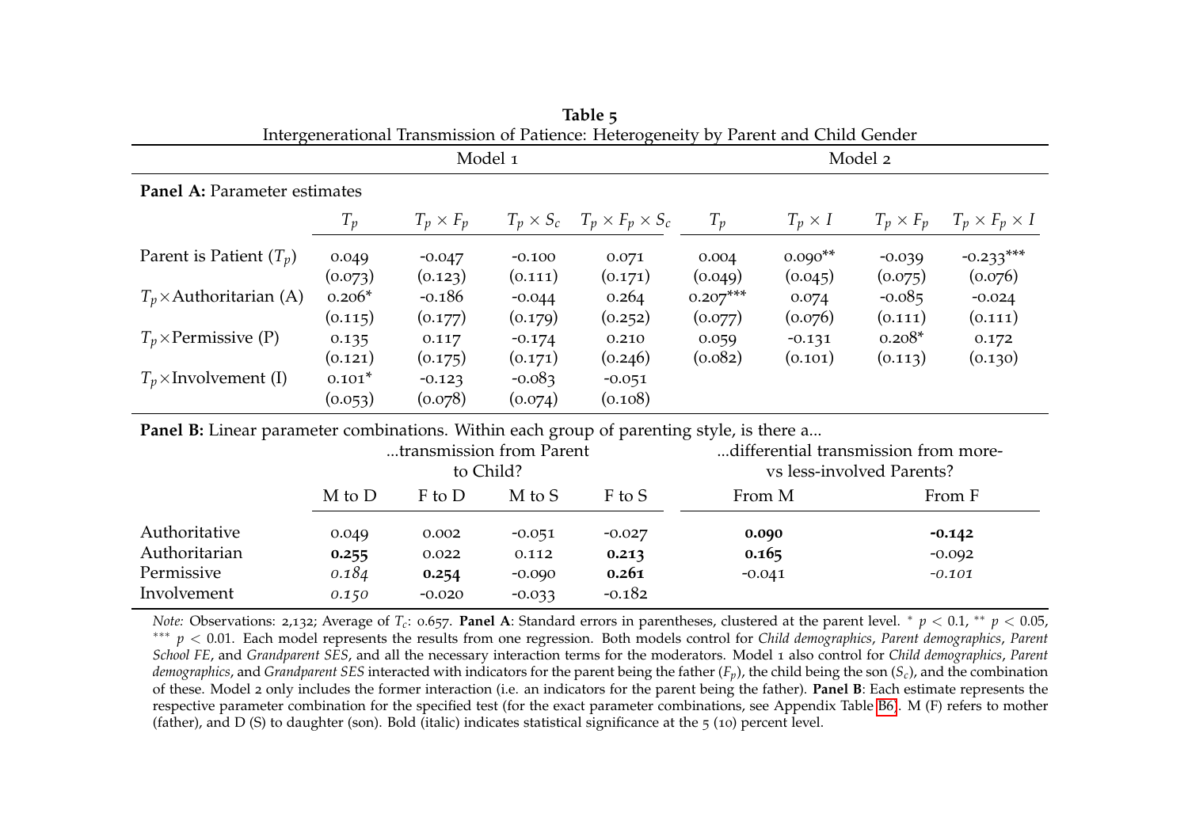**Table 5**

Intergenerational Transmission of Patience: Heterogeneity by Parent and Child Gender

| | Model 1 | | | | Model 2 | | | |
|---|---|---|---|---|---|---|---|---|
| **Panel A:** Parameter estimates | | | | | | | | |
| | $T_p$ | $T_p \times F_p$ | $T_p \times S_c$ | $T_p \times F_p \times S_c$ | $T_p$ | $T_p \times I$ | $T_p \times F_p$ | $T_p \times F_p \times I$ |
| Parent is Patient ($T_p$) | 0.049 | -0.047 | -0.100 | 0.071 | 0.004 | 0.090** | -0.039 | -0.233*** |
| | (0.073) | (0.123) | (0.111) | (0.171) | (0.049) | (0.045) | (0.075) | (0.076) |
| $T_p \times$Authoritarian (A) | 0.206* | -0.186 | -0.044 | 0.264 | 0.207*** | 0.074 | -0.085 | -0.024 |
| | (0.115) | (0.177) | (0.179) | (0.252) | (0.077) | (0.076) | (0.111) | (0.111) |
| $T_p \times$Permissive (P) | 0.135 | 0.117 | -0.174 | 0.210 | 0.059 | -0.131 | 0.208* | 0.172 |
| | (0.121) | (0.175) | (0.171) | (0.246) | (0.082) | (0.101) | (0.113) | (0.130) |
| $T_p \times$Involvement (I) | 0.101* | -0.123 | -0.083 | -0.051 | | | | |
| | (0.053) | (0.078) | (0.074) | (0.108) | | | | |

| **Panel B:** Linear parameter combinations. Within each group of parenting style, is there a... | ...transmission from Parent to Child? | | | | ...differential transmission from more- vs less-involved Parents? | |
|---|---|---|---|---|---|---|
| | M to D | F to D | M to S | F to S | From M | From F |
| Authoritative | 0.049 | 0.002 | -0.051 | -0.027 | **0.090** | **-0.142** |
| Authoritarian | **0.255** | 0.022 | 0.112 | **0.213** | **0.165** | -0.092 |
| Permissive | *0.184* | **0.254** | -0.090 | **0.261** | -0.041 | *-0.101* |
| Involvement | *0.150* | -0.020 | -0.033 | -0.182 | | |

*Note:* Observations: 2,132; Average of $T_c$: 0.657. **Panel A**: Standard errors in parentheses, clustered at the parent level. * $p < 0.1$, ** $p < 0.05$, *** $p < 0.01$. Each model represents the results from one regression. Both models control for *Child demographics*, *Parent demographics*, *Parent School FE*, and *Grandparent SES*, and all the necessary interaction terms for the moderators. Model 1 also control for *Child demographics*, *Parent demographics*, and *Grandparent SES* interacted with indicators for the parent being the father ($F_p$), the child being the son ($S_c$), and the combination of these. Model 2 only includes the former interaction (i.e. an indicators for the parent being the father). **Panel B**: Each estimate represents the respective parameter combination for the specified test (for the exact parameter combinations, see Appendix Table B6). M (F) refers to mother (father), and D (S) to daughter (son). Bold (italic) indicates statistical significance at the 5 (10) percent level.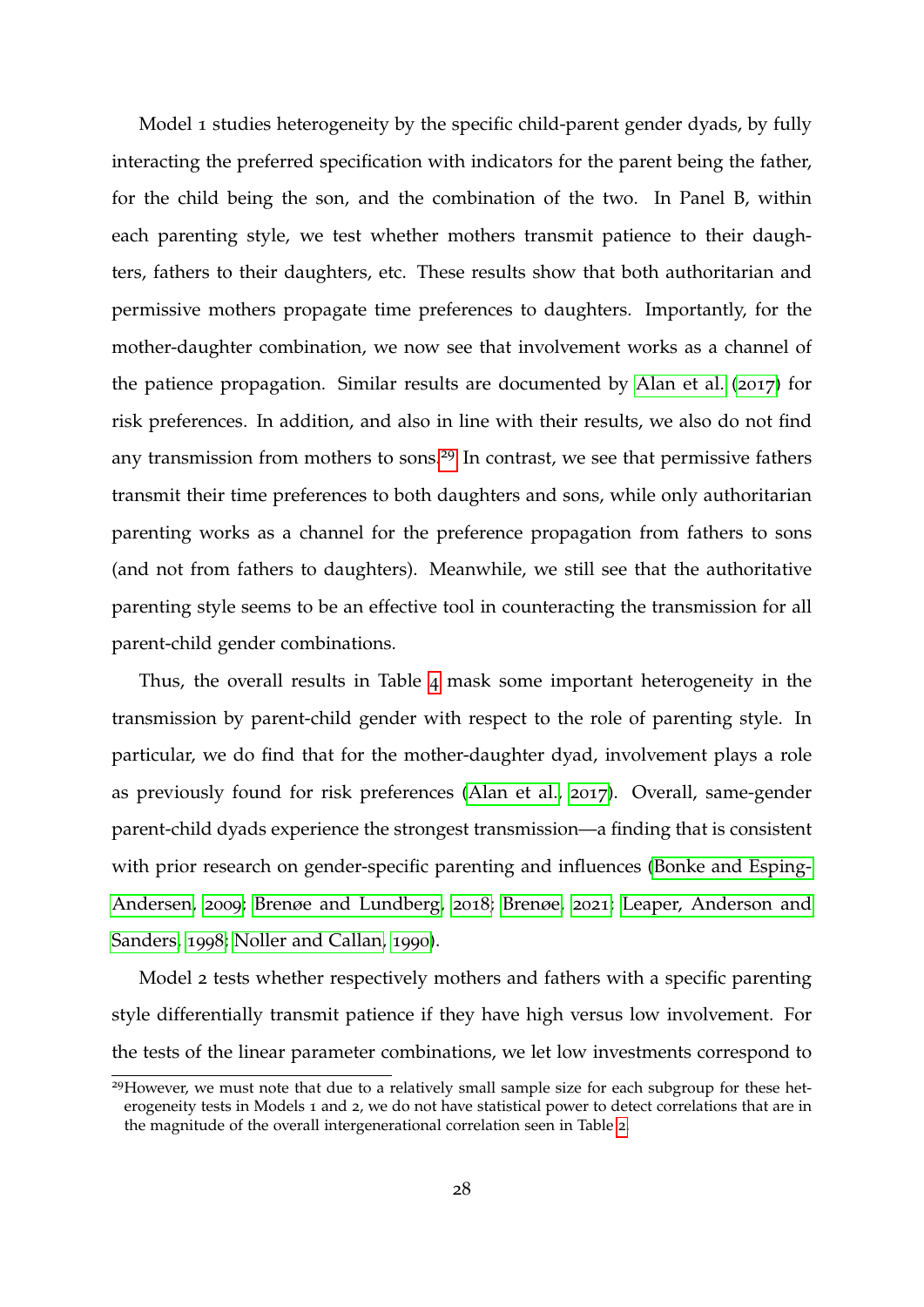Model 1 studies heterogeneity by the specific child-parent gender dyads, by fully interacting the preferred specification with indicators for the parent being the father, for the child being the son, and the combination of the two. In Panel B, within each parenting style, we test whether mothers transmit patience to their daughters, fathers to their daughters, etc. These results show that both authoritarian and permissive mothers propagate time preferences to daughters. Importantly, for the mother-daughter combination, we now see that involvement works as a channel of the patience propagation. Similar results are documented by Alan et al. (2017) for risk preferences. In addition, and also in line with their results, we also do not find any transmission from mothers to sons.[29] In contrast, we see that permissive fathers transmit their time preferences to both daughters and sons, while only authoritarian parenting works as a channel for the preference propagation from fathers to sons (and not from fathers to daughters). Meanwhile, we still see that the authoritative parenting style seems to be an effective tool in counteracting the transmission for all parent-child gender combinations.

Thus, the overall results in Table 4 mask some important heterogeneity in the transmission by parent-child gender with respect to the role of parenting style. In particular, we do find that for the mother-daughter dyad, involvement plays a role as previously found for risk preferences (Alan et al., 2017). Overall, same-gender parent-child dyads experience the strongest transmission—a finding that is consistent with prior research on gender-specific parenting and influences (Bonke and Esping-Andersen, 2009; Brenøe and Lundberg, 2018; Brenøe, 2021; Leaper, Anderson and Sanders, 1998; Noller and Callan, 1990).

Model 2 tests whether respectively mothers and fathers with a specific parenting style differentially transmit patience if they have high versus low involvement. For the tests of the linear parameter combinations, we let low investments correspond to

[29]However, we must note that due to a relatively small sample size for each subgroup for these heterogeneity tests in Models 1 and 2, we do not have statistical power to detect correlations that are in the magnitude of the overall intergenerational correlation seen in Table 2.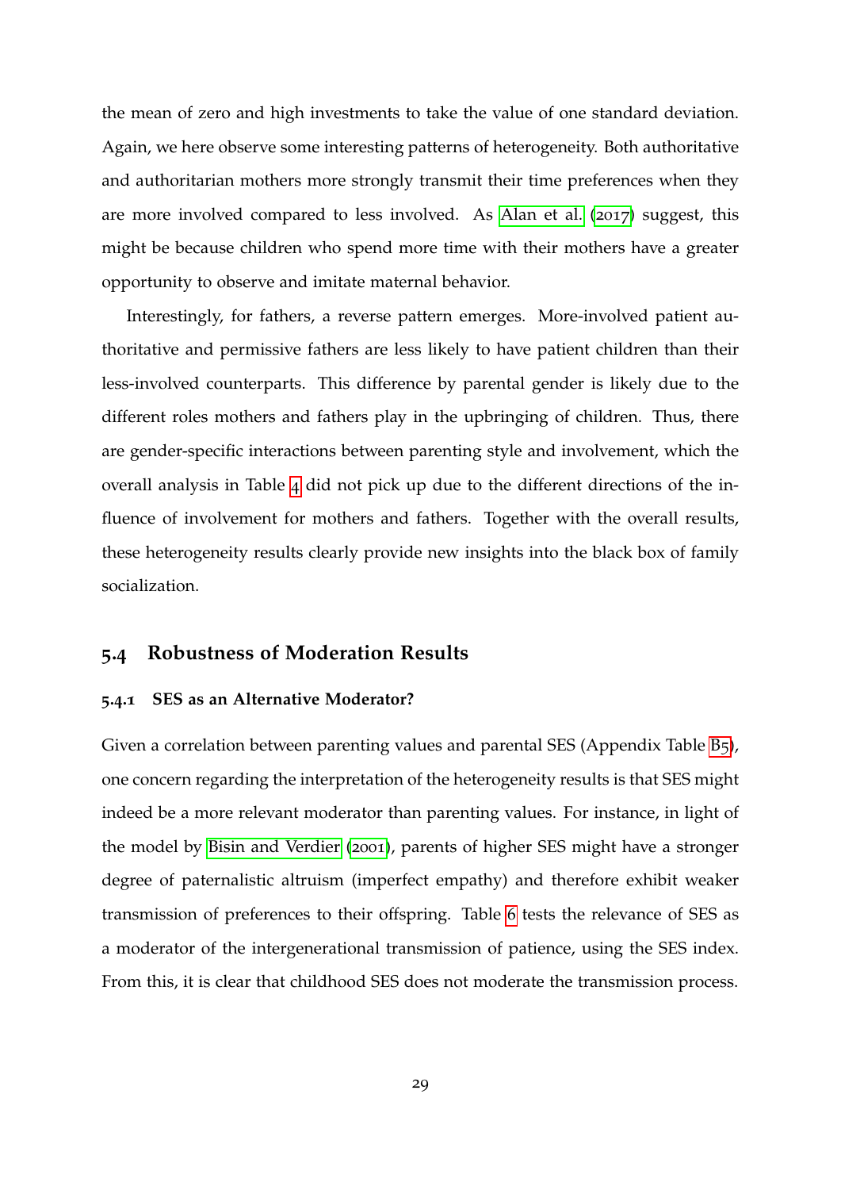the mean of zero and high investments to take the value of one standard deviation. Again, we here observe some interesting patterns of heterogeneity. Both authoritative and authoritarian mothers more strongly transmit their time preferences when they are more involved compared to less involved. As Alan et al. (2017) suggest, this might be because children who spend more time with their mothers have a greater opportunity to observe and imitate maternal behavior.

Interestingly, for fathers, a reverse pattern emerges. More-involved patient authoritative and permissive fathers are less likely to have patient children than their less-involved counterparts. This difference by parental gender is likely due to the different roles mothers and fathers play in the upbringing of children. Thus, there are gender-specific interactions between parenting style and involvement, which the overall analysis in Table 4 did not pick up due to the different directions of the influence of involvement for mothers and fathers. Together with the overall results, these heterogeneity results clearly provide new insights into the black box of family socialization.

## 5.4 Robustness of Moderation Results

### 5.4.1 SES as an Alternative Moderator?

Given a correlation between parenting values and parental SES (Appendix Table B5), one concern regarding the interpretation of the heterogeneity results is that SES might indeed be a more relevant moderator than parenting values. For instance, in light of the model by Bisin and Verdier (2001), parents of higher SES might have a stronger degree of paternalistic altruism (imperfect empathy) and therefore exhibit weaker transmission of preferences to their offspring. Table 6 tests the relevance of SES as a moderator of the intergenerational transmission of patience, using the SES index. From this, it is clear that childhood SES does not moderate the transmission process.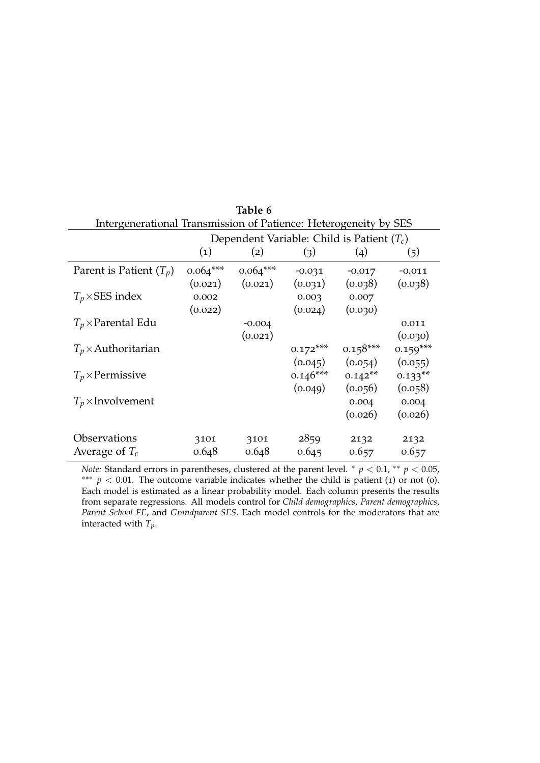**Table 6**

Intergenerational Transmission of Patience: Heterogeneity by SES

| | Dependent Variable: Child is Patient ($T_c$) | | | | |
|---|---|---|---|---|---|
| | (1) | (2) | (3) | (4) | (5) |
| Parent is Patient ($T_p$) | 0.064*** | 0.064*** | -0.031 | -0.017 | -0.011 |
| | (0.021) | (0.021) | (0.031) | (0.038) | (0.038) |
| $T_p \times$SES index | 0.002 | | 0.003 | 0.007 | |
| | (0.022) | | (0.024) | (0.030) | |
| $T_p \times$Parental Edu | | -0.004 | | | 0.011 |
| | | (0.021) | | | (0.030) |
| $T_p \times$Authoritarian | | | 0.172*** | 0.158*** | 0.159*** |
| | | | (0.045) | (0.054) | (0.055) |
| $T_p \times$Permissive | | | 0.146*** | 0.142** | 0.133** |
| | | | (0.049) | (0.056) | (0.058) |
| $T_p \times$Involvement | | | | 0.004 | 0.004 |
| | | | | (0.026) | (0.026) |
| Observations | 3101 | 3101 | 2859 | 2132 | 2132 |
| Average of $T_c$ | 0.648 | 0.648 | 0.645 | 0.657 | 0.657 |

*Note:* Standard errors in parentheses, clustered at the parent level. $^{*}$ $p < 0.1$, $^{**}$ $p < 0.05$, $^{***}$ $p < 0.01$. The outcome variable indicates whether the child is patient (1) or not (0). Each model is estimated as a linear probability model. Each column presents the results from separate regressions. All models control for *Child demographics*, *Parent demographics*, *Parent School FE*, and *Grandparent SES*. Each model controls for the moderators that are interacted with $T_p$.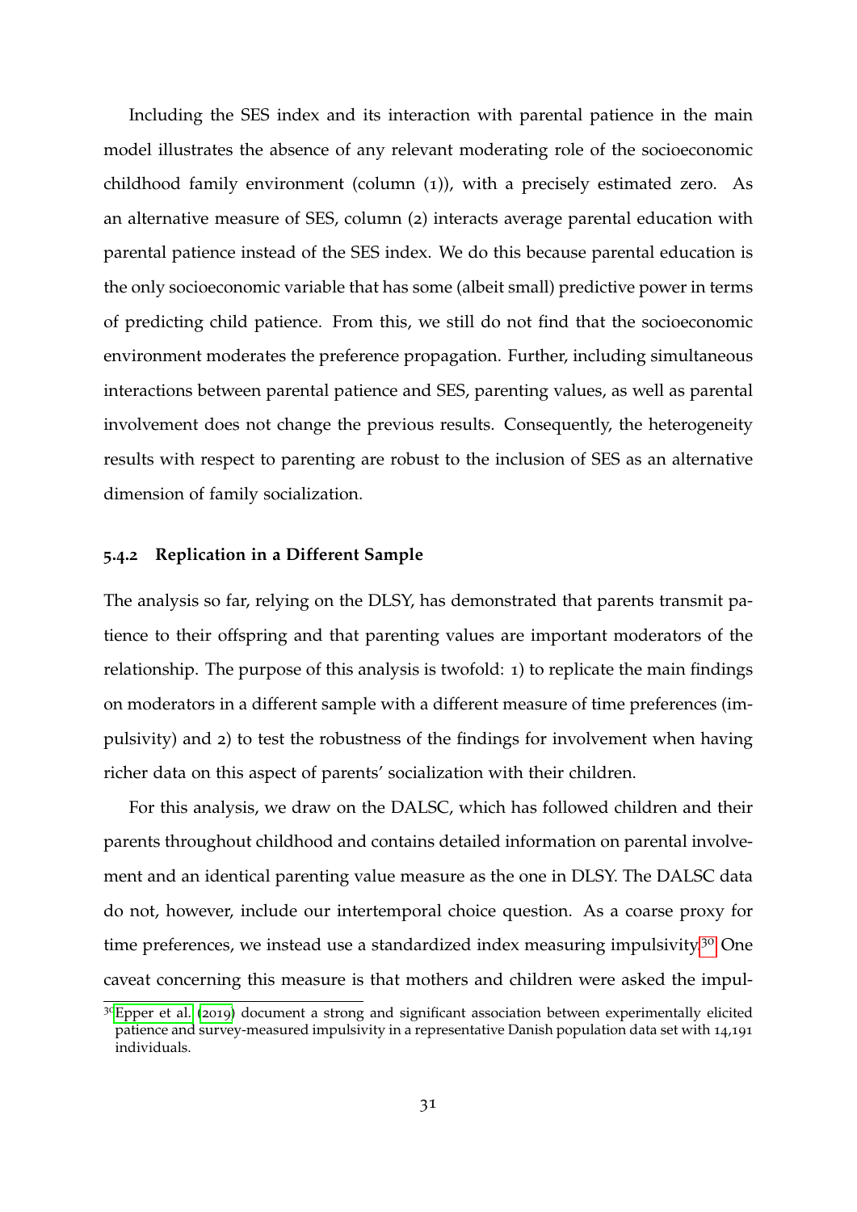Including the SES index and its interaction with parental patience in the main model illustrates the absence of any relevant moderating role of the socioeconomic childhood family environment (column (1)), with a precisely estimated zero. As an alternative measure of SES, column (2) interacts average parental education with parental patience instead of the SES index. We do this because parental education is the only socioeconomic variable that has some (albeit small) predictive power in terms of predicting child patience. From this, we still do not find that the socioeconomic environment moderates the preference propagation. Further, including simultaneous interactions between parental patience and SES, parenting values, as well as parental involvement does not change the previous results. Consequently, the heterogeneity results with respect to parenting are robust to the inclusion of SES as an alternative dimension of family socialization.

### 5.4.2 Replication in a Different Sample

The analysis so far, relying on the DLSY, has demonstrated that parents transmit patience to their offspring and that parenting values are important moderators of the relationship. The purpose of this analysis is twofold: 1) to replicate the main findings on moderators in a different sample with a different measure of time preferences (impulsivity) and 2) to test the robustness of the findings for involvement when having richer data on this aspect of parents' socialization with their children.

For this analysis, we draw on the DALSC, which has followed children and their parents throughout childhood and contains detailed information on parental involvement and an identical parenting value measure as the one in DLSY. The DALSC data do not, however, include our intertemporal choice question. As a coarse proxy for time preferences, we instead use a standardized index measuring impulsivity.[30] One caveat concerning this measure is that mothers and children were asked the impul-

[30] Epper et al. (2019) document a strong and significant association between experimentally elicited patience and survey-measured impulsivity in a representative Danish population data set with 14,191 individuals.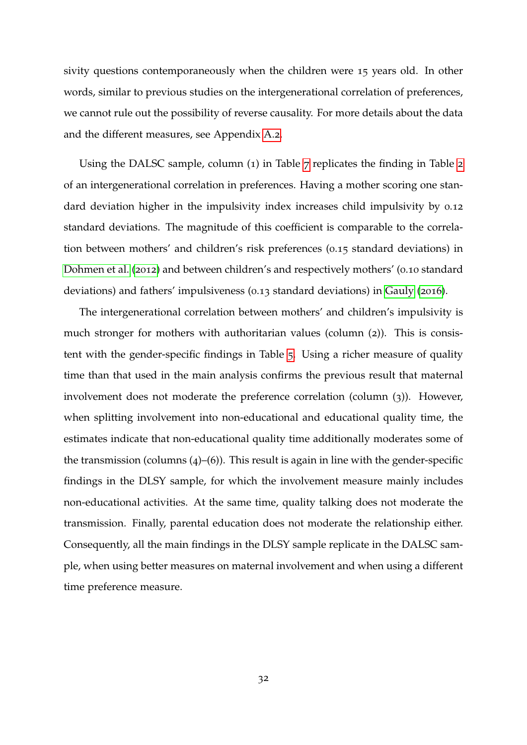sivity questions contemporaneously when the children were 15 years old. In other words, similar to previous studies on the intergenerational correlation of preferences, we cannot rule out the possibility of reverse causality. For more details about the data and the different measures, see Appendix A.2.

Using the DALSC sample, column (1) in Table 7 replicates the finding in Table 2 of an intergenerational correlation in preferences. Having a mother scoring one standard deviation higher in the impulsivity index increases child impulsivity by 0.12 standard deviations. The magnitude of this coefficient is comparable to the correlation between mothers' and children's risk preferences (0.15 standard deviations) in Dohmen et al. (2012) and between children's and respectively mothers' (0.10 standard deviations) and fathers' impulsiveness (0.13 standard deviations) in Gauly (2016).

The intergenerational correlation between mothers' and children's impulsivity is much stronger for mothers with authoritarian values (column (2)). This is consistent with the gender-specific findings in Table 5. Using a richer measure of quality time than that used in the main analysis confirms the previous result that maternal involvement does not moderate the preference correlation (column (3)). However, when splitting involvement into non-educational and educational quality time, the estimates indicate that non-educational quality time additionally moderates some of the transmission (columns (4)–(6)). This result is again in line with the gender-specific findings in the DLSY sample, for which the involvement measure mainly includes non-educational activities. At the same time, quality talking does not moderate the transmission. Finally, parental education does not moderate the relationship either. Consequently, all the main findings in the DLSY sample replicate in the DALSC sample, when using better measures on maternal involvement and when using a different time preference measure.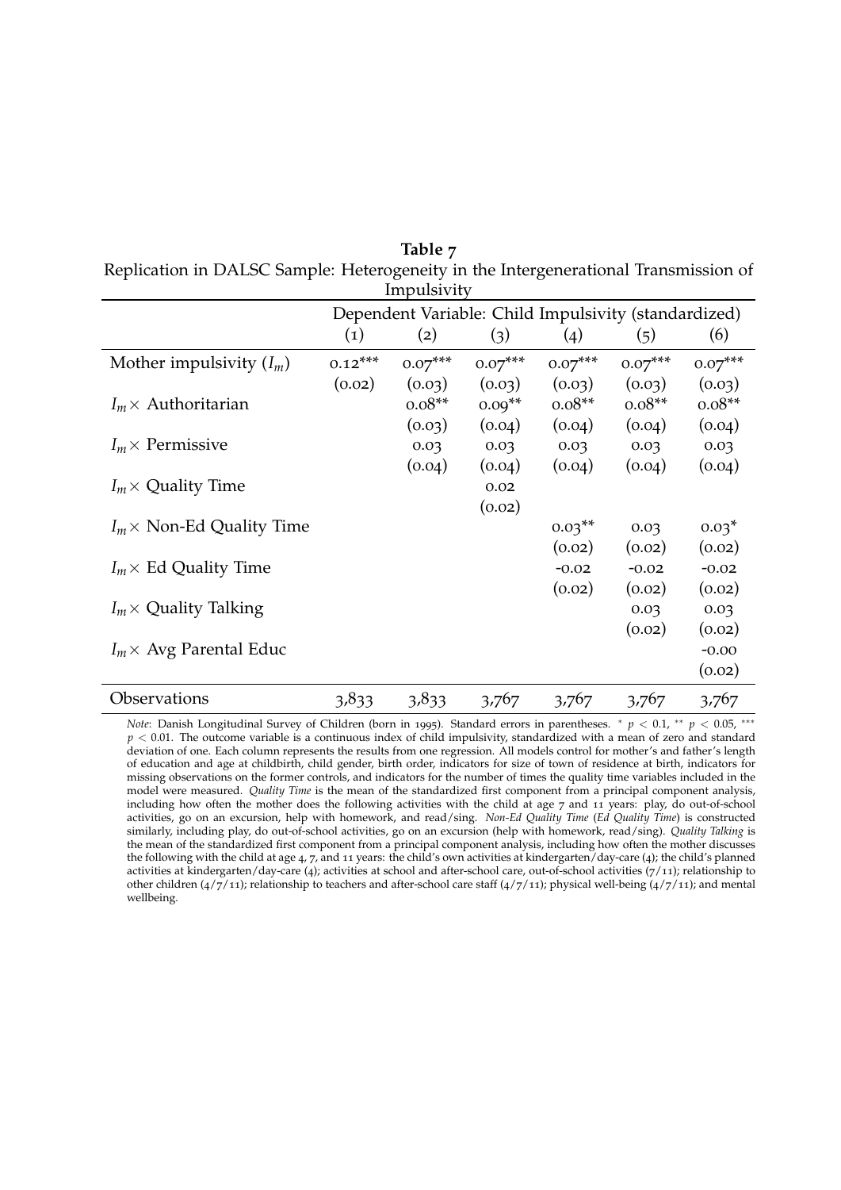**Table 7**

Replication in DALSC Sample: Heterogeneity in the Intergenerational Transmission of Impulsivity

| | Dependent Variable: Child Impulsivity (standardized) | | | | | |
|---|---|---|---|---|---|---|
| | (1) | (2) | (3) | (4) | (5) | (6) |
| Mother impulsivity ($I_m$) | 0.12*** | 0.07*** | 0.07*** | 0.07*** | 0.07*** | 0.07*** |
| | (0.02) | (0.03) | (0.03) | (0.03) | (0.03) | (0.03) |
| $I_m \times$ Authoritarian | | 0.08** | 0.09** | 0.08** | 0.08** | 0.08** |
| | | (0.03) | (0.04) | (0.04) | (0.04) | (0.04) |
| $I_m \times$ Permissive | | 0.03 | 0.03 | 0.03 | 0.03 | 0.03 |
| | | (0.04) | (0.04) | (0.04) | (0.04) | (0.04) |
| $I_m \times$ Quality Time | | | 0.02 | | | |
| | | | (0.02) | | | |
| $I_m \times$ Non-Ed Quality Time | | | | 0.03** | 0.03 | 0.03* |
| | | | | (0.02) | (0.02) | (0.02) |
| $I_m \times$ Ed Quality Time | | | | -0.02 | -0.02 | -0.02 |
| | | | | (0.02) | (0.02) | (0.02) |
| $I_m \times$ Quality Talking | | | | | 0.03 | 0.03 |
| | | | | | (0.02) | (0.02) |
| $I_m \times$ Avg Parental Educ | | | | | | -0.00 |
| | | | | | | (0.02) |
| Observations | 3,833 | 3,833 | 3,767 | 3,767 | 3,767 | 3,767 |

*Note*: Danish Longitudinal Survey of Children (born in 1995). Standard errors in parentheses. * $p < 0.1$, ** $p < 0.05$, *** $p < 0.01$. The outcome variable is a continuous index of child impulsivity, standardized with a mean of zero and standard deviation of one. Each column represents the results from one regression. All models control for mother's and father's length of education and age at childbirth, child gender, birth order, indicators for size of town of residence at birth, indicators for missing observations on the former controls, and indicators for the number of times the quality time variables included in the model were measured. *Quality Time* is the mean of the standardized first component from a principal component analysis, including how often the mother does the following activities with the child at age 7 and 11 years: play, do out-of-school activities, go on an excursion, help with homework, and read/sing. *Non-Ed Quality Time* (*Ed Quality Time*) is constructed similarly, including play, do out-of-school activities, go on an excursion (help with homework, read/sing). *Quality Talking* is the mean of the standardized first component from a principal component analysis, including how often the mother discusses the following with the child at age 4, 7, and 11 years: the child's own activities at kindergarten/day-care (4); the child's planned activities at kindergarten/day-care (4); activities at school and after-school care, out-of-school activities (7/11); relationship to other children (4/7/11); relationship to teachers and after-school care staff (4/7/11); physical well-being (4/7/11); and mental wellbeing.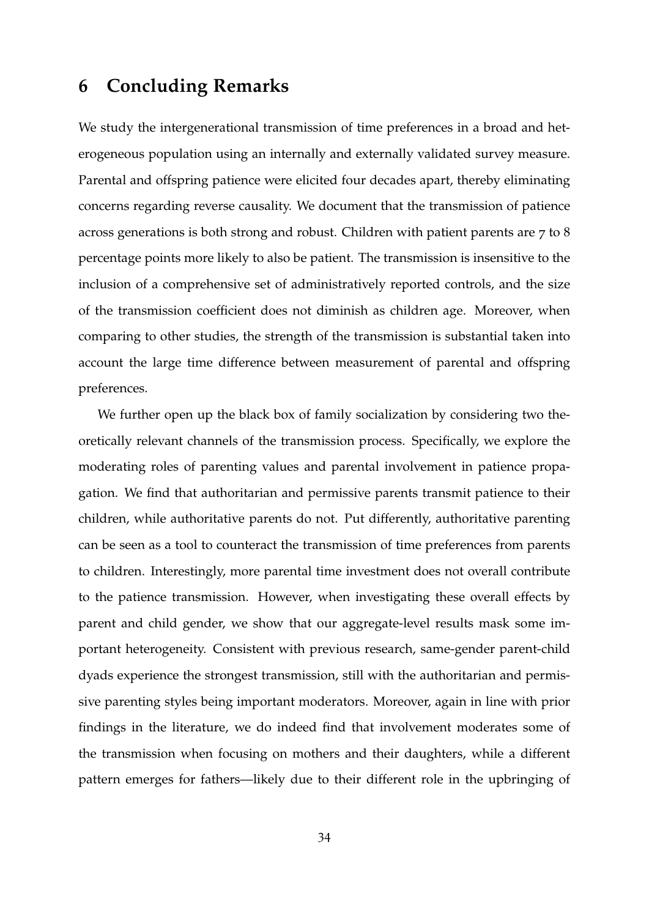## 6 Concluding Remarks

We study the intergenerational transmission of time preferences in a broad and heterogeneous population using an internally and externally validated survey measure. Parental and offspring patience were elicited four decades apart, thereby eliminating concerns regarding reverse causality. We document that the transmission of patience across generations is both strong and robust. Children with patient parents are 7 to 8 percentage points more likely to also be patient. The transmission is insensitive to the inclusion of a comprehensive set of administratively reported controls, and the size of the transmission coefficient does not diminish as children age. Moreover, when comparing to other studies, the strength of the transmission is substantial taken into account the large time difference between measurement of parental and offspring preferences.

We further open up the black box of family socialization by considering two theoretically relevant channels of the transmission process. Specifically, we explore the moderating roles of parenting values and parental involvement in patience propagation. We find that authoritarian and permissive parents transmit patience to their children, while authoritative parents do not. Put differently, authoritative parenting can be seen as a tool to counteract the transmission of time preferences from parents to children. Interestingly, more parental time investment does not overall contribute to the patience transmission. However, when investigating these overall effects by parent and child gender, we show that our aggregate-level results mask some important heterogeneity. Consistent with previous research, same-gender parent-child dyads experience the strongest transmission, still with the authoritarian and permissive parenting styles being important moderators. Moreover, again in line with prior findings in the literature, we do indeed find that involvement moderates some of the transmission when focusing on mothers and their daughters, while a different pattern emerges for fathers—likely due to their different role in the upbringing of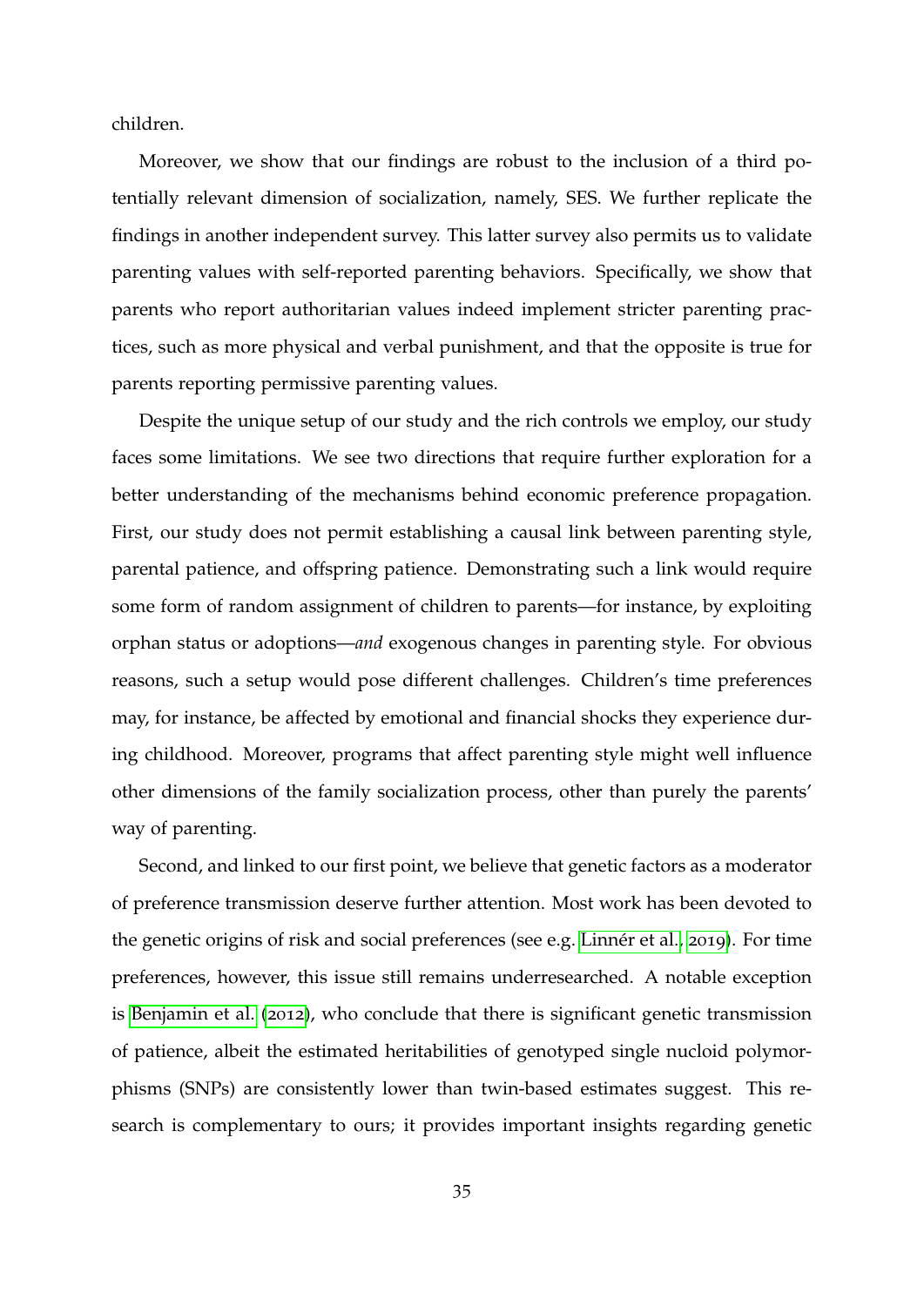children.

Moreover, we show that our findings are robust to the inclusion of a third potentially relevant dimension of socialization, namely, SES. We further replicate the findings in another independent survey. This latter survey also permits us to validate parenting values with self-reported parenting behaviors. Specifically, we show that parents who report authoritarian values indeed implement stricter parenting practices, such as more physical and verbal punishment, and that the opposite is true for parents reporting permissive parenting values.

Despite the unique setup of our study and the rich controls we employ, our study faces some limitations. We see two directions that require further exploration for a better understanding of the mechanisms behind economic preference propagation. First, our study does not permit establishing a causal link between parenting style, parental patience, and offspring patience. Demonstrating such a link would require some form of random assignment of children to parents—for instance, by exploiting orphan status or adoptions—*and* exogenous changes in parenting style. For obvious reasons, such a setup would pose different challenges. Children's time preferences may, for instance, be affected by emotional and financial shocks they experience during childhood. Moreover, programs that affect parenting style might well influence other dimensions of the family socialization process, other than purely the parents' way of parenting.

Second, and linked to our first point, we believe that genetic factors as a moderator of preference transmission deserve further attention. Most work has been devoted to the genetic origins of risk and social preferences (see e.g. Linnér et al., 2019). For time preferences, however, this issue still remains underresearched. A notable exception is Benjamin et al. (2012), who conclude that there is significant genetic transmission of patience, albeit the estimated heritabilities of genotyped single nucloid polymorphisms (SNPs) are consistently lower than twin-based estimates suggest. This research is complementary to ours; it provides important insights regarding genetic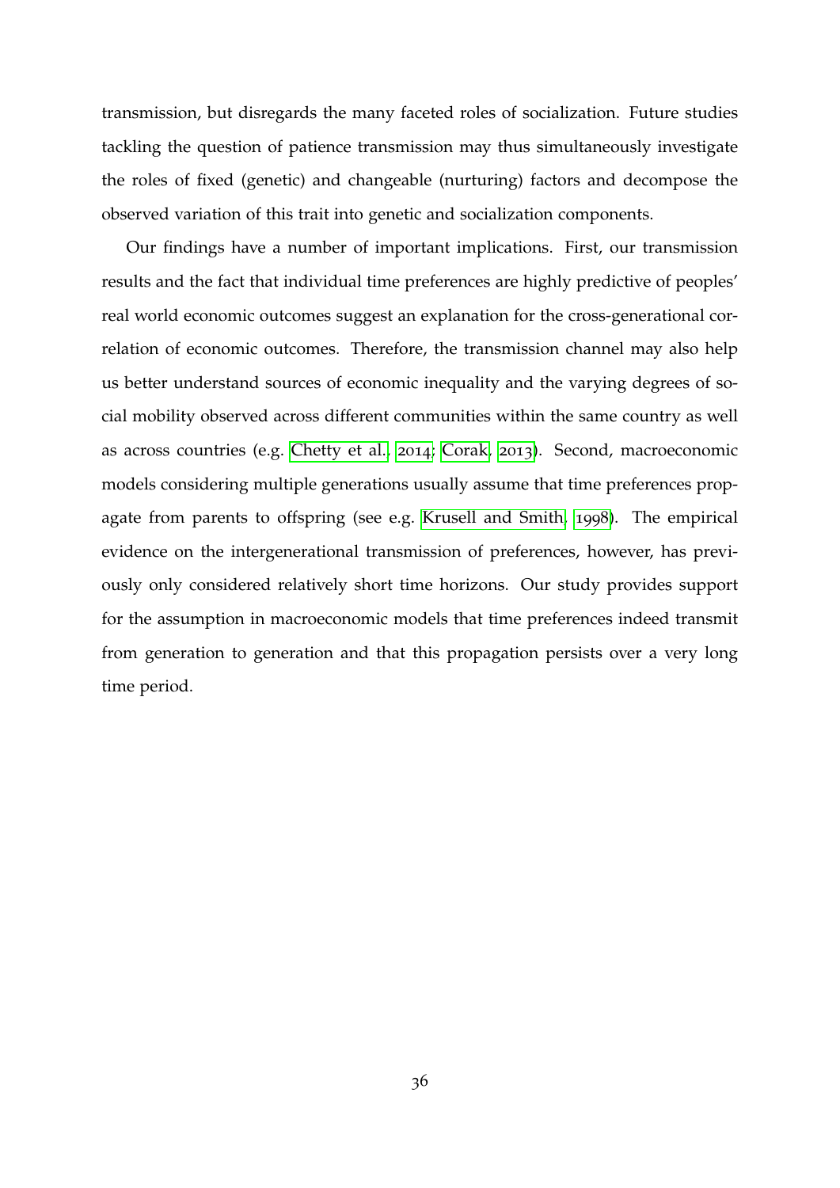transmission, but disregards the many faceted roles of socialization. Future studies tackling the question of patience transmission may thus simultaneously investigate the roles of fixed (genetic) and changeable (nurturing) factors and decompose the observed variation of this trait into genetic and socialization components.

Our findings have a number of important implications. First, our transmission results and the fact that individual time preferences are highly predictive of peoples' real world economic outcomes suggest an explanation for the cross-generational correlation of economic outcomes. Therefore, the transmission channel may also help us better understand sources of economic inequality and the varying degrees of social mobility observed across different communities within the same country as well as across countries (e.g. Chetty et al., 2014; Corak, 2013). Second, macroeconomic models considering multiple generations usually assume that time preferences propagate from parents to offspring (see e.g. Krusell and Smith, 1998). The empirical evidence on the intergenerational transmission of preferences, however, has previously only considered relatively short time horizons. Our study provides support for the assumption in macroeconomic models that time preferences indeed transmit from generation to generation and that this propagation persists over a very long time period.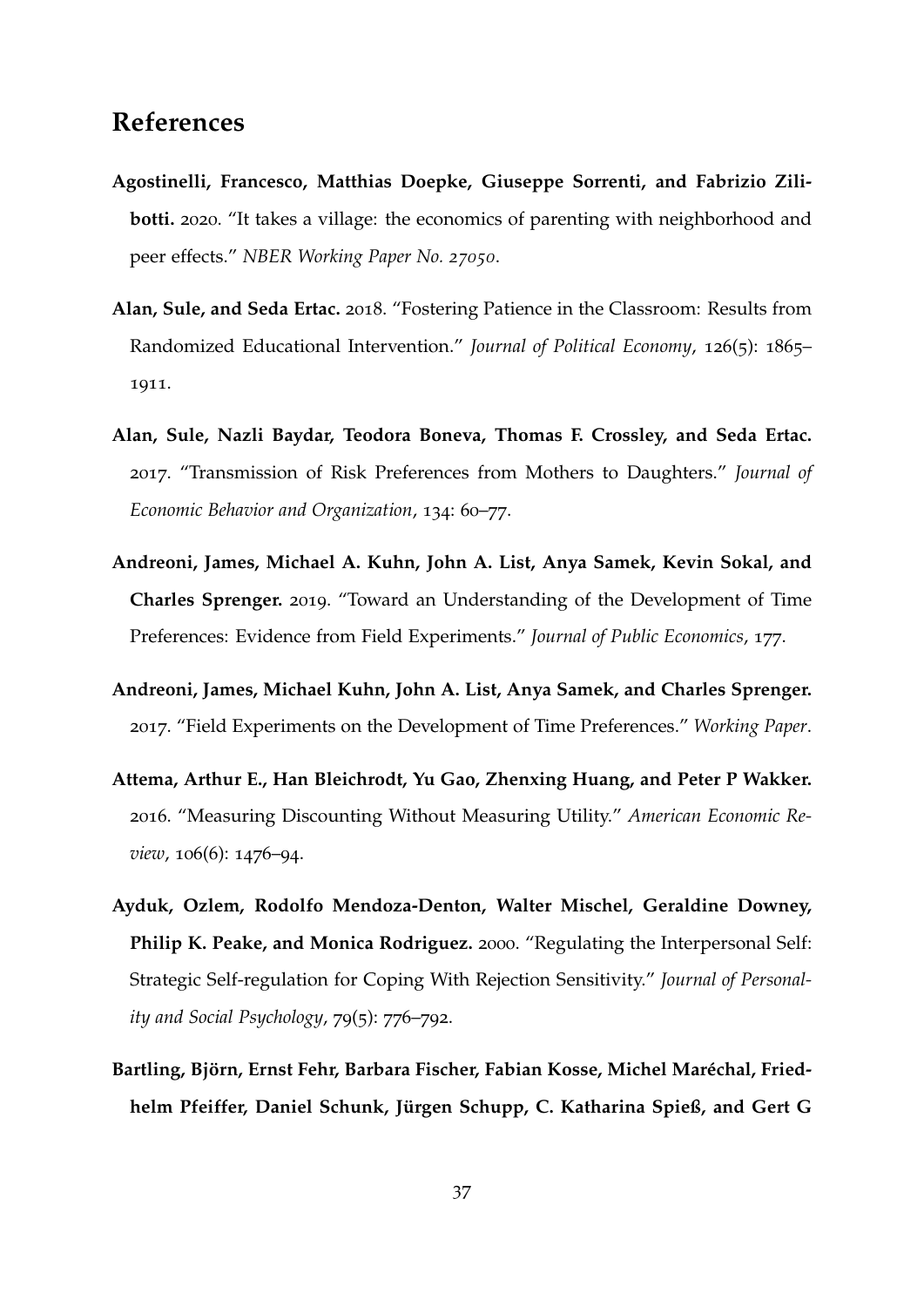## References

**Agostinelli, Francesco, Matthias Doepke, Giuseppe Sorrenti, and Fabrizio Zilibotti.** 2020. "It takes a village: the economics of parenting with neighborhood and peer effects." *NBER Working Paper No. 27050*.

**Alan, Sule, and Seda Ertac.** 2018. "Fostering Patience in the Classroom: Results from Randomized Educational Intervention." *Journal of Political Economy*, 126(5): 1865–1911.

**Alan, Sule, Nazli Baydar, Teodora Boneva, Thomas F. Crossley, and Seda Ertac.** 2017. "Transmission of Risk Preferences from Mothers to Daughters." *Journal of Economic Behavior and Organization*, 134: 60–77.

**Andreoni, James, Michael A. Kuhn, John A. List, Anya Samek, Kevin Sokal, and Charles Sprenger.** 2019. "Toward an Understanding of the Development of Time Preferences: Evidence from Field Experiments." *Journal of Public Economics*, 177.

**Andreoni, James, Michael Kuhn, John A. List, Anya Samek, and Charles Sprenger.** 2017. "Field Experiments on the Development of Time Preferences." *Working Paper*.

**Attema, Arthur E., Han Bleichrodt, Yu Gao, Zhenxing Huang, and Peter P Wakker.** 2016. "Measuring Discounting Without Measuring Utility." *American Economic Review*, 106(6): 1476–94.

**Ayduk, Ozlem, Rodolfo Mendoza-Denton, Walter Mischel, Geraldine Downey, Philip K. Peake, and Monica Rodriguez.** 2000. "Regulating the Interpersonal Self: Strategic Self-regulation for Coping With Rejection Sensitivity." *Journal of Personality and Social Psychology*, 79(5): 776–792.

**Bartling, Björn, Ernst Fehr, Barbara Fischer, Fabian Kosse, Michel Maréchal, Friedhelm Pfeiffer, Daniel Schunk, Jürgen Schupp, C. Katharina Spieß, and Gert G**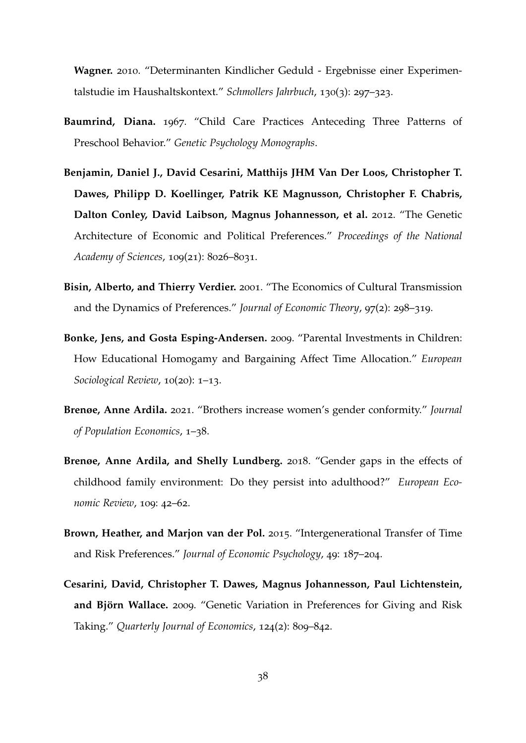**Wagner.** 2010. "Determinanten Kindlicher Geduld - Ergebnisse einer Experimentalstudie im Haushaltskontext." *Schmollers Jahrbuch*, 130(3): 297–323.

**Baumrind, Diana.** 1967. "Child Care Practices Anteceding Three Patterns of Preschool Behavior." *Genetic Psychology Monographs*.

**Benjamin, Daniel J., David Cesarini, Matthijs JHM Van Der Loos, Christopher T. Dawes, Philipp D. Koellinger, Patrik KE Magnusson, Christopher F. Chabris, Dalton Conley, David Laibson, Magnus Johannesson, et al.** 2012. "The Genetic Architecture of Economic and Political Preferences." *Proceedings of the National Academy of Sciences*, 109(21): 8026–8031.

**Bisin, Alberto, and Thierry Verdier.** 2001. "The Economics of Cultural Transmission and the Dynamics of Preferences." *Journal of Economic Theory*, 97(2): 298–319.

**Bonke, Jens, and Gosta Esping-Andersen.** 2009. "Parental Investments in Children: How Educational Homogamy and Bargaining Affect Time Allocation." *European Sociological Review*, 10(20): 1–13.

**Brenøe, Anne Ardila.** 2021. "Brothers increase women's gender conformity." *Journal of Population Economics*, 1–38.

**Brenøe, Anne Ardila, and Shelly Lundberg.** 2018. "Gender gaps in the effects of childhood family environment: Do they persist into adulthood?" *European Economic Review*, 109: 42–62.

**Brown, Heather, and Marjon van der Pol.** 2015. "Intergenerational Transfer of Time and Risk Preferences." *Journal of Economic Psychology*, 49: 187–204.

**Cesarini, David, Christopher T. Dawes, Magnus Johannesson, Paul Lichtenstein, and Björn Wallace.** 2009. "Genetic Variation in Preferences for Giving and Risk Taking." *Quarterly Journal of Economics*, 124(2): 809–842.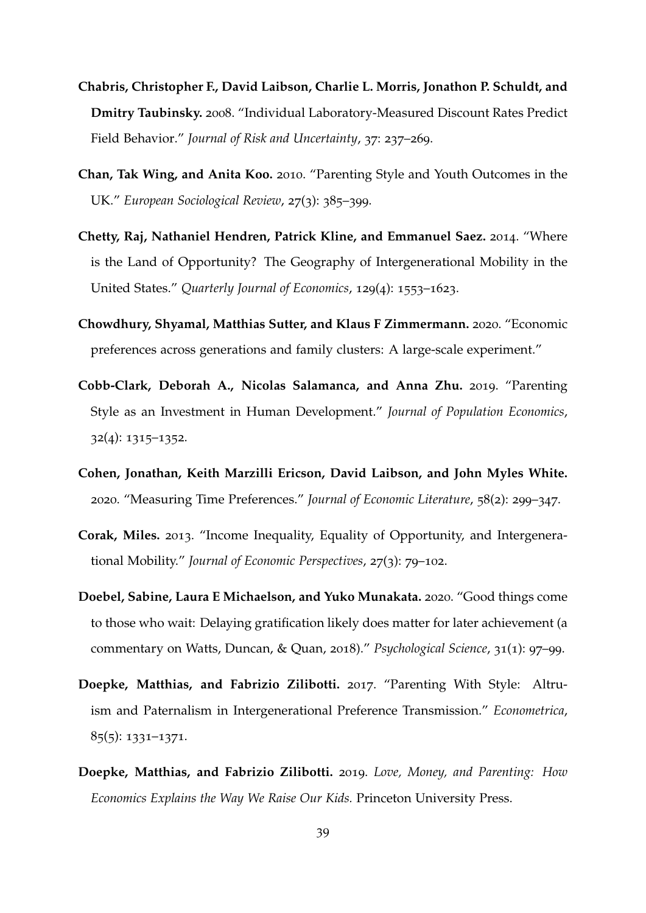**Chabris, Christopher F., David Laibson, Charlie L. Morris, Jonathon P. Schuldt, and Dmitry Taubinsky.** 2008. "Individual Laboratory-Measured Discount Rates Predict Field Behavior." *Journal of Risk and Uncertainty*, 37: 237–269.

**Chan, Tak Wing, and Anita Koo.** 2010. "Parenting Style and Youth Outcomes in the UK." *European Sociological Review*, 27(3): 385–399.

**Chetty, Raj, Nathaniel Hendren, Patrick Kline, and Emmanuel Saez.** 2014. "Where is the Land of Opportunity? The Geography of Intergenerational Mobility in the United States." *Quarterly Journal of Economics*, 129(4): 1553–1623.

**Chowdhury, Shyamal, Matthias Sutter, and Klaus F Zimmermann.** 2020. "Economic preferences across generations and family clusters: A large-scale experiment."

**Cobb-Clark, Deborah A., Nicolas Salamanca, and Anna Zhu.** 2019. "Parenting Style as an Investment in Human Development." *Journal of Population Economics*, 32(4): 1315–1352.

**Cohen, Jonathan, Keith Marzilli Ericson, David Laibson, and John Myles White.** 2020. "Measuring Time Preferences." *Journal of Economic Literature*, 58(2): 299–347.

**Corak, Miles.** 2013. "Income Inequality, Equality of Opportunity, and Intergenerational Mobility." *Journal of Economic Perspectives*, 27(3): 79–102.

**Doebel, Sabine, Laura E Michaelson, and Yuko Munakata.** 2020. "Good things come to those who wait: Delaying gratification likely does matter for later achievement (a commentary on Watts, Duncan, & Quan, 2018)." *Psychological Science*, 31(1): 97–99.

**Doepke, Matthias, and Fabrizio Zilibotti.** 2017. "Parenting With Style: Altruism and Paternalism in Intergenerational Preference Transmission." *Econometrica*, 85(5): 1331–1371.

**Doepke, Matthias, and Fabrizio Zilibotti.** 2019. *Love, Money, and Parenting: How Economics Explains the Way We Raise Our Kids.* Princeton University Press.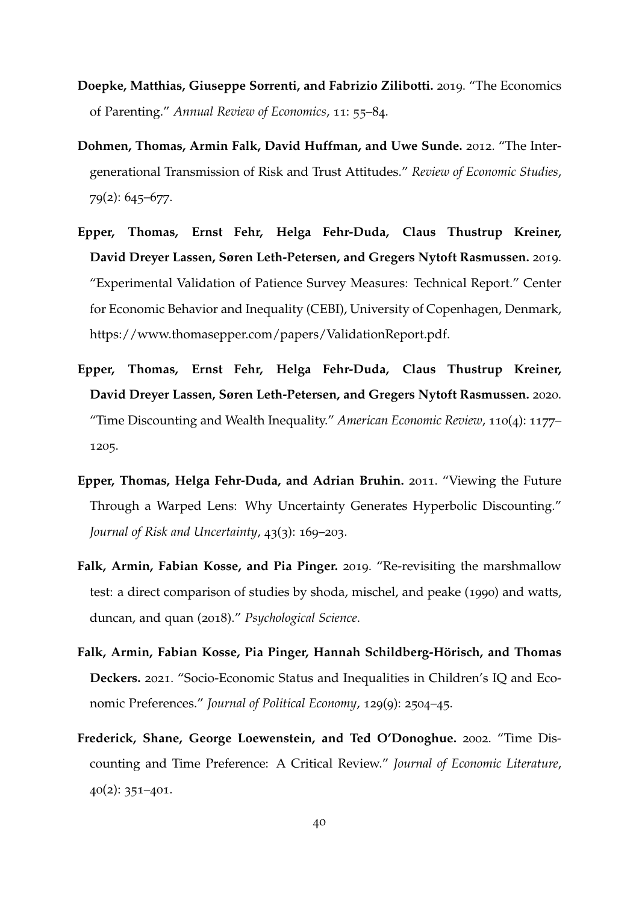**Doepke, Matthias, Giuseppe Sorrenti, and Fabrizio Zilibotti.** 2019. "The Economics of Parenting." *Annual Review of Economics*, 11: 55–84.

**Dohmen, Thomas, Armin Falk, David Huffman, and Uwe Sunde.** 2012. "The Intergenerational Transmission of Risk and Trust Attitudes." *Review of Economic Studies*, 79(2): 645–677.

**Epper, Thomas, Ernst Fehr, Helga Fehr-Duda, Claus Thustrup Kreiner, David Dreyer Lassen, Søren Leth-Petersen, and Gregers Nytoft Rasmussen.** 2019. "Experimental Validation of Patience Survey Measures: Technical Report." Center for Economic Behavior and Inequality (CEBI), University of Copenhagen, Denmark, https://www.thomasepper.com/papers/ValidationReport.pdf.

**Epper, Thomas, Ernst Fehr, Helga Fehr-Duda, Claus Thustrup Kreiner, David Dreyer Lassen, Søren Leth-Petersen, and Gregers Nytoft Rasmussen.** 2020. "Time Discounting and Wealth Inequality." *American Economic Review*, 110(4): 1177–1205.

**Epper, Thomas, Helga Fehr-Duda, and Adrian Bruhin.** 2011. "Viewing the Future Through a Warped Lens: Why Uncertainty Generates Hyperbolic Discounting." *Journal of Risk and Uncertainty*, 43(3): 169–203.

**Falk, Armin, Fabian Kosse, and Pia Pinger.** 2019. "Re-revisiting the marshmallow test: a direct comparison of studies by shoda, mischel, and peake (1990) and watts, duncan, and quan (2018)." *Psychological Science*.

**Falk, Armin, Fabian Kosse, Pia Pinger, Hannah Schildberg-Hörisch, and Thomas Deckers.** 2021. "Socio-Economic Status and Inequalities in Children's IQ and Economic Preferences." *Journal of Political Economy*, 129(9): 2504–45.

**Frederick, Shane, George Loewenstein, and Ted O'Donoghue.** 2002. "Time Discounting and Time Preference: A Critical Review." *Journal of Economic Literature*, 40(2): 351–401.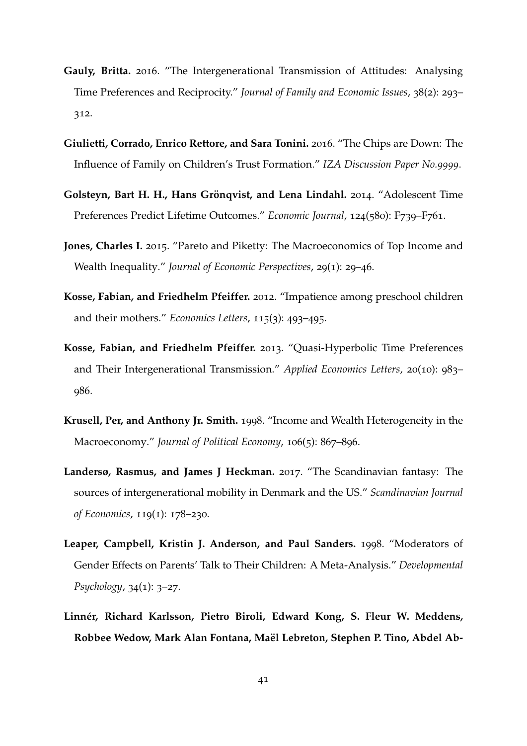**Gauly, Britta.** 2016. "The Intergenerational Transmission of Attitudes: Analysing Time Preferences and Reciprocity." *Journal of Family and Economic Issues*, 38(2): 293–312.

**Giulietti, Corrado, Enrico Rettore, and Sara Tonini.** 2016. "The Chips are Down: The Influence of Family on Children's Trust Formation." *IZA Discussion Paper No.9999*.

**Golsteyn, Bart H. H., Hans Grönqvist, and Lena Lindahl.** 2014. "Adolescent Time Preferences Predict Lifetime Outcomes." *Economic Journal*, 124(580): F739–F761.

**Jones, Charles I.** 2015. "Pareto and Piketty: The Macroeconomics of Top Income and Wealth Inequality." *Journal of Economic Perspectives*, 29(1): 29–46.

**Kosse, Fabian, and Friedhelm Pfeiffer.** 2012. "Impatience among preschool children and their mothers." *Economics Letters*, 115(3): 493–495.

**Kosse, Fabian, and Friedhelm Pfeiffer.** 2013. "Quasi-Hyperbolic Time Preferences and Their Intergenerational Transmission." *Applied Economics Letters*, 20(10): 983–986.

**Krusell, Per, and Anthony Jr. Smith.** 1998. "Income and Wealth Heterogeneity in the Macroeconomy." *Journal of Political Economy*, 106(5): 867–896.

**Landersø, Rasmus, and James J Heckman.** 2017. "The Scandinavian fantasy: The sources of intergenerational mobility in Denmark and the US." *Scandinavian Journal of Economics*, 119(1): 178–230.

**Leaper, Campbell, Kristin J. Anderson, and Paul Sanders.** 1998. "Moderators of Gender Effects on Parents' Talk to Their Children: A Meta-Analysis." *Developmental Psychology*, 34(1): 3–27.

**Linnér, Richard Karlsson, Pietro Biroli, Edward Kong, S. Fleur W. Meddens, Robbee Wedow, Mark Alan Fontana, Maël Lebreton, Stephen P. Tino, Abdel Ab-**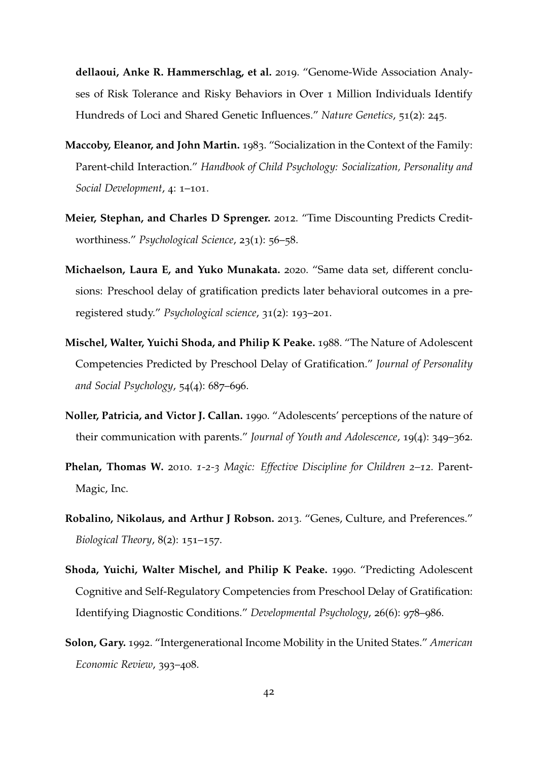**dellaoui, Anke R. Hammerschlag, et al.** 2019. "Genome-Wide Association Analyses of Risk Tolerance and Risky Behaviors in Over 1 Million Individuals Identify Hundreds of Loci and Shared Genetic Influences." *Nature Genetics*, 51(2): 245.

**Maccoby, Eleanor, and John Martin.** 1983. "Socialization in the Context of the Family: Parent-child Interaction." *Handbook of Child Psychology: Socialization, Personality and Social Development*, 4: 1–101.

**Meier, Stephan, and Charles D Sprenger.** 2012. "Time Discounting Predicts Creditworthiness." *Psychological Science*, 23(1): 56–58.

**Michaelson, Laura E, and Yuko Munakata.** 2020. "Same data set, different conclusions: Preschool delay of gratification predicts later behavioral outcomes in a preregistered study." *Psychological science*, 31(2): 193–201.

**Mischel, Walter, Yuichi Shoda, and Philip K Peake.** 1988. "The Nature of Adolescent Competencies Predicted by Preschool Delay of Gratification." *Journal of Personality and Social Psychology*, 54(4): 687–696.

**Noller, Patricia, and Victor J. Callan.** 1990. "Adolescents' perceptions of the nature of their communication with parents." *Journal of Youth and Adolescence*, 19(4): 349–362.

**Phelan, Thomas W.** 2010. *1-2-3 Magic: Effective Discipline for Children 2–12.* Parent-Magic, Inc.

**Robalino, Nikolaus, and Arthur J Robson.** 2013. "Genes, Culture, and Preferences." *Biological Theory*, 8(2): 151–157.

**Shoda, Yuichi, Walter Mischel, and Philip K Peake.** 1990. "Predicting Adolescent Cognitive and Self-Regulatory Competencies from Preschool Delay of Gratification: Identifying Diagnostic Conditions." *Developmental Psychology*, 26(6): 978–986.

**Solon, Gary.** 1992. "Intergenerational Income Mobility in the United States." *American Economic Review*, 393–408.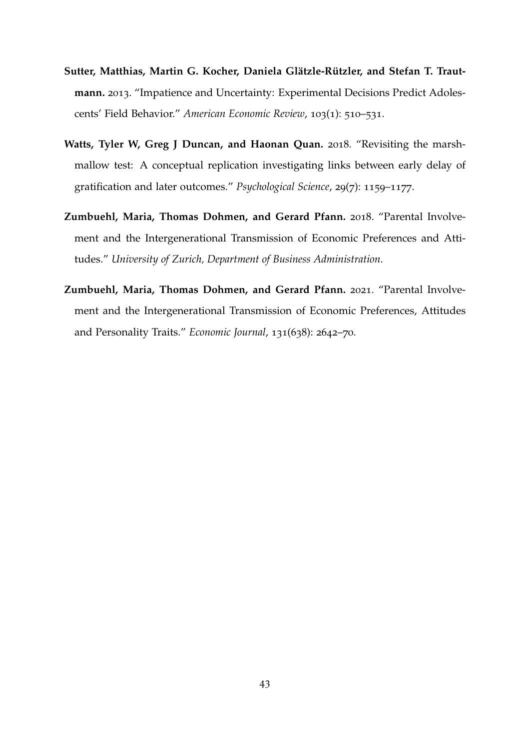**Sutter, Matthias, Martin G. Kocher, Daniela Glätzle-Rützler, and Stefan T. Trautmann.** 2013. "Impatience and Uncertainty: Experimental Decisions Predict Adolescents' Field Behavior." *American Economic Review*, 103(1): 510–531.

**Watts, Tyler W, Greg J Duncan, and Haonan Quan.** 2018. "Revisiting the marshmallow test: A conceptual replication investigating links between early delay of gratification and later outcomes." *Psychological Science*, 29(7): 1159–1177.

**Zumbuehl, Maria, Thomas Dohmen, and Gerard Pfann.** 2018. "Parental Involvement and the Intergenerational Transmission of Economic Preferences and Attitudes." *University of Zurich, Department of Business Administration*.

**Zumbuehl, Maria, Thomas Dohmen, and Gerard Pfann.** 2021. "Parental Involvement and the Intergenerational Transmission of Economic Preferences, Attitudes and Personality Traits." *Economic Journal*, 131(638): 2642–70.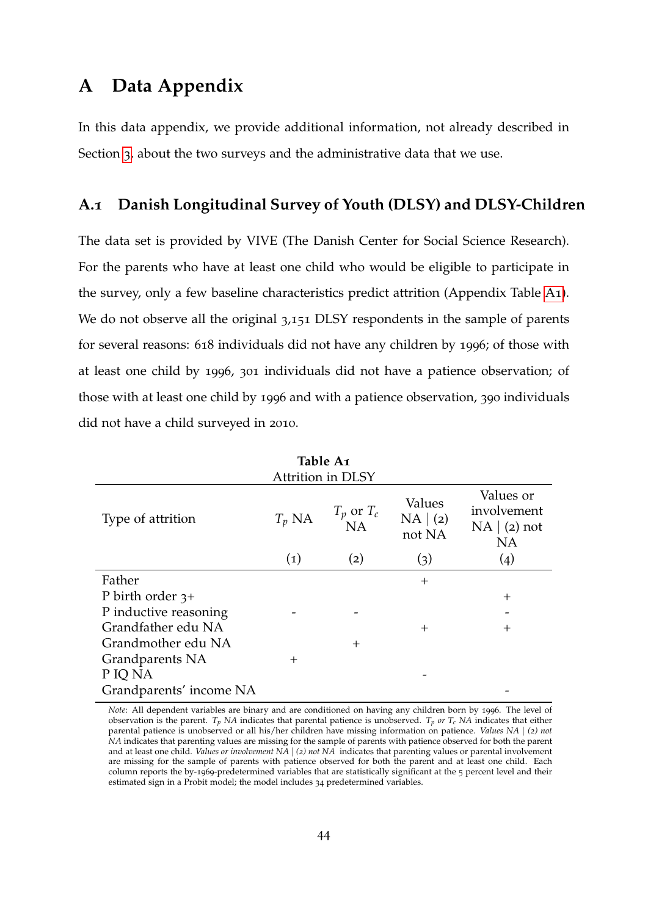# A Data Appendix

In this data appendix, we provide additional information, not already described in Section 3, about the two surveys and the administrative data that we use.

## A.1 Danish Longitudinal Survey of Youth (DLSY) and DLSY-Children

The data set is provided by VIVE (The Danish Center for Social Science Research). For the parents who have at least one child who would be eligible to participate in the survey, only a few baseline characteristics predict attrition (Appendix Table A1). We do not observe all the original 3,151 DLSY respondents in the sample of parents for several reasons: 618 individuals did not have any children by 1996; of those with at least one child by 1996, 301 individuals did not have a patience observation; of those with at least one child by 1996 and with a patience observation, 390 individuals did not have a child surveyed in 2010.

**Table A1**
Attrition in DLSY

| Type of attrition | $T_p$ NA | $T_p$ or $T_c$ NA | Values NA \| (2) not NA | Values or involvement NA \| (2) not NA |
|---|---|---|---|---|
| | (1) | (2) | (3) | (4) |
| Father | | | + | |
| P birth order 3+ | | | | + |
| P inductive reasoning | - | - | | - |
| Grandfather edu NA | | | + | + |
| Grandmother edu NA | | + | | |
| Grandparents NA | + | | | |
| P IQ NA | | | - | |
| Grandparents' income NA | | | | - |

*Note*: All dependent variables are binary and are conditioned on having any children born by 1996. The level of observation is the parent. *$T_p$ NA* indicates that parental patience is unobserved. *$T_p$ or $T_c$ NA* indicates that either parental patience is unobserved or all his/her children have missing information on patience. *Values NA | (2) not NA* indicates that parenting values are missing for the sample of parents with patience observed for both the parent and at least one child. *Values or involvement NA | (2) not NA* indicates that parenting values or parental involvement are missing for the sample of parents with patience observed for both the parent and at least one child. Each column reports the by-1969-predetermined variables that are statistically significant at the 5 percent level and their estimated sign in a Probit model; the model includes 34 predetermined variables.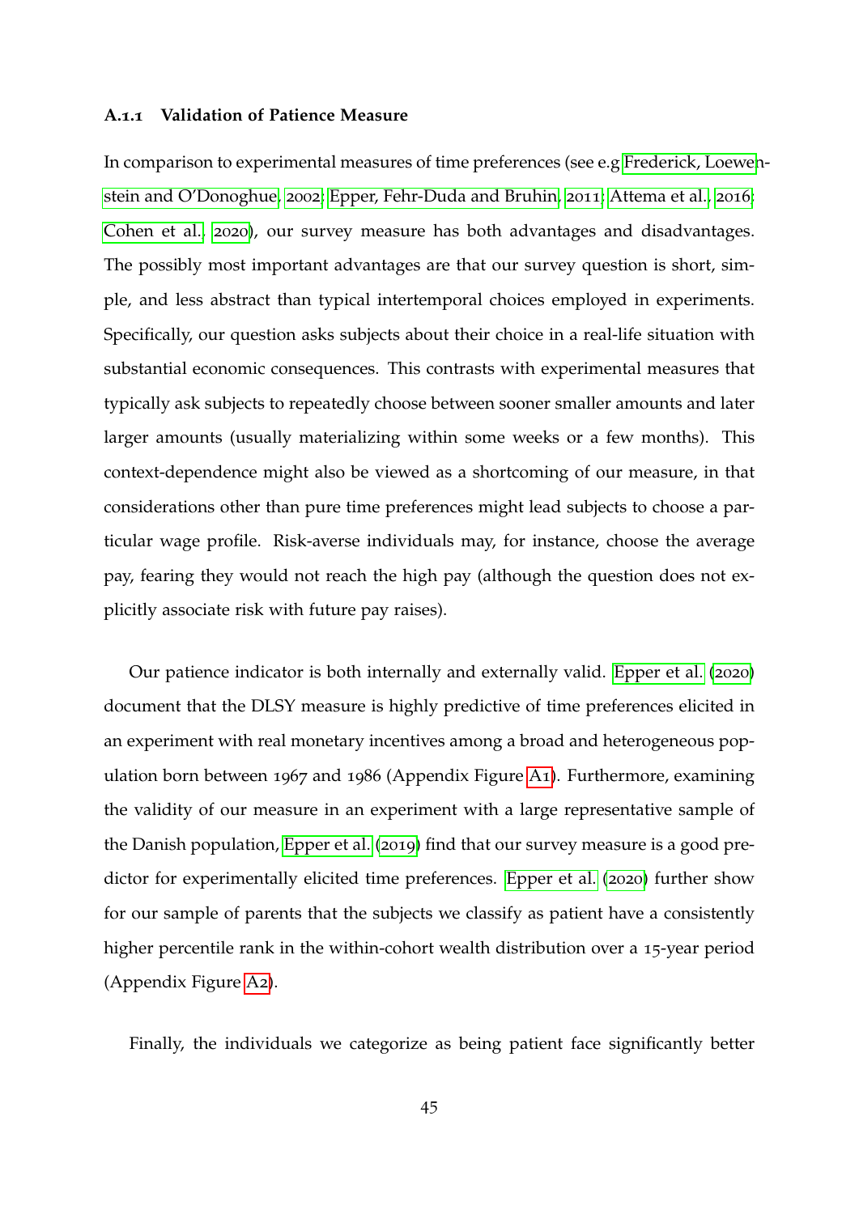### A.1.1 Validation of Patience Measure

In comparison to experimental measures of time preferences (see e.g Frederick, Loewenstein and O'Donoghue, 2002; Epper, Fehr-Duda and Bruhin, 2011; Attema et al., 2016; Cohen et al., 2020), our survey measure has both advantages and disadvantages. The possibly most important advantages are that our survey question is short, simple, and less abstract than typical intertemporal choices employed in experiments. Specifically, our question asks subjects about their choice in a real-life situation with substantial economic consequences. This contrasts with experimental measures that typically ask subjects to repeatedly choose between sooner smaller amounts and later larger amounts (usually materializing within some weeks or a few months). This context-dependence might also be viewed as a shortcoming of our measure, in that considerations other than pure time preferences might lead subjects to choose a particular wage profile. Risk-averse individuals may, for instance, choose the average pay, fearing they would not reach the high pay (although the question does not explicitly associate risk with future pay raises).

Our patience indicator is both internally and externally valid. Epper et al. (2020) document that the DLSY measure is highly predictive of time preferences elicited in an experiment with real monetary incentives among a broad and heterogeneous population born between 1967 and 1986 (Appendix Figure A1). Furthermore, examining the validity of our measure in an experiment with a large representative sample of the Danish population, Epper et al. (2019) find that our survey measure is a good predictor for experimentally elicited time preferences. Epper et al. (2020) further show for our sample of parents that the subjects we classify as patient have a consistently higher percentile rank in the within-cohort wealth distribution over a 15-year period (Appendix Figure A2).

Finally, the individuals we categorize as being patient face significantly better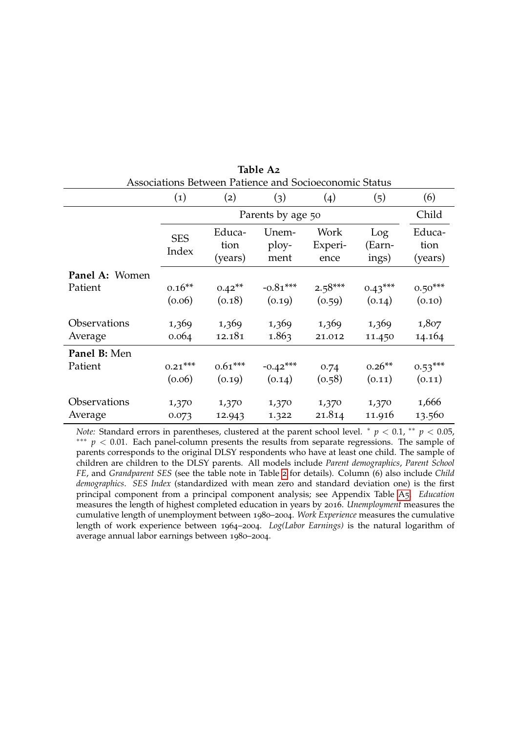**Table A2**

Associations Between Patience and Socioeconomic Status

| | (1) | (2) | (3) | (4) | (5) | (6) |
|---|---|---|---|---|---|---|
| | Parents by age 50 | | | | | Child |
| | SES Index | Education (years) | Unemployment | Work Experience | Log (Earnings) | Education (years) |
| **Panel A:** Women | | | | | | |
| Patient | 0.16** | 0.42** | -0.81*** | 2.58*** | 0.43*** | 0.50*** |
| | (0.06) | (0.18) | (0.19) | (0.59) | (0.14) | (0.10) |
| Observations | 1,369 | 1,369 | 1,369 | 1,369 | 1,369 | 1,807 |
| Average | 0.064 | 12.181 | 1.863 | 21.012 | 11.450 | 14.164 |
| **Panel B:** Men | | | | | | |
| Patient | 0.21*** | 0.61*** | -0.42*** | 0.74 | 0.26** | 0.53*** |
| | (0.06) | (0.19) | (0.14) | (0.58) | (0.11) | (0.11) |
| Observations | 1,370 | 1,370 | 1,370 | 1,370 | 1,370 | 1,666 |
| Average | 0.073 | 12.943 | 1.322 | 21.814 | 11.916 | 13.560 |

*Note:* Standard errors in parentheses, clustered at the parent school level. * $p < 0.1$, ** $p < 0.05$, *** $p < 0.01$. Each panel-column presents the results from separate regressions. The sample of parents corresponds to the original DLSY respondents who have at least one child. The sample of children are children to the DLSY parents. All models include *Parent demographics*, *Parent School FE*, and *Grandparent SES* (see the table note in Table 2 for details). Column (6) also include *Child demographics*. *SES Index* (standardized with mean zero and standard deviation one) is the first principal component from a principal component analysis; see Appendix Table A5. *Education* measures the length of highest completed education in years by 2016. *Unemployment* measures the cumulative length of unemployment between 1980–2004. *Work Experience* measures the cumulative length of work experience between 1964–2004. *Log(Labor Earnings)* is the natural logarithm of average annual labor earnings between 1980–2004.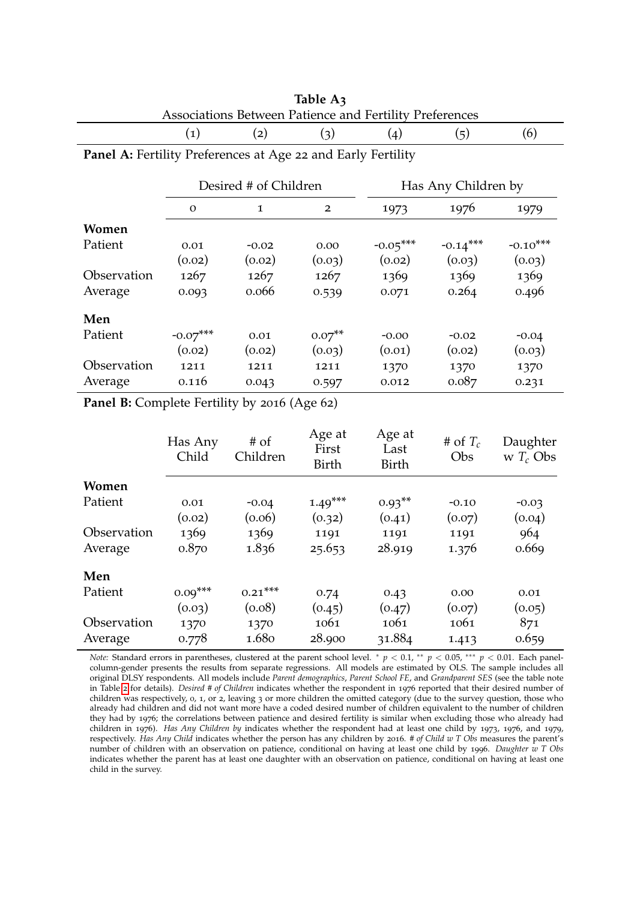**Table A3**
Associations Between Patience and Fertility Preferences

| | (1) | (2) | (3) | (4) | (5) | (6) |
|---|---|---|---|---|---|---|
| **Panel A:** Fertility Preferences at Age 22 and Early Fertility | | | | | | |
| | Desired # of Children | | | Has Any Children by | | |
| | 0 | 1 | 2 | 1973 | 1976 | 1979 |
| **Women** | | | | | | |
| Patient | 0.01 | -0.02 | 0.00 | -0.05*** | -0.14*** | -0.10*** |
| | (0.02) | (0.02) | (0.03) | (0.02) | (0.03) | (0.03) |
| Observation | 1267 | 1267 | 1267 | 1369 | 1369 | 1369 |
| Average | 0.093 | 0.066 | 0.539 | 0.071 | 0.264 | 0.496 |
| **Men** | | | | | | |
| Patient | -0.07*** | 0.01 | 0.07** | -0.00 | -0.02 | -0.04 |
| | (0.02) | (0.02) | (0.03) | (0.01) | (0.02) | (0.03) |
| Observation | 1211 | 1211 | 1211 | 1370 | 1370 | 1370 |
| Average | 0.116 | 0.043 | 0.597 | 0.012 | 0.087 | 0.231 |
| **Panel B:** Complete Fertility by 2016 (Age 62) | | | | | | |
| | Has Any Child | # of Children | Age at First Birth | Age at Last Birth | # of $T_c$ Obs | Daughter w $T_c$ Obs |
| **Women** | | | | | | |
| Patient | 0.01 | -0.04 | 1.49*** | 0.93** | -0.10 | -0.03 |
| | (0.02) | (0.06) | (0.32) | (0.41) | (0.07) | (0.04) |
| Observation | 1369 | 1369 | 1191 | 1191 | 1191 | 964 |
| Average | 0.870 | 1.836 | 25.653 | 28.919 | 1.376 | 0.669 |
| **Men** | | | | | | |
| Patient | 0.09*** | 0.21*** | 0.74 | 0.43 | 0.00 | 0.01 |
| | (0.03) | (0.08) | (0.45) | (0.47) | (0.07) | (0.05) |
| Observation | 1370 | 1370 | 1061 | 1061 | 1061 | 871 |
| Average | 0.778 | 1.680 | 28.900 | 31.884 | 1.413 | 0.659 |

*Note:* Standard errors in parentheses, clustered at the parent school level. * $p < 0.1$, ** $p < 0.05$, *** $p < 0.01$. Each panel-column-gender presents the results from separate regressions. All models are estimated by OLS. The sample includes all original DLSY respondents. All models include *Parent demographics*, *Parent School FE*, and *Grandparent SES* (see the table note in Table 2 for details). *Desired # of Children* indicates whether the respondent in 1976 reported that their desired number of children was respectively, 0, 1, or 2, leaving 3 or more children the omitted category (due to the survey question, those who already had children and did not want more have a coded desired number of children equivalent to the number of children they had by 1976; the correlations between patience and desired fertility is similar when excluding those who already had children in 1976). *Has Any Children by* indicates whether the respondent had at least one child by 1973, 1976, and 1979, respectively. *Has Any Child* indicates whether the person has any children by 2016. *# of Child w T Obs* measures the parent's number of children with an observation on patience, conditional on having at least one child by 1996. *Daughter w T Obs* indicates whether the parent has at least one daughter with an observation on patience, conditional on having at least one child in the survey.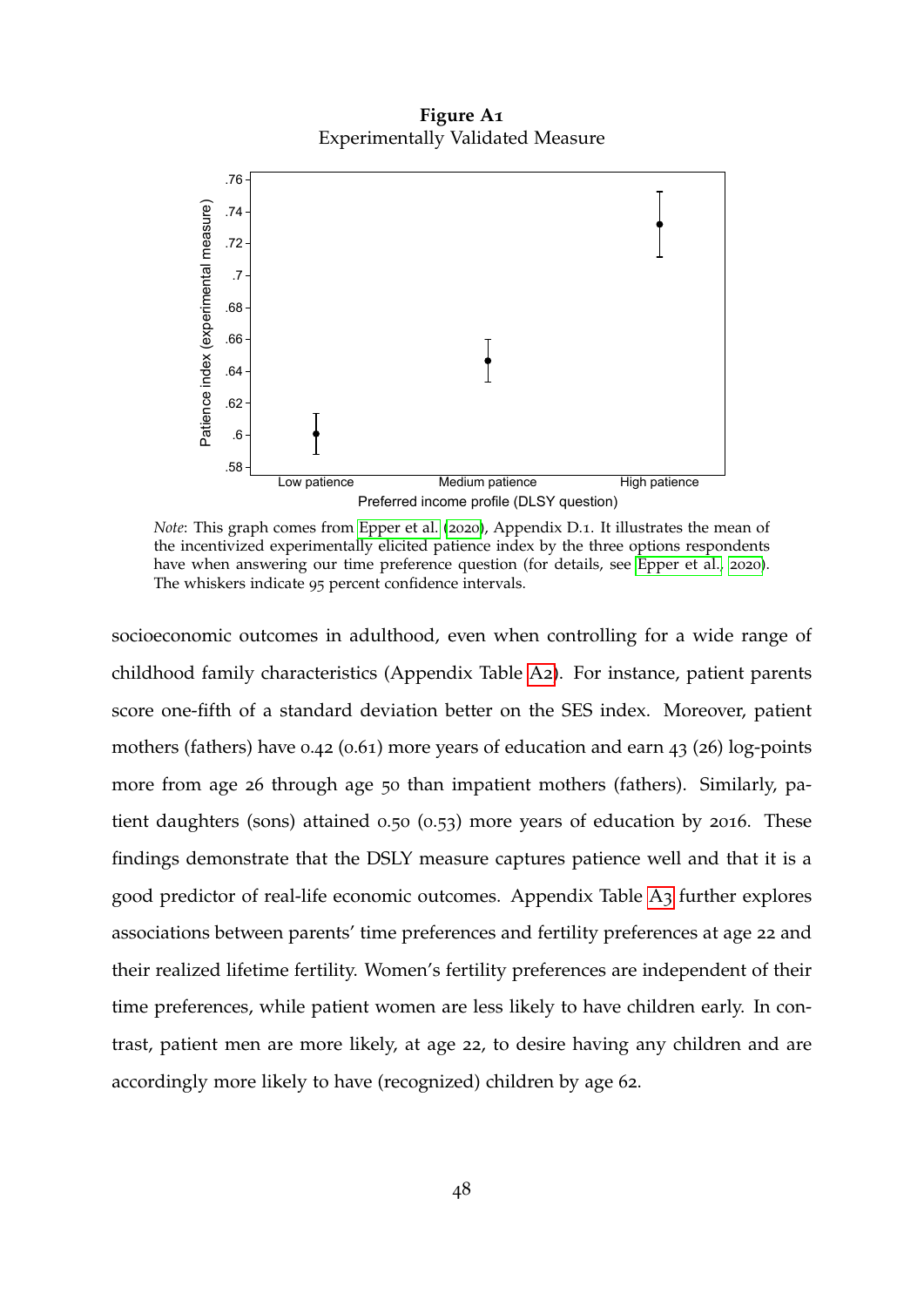**Figure A1**
Experimentally Validated Measure

*Note*: This graph comes from Epper et al. (2020), Appendix D.1. It illustrates the mean of the incentivized experimentally elicited patience index by the three options respondents have when answering our time preference question (for details, see Epper et al., 2020). The whiskers indicate 95 percent confidence intervals.

socioeconomic outcomes in adulthood, even when controlling for a wide range of childhood family characteristics (Appendix Table A2). For instance, patient parents score one-fifth of a standard deviation better on the SES index. Moreover, patient mothers (fathers) have 0.42 (0.61) more years of education and earn 43 (26) log-points more from age 26 through age 50 than impatient mothers (fathers). Similarly, patient daughters (sons) attained 0.50 (0.53) more years of education by 2016. These findings demonstrate that the DSLY measure captures patience well and that it is a good predictor of real-life economic outcomes. Appendix Table A3 further explores associations between parents' time preferences and fertility preferences at age 22 and their realized lifetime fertility. Women's fertility preferences are independent of their time preferences, while patient women are less likely to have children early. In contrast, patient men are more likely, at age 22, to desire having any children and are accordingly more likely to have (recognized) children by age 62.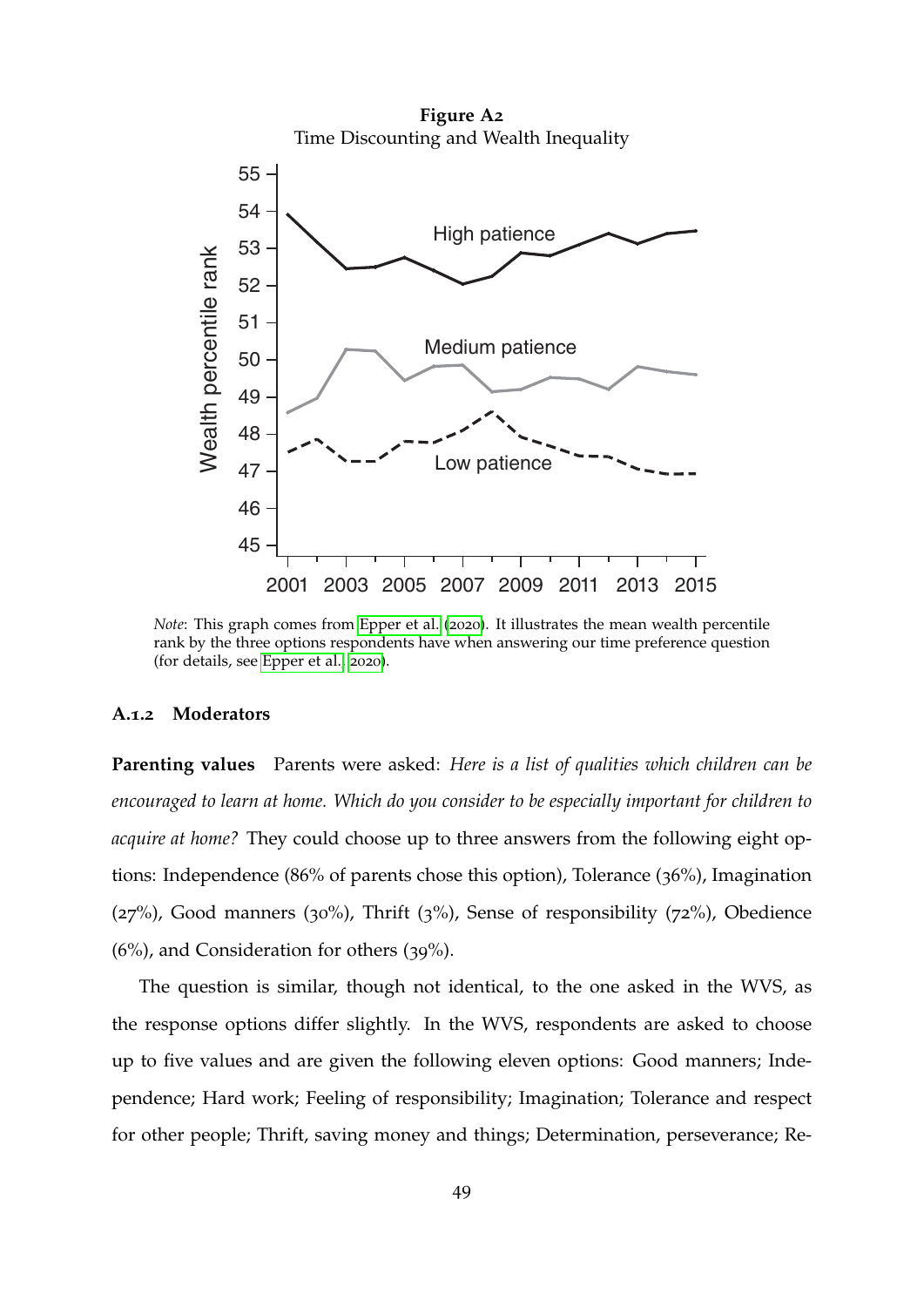**Figure A2**
Time Discounting and Wealth Inequality

*Note*: This graph comes from Epper et al. (2020). It illustrates the mean wealth percentile rank by the three options respondents have when answering our time preference question (for details, see Epper et al. 2020).

### A.1.2 Moderators

**Parenting values** Parents were asked: *Here is a list of qualities which children can be encouraged to learn at home. Which do you consider to be especially important for children to acquire at home?* They could choose up to three answers from the following eight options: Independence (86% of parents chose this option), Tolerance (36%), Imagination (27%), Good manners (30%), Thrift (3%), Sense of responsibility (72%), Obedience (6%), and Consideration for others (39%).

The question is similar, though not identical, to the one asked in the WVS, as the response options differ slightly. In the WVS, respondents are asked to choose up to five values and are given the following eleven options: Good manners; Independence; Hard work; Feeling of responsibility; Imagination; Tolerance and respect for other people; Thrift, saving money and things; Determination, perseverance; Re-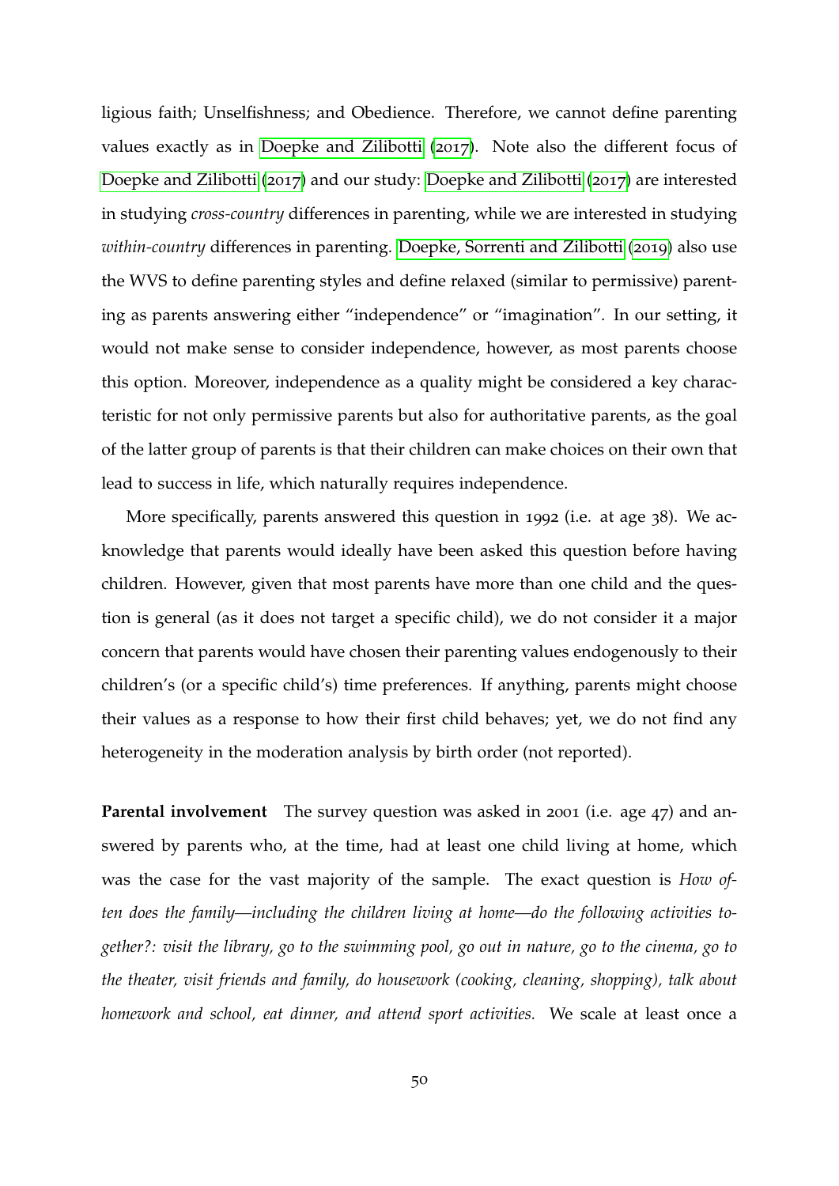ligious faith; Unselfishness; and Obedience. Therefore, we cannot define parenting values exactly as in Doepke and Zilibotti (2017). Note also the different focus of Doepke and Zilibotti (2017) and our study: Doepke and Zilibotti (2017) are interested in studying *cross-country* differences in parenting, while we are interested in studying *within-country* differences in parenting. Doepke, Sorrenti and Zilibotti (2019) also use the WVS to define parenting styles and define relaxed (similar to permissive) parenting as parents answering either "independence" or "imagination". In our setting, it would not make sense to consider independence, however, as most parents choose this option. Moreover, independence as a quality might be considered a key characteristic for not only permissive parents but also for authoritative parents, as the goal of the latter group of parents is that their children can make choices on their own that lead to success in life, which naturally requires independence.

More specifically, parents answered this question in 1992 (i.e. at age 38). We acknowledge that parents would ideally have been asked this question before having children. However, given that most parents have more than one child and the question is general (as it does not target a specific child), we do not consider it a major concern that parents would have chosen their parenting values endogenously to their children's (or a specific child's) time preferences. If anything, parents might choose their values as a response to how their first child behaves; yet, we do not find any heterogeneity in the moderation analysis by birth order (not reported).

**Parental involvement** The survey question was asked in 2001 (i.e. age 47) and answered by parents who, at the time, had at least one child living at home, which was the case for the vast majority of the sample. The exact question is *How often does the family—including the children living at home—do the following activities together?: visit the library, go to the swimming pool, go out in nature, go to the cinema, go to the theater, visit friends and family, do housework (cooking, cleaning, shopping), talk about homework and school, eat dinner, and attend sport activities.* We scale at least once a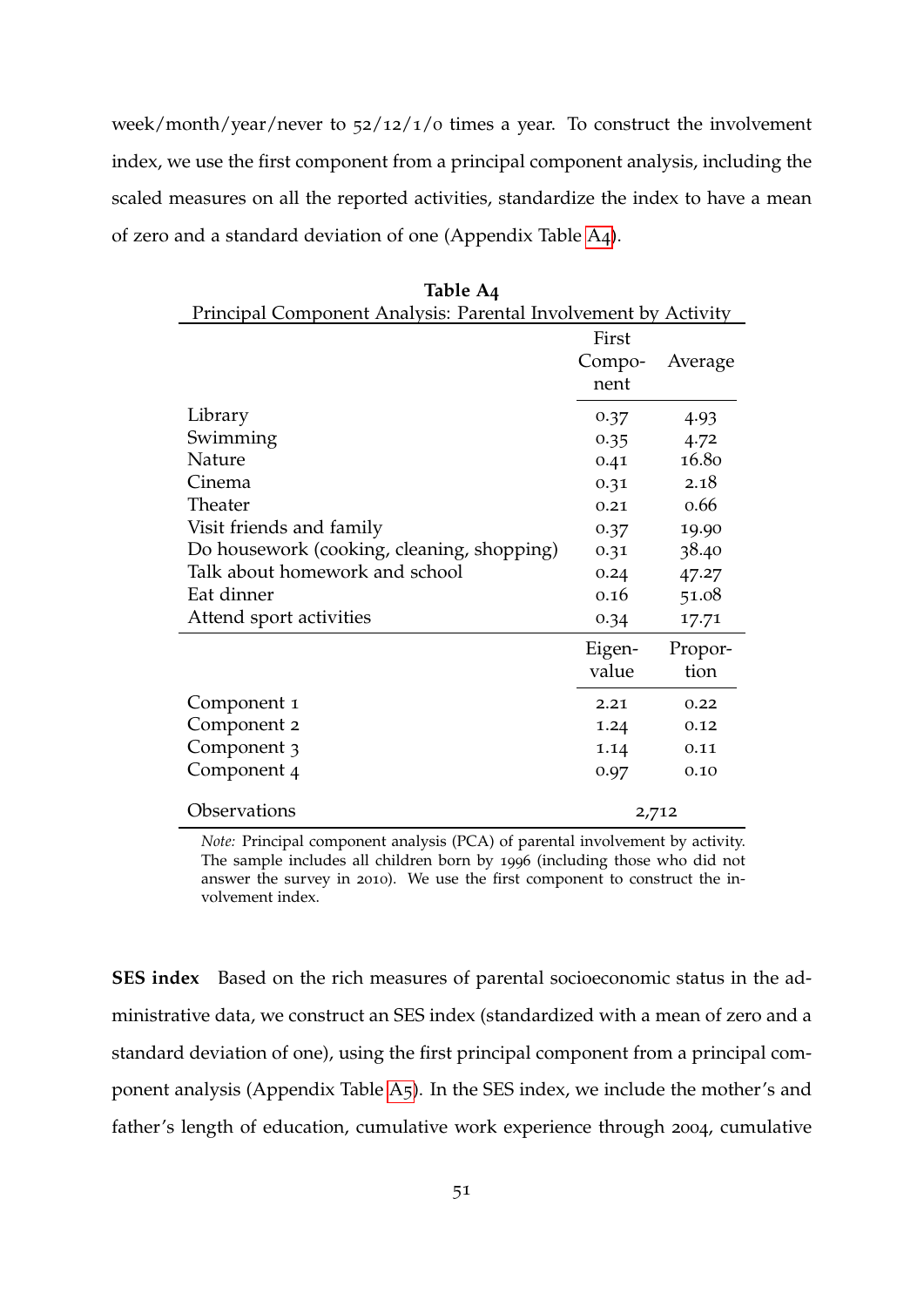week/month/year/never to 52/12/1/0 times a year. To construct the involvement index, we use the first component from a principal component analysis, including the scaled measures on all the reported activities, standardize the index to have a mean of zero and a standard deviation of one (Appendix Table A4).

**Table A4**

Principal Component Analysis: Parental Involvement by Activity

| | First Component | Average |
|---|---|---|
| Library | 0.37 | 4.93 |
| Swimming | 0.35 | 4.72 |
| Nature | 0.41 | 16.80 |
| Cinema | 0.31 | 2.18 |
| Theater | 0.21 | 0.66 |
| Visit friends and family | 0.37 | 19.90 |
| Do housework (cooking, cleaning, shopping) | 0.31 | 38.40 |
| Talk about homework and school | 0.24 | 47.27 |
| Eat dinner | 0.16 | 51.08 |
| Attend sport activities | 0.34 | 17.71 |
| | **Eigenvalue** | **Proportion** |
| Component 1 | 2.21 | 0.22 |
| Component 2 | 1.24 | 0.12 |
| Component 3 | 1.14 | 0.11 |
| Component 4 | 0.97 | 0.10 |
| Observations | 2,712 | |

*Note:* Principal component analysis (PCA) of parental involvement by activity. The sample includes all children born by 1996 (including those who did not answer the survey in 2010). We use the first component to construct the involvement index.

**SES index** Based on the rich measures of parental socioeconomic status in the administrative data, we construct an SES index (standardized with a mean of zero and a standard deviation of one), using the first principal component from a principal component analysis (Appendix Table A5). In the SES index, we include the mother's and father's length of education, cumulative work experience through 2004, cumulative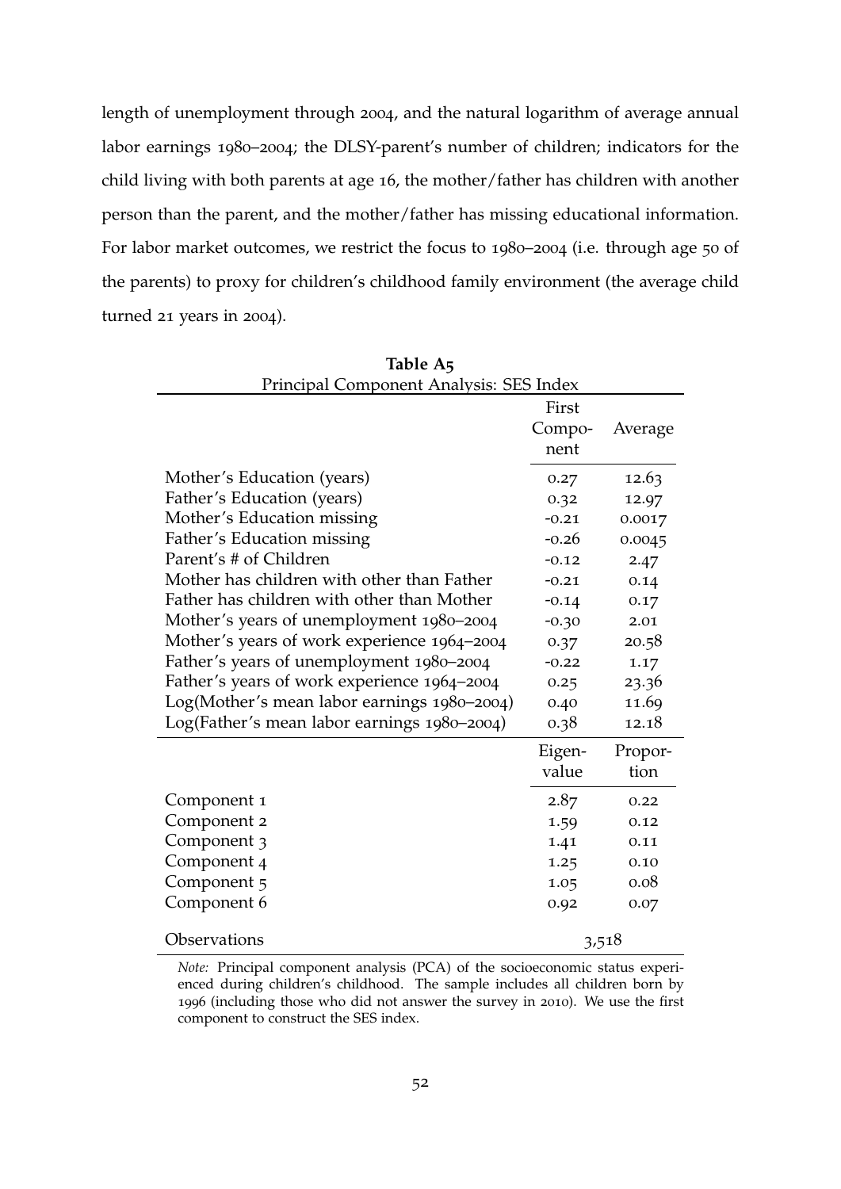length of unemployment through 2004, and the natural logarithm of average annual labor earnings 1980–2004; the DLSY-parent's number of children; indicators for the child living with both parents at age 16, the mother/father has children with another person than the parent, and the mother/father has missing educational information. For labor market outcomes, we restrict the focus to 1980–2004 (i.e. through age 50 of the parents) to proxy for children's childhood family environment (the average child turned 21 years in 2004).

**Table A5**
Principal Component Analysis: SES Index

| | First Component | Average |
|---|---|---|
| Mother's Education (years) | 0.27 | 12.63 |
| Father's Education (years) | 0.32 | 12.97 |
| Mother's Education missing | -0.21 | 0.0017 |
| Father's Education missing | -0.26 | 0.0045 |
| Parent's # of Children | -0.12 | 2.47 |
| Mother has children with other than Father | -0.21 | 0.14 |
| Father has children with other than Mother | -0.14 | 0.17 |
| Mother's years of unemployment 1980–2004 | -0.30 | 2.01 |
| Mother's years of work experience 1964–2004 | 0.37 | 20.58 |
| Father's years of unemployment 1980–2004 | -0.22 | 1.17 |
| Father's years of work experience 1964–2004 | 0.25 | 23.36 |
| Log(Mother's mean labor earnings 1980–2004) | 0.40 | 11.69 |
| Log(Father's mean labor earnings 1980–2004) | 0.38 | 12.18 |
| | **Eigenvalue** | **Proportion** |
| Component 1 | 2.87 | 0.22 |
| Component 2 | 1.59 | 0.12 |
| Component 3 | 1.41 | 0.11 |
| Component 4 | 1.25 | 0.10 |
| Component 5 | 1.05 | 0.08 |
| Component 6 | 0.92 | 0.07 |
| Observations | 3,518 | |

*Note:* Principal component analysis (PCA) of the socioeconomic status experienced during children's childhood. The sample includes all children born by 1996 (including those who did not answer the survey in 2010). We use the first component to construct the SES index.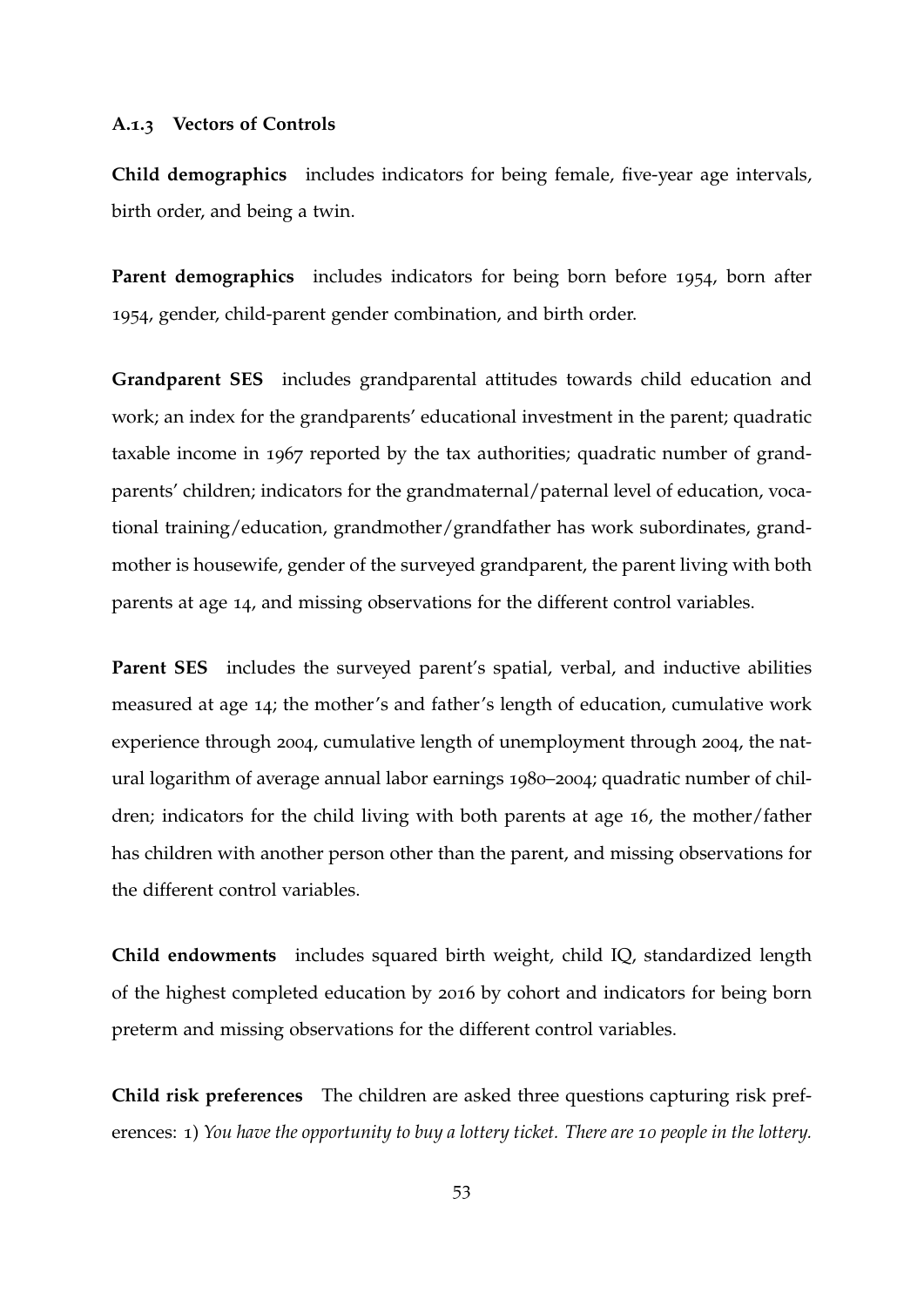### A.1.3 Vectors of Controls

**Child demographics** includes indicators for being female, five-year age intervals, birth order, and being a twin.

**Parent demographics** includes indicators for being born before 1954, born after 1954, gender, child-parent gender combination, and birth order.

**Grandparent SES** includes grandparental attitudes towards child education and work; an index for the grandparents' educational investment in the parent; quadratic taxable income in 1967 reported by the tax authorities; quadratic number of grandparents' children; indicators for the grandmaternal/paternal level of education, vocational training/education, grandmother/grandfather has work subordinates, grandmother is housewife, gender of the surveyed grandparent, the parent living with both parents at age 14, and missing observations for the different control variables.

**Parent SES** includes the surveyed parent's spatial, verbal, and inductive abilities measured at age 14; the mother's and father's length of education, cumulative work experience through 2004, cumulative length of unemployment through 2004, the natural logarithm of average annual labor earnings 1980–2004; quadratic number of children; indicators for the child living with both parents at age 16, the mother/father has children with another person other than the parent, and missing observations for the different control variables.

**Child endowments** includes squared birth weight, child IQ, standardized length of the highest completed education by 2016 by cohort and indicators for being born preterm and missing observations for the different control variables.

**Child risk preferences** The children are asked three questions capturing risk preferences: 1) *You have the opportunity to buy a lottery ticket. There are 10 people in the lottery.*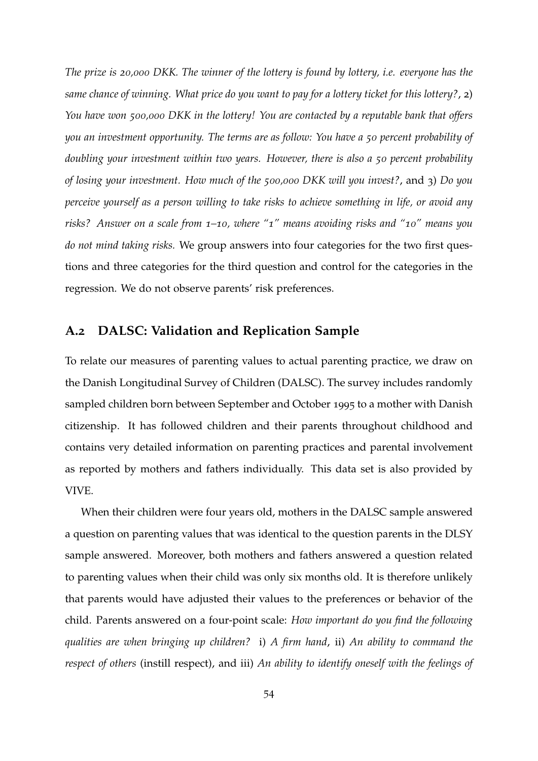*The prize is 20,000 DKK. The winner of the lottery is found by lottery, i.e. everyone has the same chance of winning. What price do you want to pay for a lottery ticket for this lottery?*, 2) *You have won 500,000 DKK in the lottery! You are contacted by a reputable bank that offers you an investment opportunity. The terms are as follow: You have a 50 percent probability of doubling your investment within two years. However, there is also a 50 percent probability of losing your investment. How much of the 500,000 DKK will you invest?*, and 3) *Do you perceive yourself as a person willing to take risks to achieve something in life, or avoid any risks? Answer on a scale from 1–10, where "1" means avoiding risks and "10" means you do not mind taking risks.* We group answers into four categories for the two first questions and three categories for the third question and control for the categories in the regression. We do not observe parents' risk preferences.

## A.2 DALSC: Validation and Replication Sample

To relate our measures of parenting values to actual parenting practice, we draw on the Danish Longitudinal Survey of Children (DALSC). The survey includes randomly sampled children born between September and October 1995 to a mother with Danish citizenship. It has followed children and their parents throughout childhood and contains very detailed information on parenting practices and parental involvement as reported by mothers and fathers individually. This data set is also provided by VIVE.

When their children were four years old, mothers in the DALSC sample answered a question on parenting values that was identical to the question parents in the DLSY sample answered. Moreover, both mothers and fathers answered a question related to parenting values when their child was only six months old. It is therefore unlikely that parents would have adjusted their values to the preferences or behavior of the child. Parents answered on a four-point scale: *How important do you find the following qualities are when bringing up children?* i) *A firm hand*, ii) *An ability to command the respect of others* (instill respect), and iii) *An ability to identify oneself with the feelings of*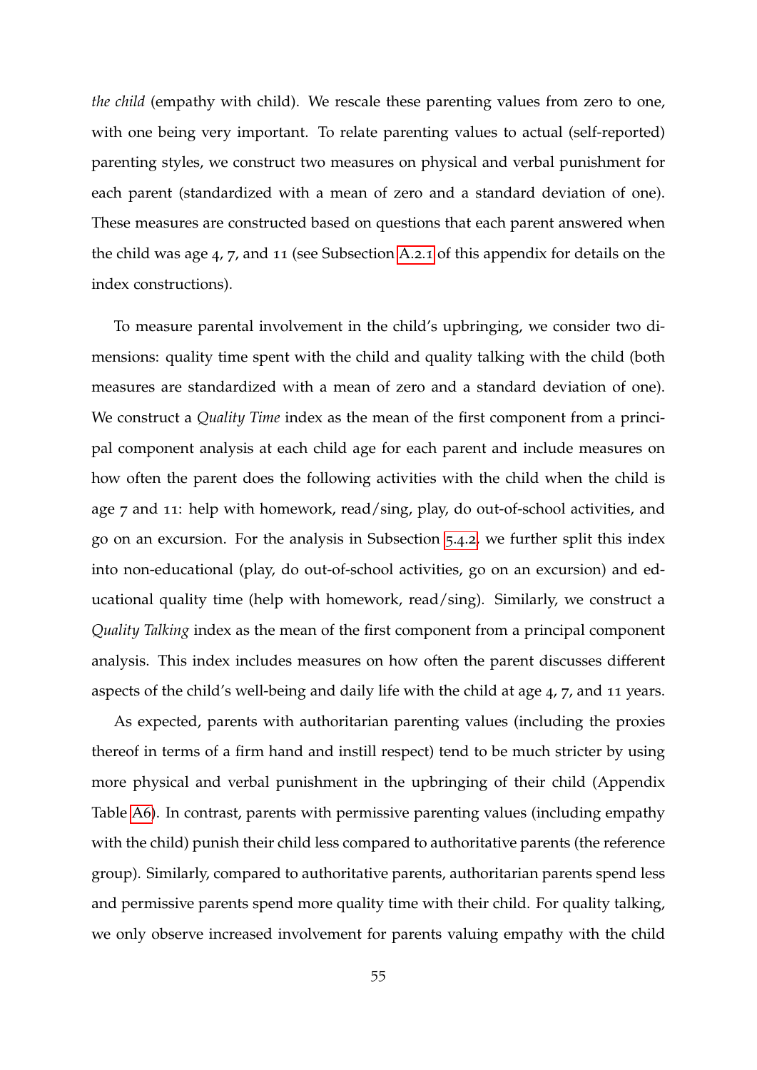*the child* (empathy with child). We rescale these parenting values from zero to one, with one being very important. To relate parenting values to actual (self-reported) parenting styles, we construct two measures on physical and verbal punishment for each parent (standardized with a mean of zero and a standard deviation of one). These measures are constructed based on questions that each parent answered when the child was age 4, 7, and 11 (see Subsection A.2.1 of this appendix for details on the index constructions).

To measure parental involvement in the child's upbringing, we consider two dimensions: quality time spent with the child and quality talking with the child (both measures are standardized with a mean of zero and a standard deviation of one). We construct a *Quality Time* index as the mean of the first component from a principal component analysis at each child age for each parent and include measures on how often the parent does the following activities with the child when the child is age 7 and 11: help with homework, read/sing, play, do out-of-school activities, and go on an excursion. For the analysis in Subsection 5.4.2, we further split this index into non-educational (play, do out-of-school activities, go on an excursion) and educational quality time (help with homework, read/sing). Similarly, we construct a *Quality Talking* index as the mean of the first component from a principal component analysis. This index includes measures on how often the parent discusses different aspects of the child's well-being and daily life with the child at age 4, 7, and 11 years.

As expected, parents with authoritarian parenting values (including the proxies thereof in terms of a firm hand and instill respect) tend to be much stricter by using more physical and verbal punishment in the upbringing of their child (Appendix Table A6). In contrast, parents with permissive parenting values (including empathy with the child) punish their child less compared to authoritative parents (the reference group). Similarly, compared to authoritative parents, authoritarian parents spend less and permissive parents spend more quality time with their child. For quality talking, we only observe increased involvement for parents valuing empathy with the child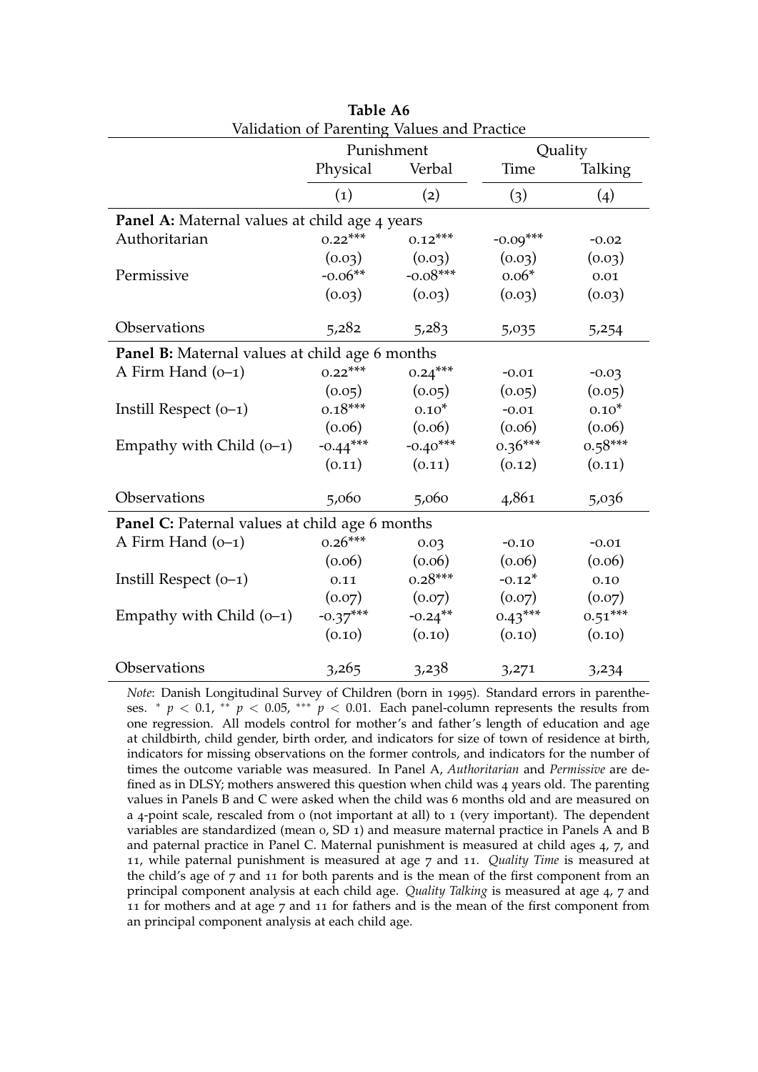**Table A6**

Validation of Parenting Values and Practice

| | Punishment | | Quality | |
|---|---|---|---|---|
| | Physical | Verbal | Time | Talking |
| | (1) | (2) | (3) | (4) |
| **Panel A:** Maternal values at child age 4 years | | | | |
| Authoritarian | 0.22*** | 0.12*** | -0.09*** | -0.02 |
| | (0.03) | (0.03) | (0.03) | (0.03) |
| Permissive | -0.06** | -0.08*** | 0.06* | 0.01 |
| | (0.03) | (0.03) | (0.03) | (0.03) |
| Observations | 5,282 | 5,283 | 5,035 | 5,254 |
| **Panel B:** Maternal values at child age 6 months | | | | |
| A Firm Hand (0–1) | 0.22*** | 0.24*** | -0.01 | -0.03 |
| | (0.05) | (0.05) | (0.05) | (0.05) |
| Instill Respect (0–1) | 0.18*** | 0.10* | -0.01 | 0.10* |
| | (0.06) | (0.06) | (0.06) | (0.06) |
| Empathy with Child (0–1) | -0.44*** | -0.40*** | 0.36*** | 0.58*** |
| | (0.11) | (0.11) | (0.12) | (0.11) |
| Observations | 5,060 | 5,060 | 4,861 | 5,036 |
| **Panel C:** Paternal values at child age 6 months | | | | |
| A Firm Hand (0–1) | 0.26*** | 0.03 | -0.10 | -0.01 |
| | (0.06) | (0.06) | (0.06) | (0.06) |
| Instill Respect (0–1) | 0.11 | 0.28*** | -0.12* | 0.10 |
| | (0.07) | (0.07) | (0.07) | (0.07) |
| Empathy with Child (0–1) | -0.37*** | -0.24** | 0.43*** | 0.51*** |
| | (0.10) | (0.10) | (0.10) | (0.10) |
| Observations | 3,265 | 3,238 | 3,271 | 3,234 |

*Note*: Danish Longitudinal Survey of Children (born in 1995). Standard errors in parentheses. * $p < 0.1$, ** $p < 0.05$, *** $p < 0.01$. Each panel-column represents the results from one regression. All models control for mother's and father's length of education and age at childbirth, child gender, birth order, and indicators for size of town of residence at birth, indicators for missing observations on the former controls, and indicators for the number of times the outcome variable was measured. In Panel A, *Authoritarian* and *Permissive* are defined as in DLSY; mothers answered this question when child was 4 years old. The parenting values in Panels B and C were asked when the child was 6 months old and are measured on a 4-point scale, rescaled from 0 (not important at all) to 1 (very important). The dependent variables are standardized (mean 0, SD 1) and measure maternal practice in Panels A and B and paternal practice in Panel C. Maternal punishment is measured at child ages 4, 7, and 11, while paternal punishment is measured at age 7 and 11. *Quality Time* is measured at the child's age of 7 and 11 for both parents and is the mean of the first component from an principal component analysis at each child age. *Quality Talking* is measured at age 4, 7 and 11 for mothers and at age 7 and 11 for fathers and is the mean of the first component from an principal component analysis at each child age.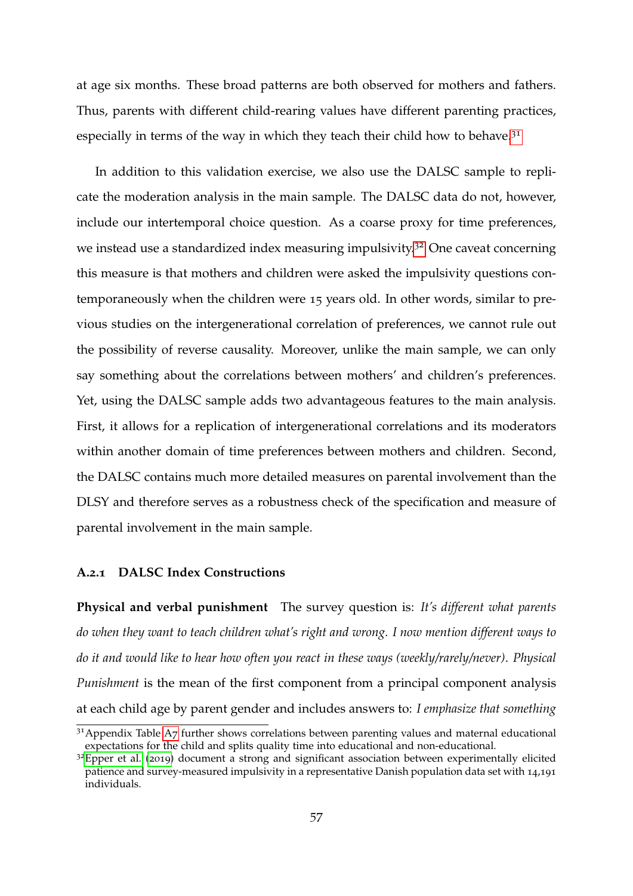at age six months. These broad patterns are both observed for mothers and fathers. Thus, parents with different child-rearing values have different parenting practices, especially in terms of the way in which they teach their child how to behave.[31]

In addition to this validation exercise, we also use the DALSC sample to replicate the moderation analysis in the main sample. The DALSC data do not, however, include our intertemporal choice question. As a coarse proxy for time preferences, we instead use a standardized index measuring impulsivity.[32] One caveat concerning this measure is that mothers and children were asked the impulsivity questions contemporaneously when the children were 15 years old. In other words, similar to previous studies on the intergenerational correlation of preferences, we cannot rule out the possibility of reverse causality. Moreover, unlike the main sample, we can only say something about the correlations between mothers' and children's preferences. Yet, using the DALSC sample adds two advantageous features to the main analysis. First, it allows for a replication of intergenerational correlations and its moderators within another domain of time preferences between mothers and children. Second, the DALSC contains much more detailed measures on parental involvement than the DLSY and therefore serves as a robustness check of the specification and measure of parental involvement in the main sample.

### A.2.1 DALSC Index Constructions

**Physical and verbal punishment** The survey question is: *It's different what parents do when they want to teach children what's right and wrong. I now mention different ways to do it and would like to hear how often you react in these ways (weekly/rarely/never). Physical Punishment* is the mean of the first component from a principal component analysis at each child age by parent gender and includes answers to: *I emphasize that something*

[31] Appendix Table A7 further shows correlations between parenting values and maternal educational expectations for the child and splits quality time into educational and non-educational.

[32] Epper et al. (2019) document a strong and significant association between experimentally elicited patience and survey-measured impulsivity in a representative Danish population data set with 14,191 individuals.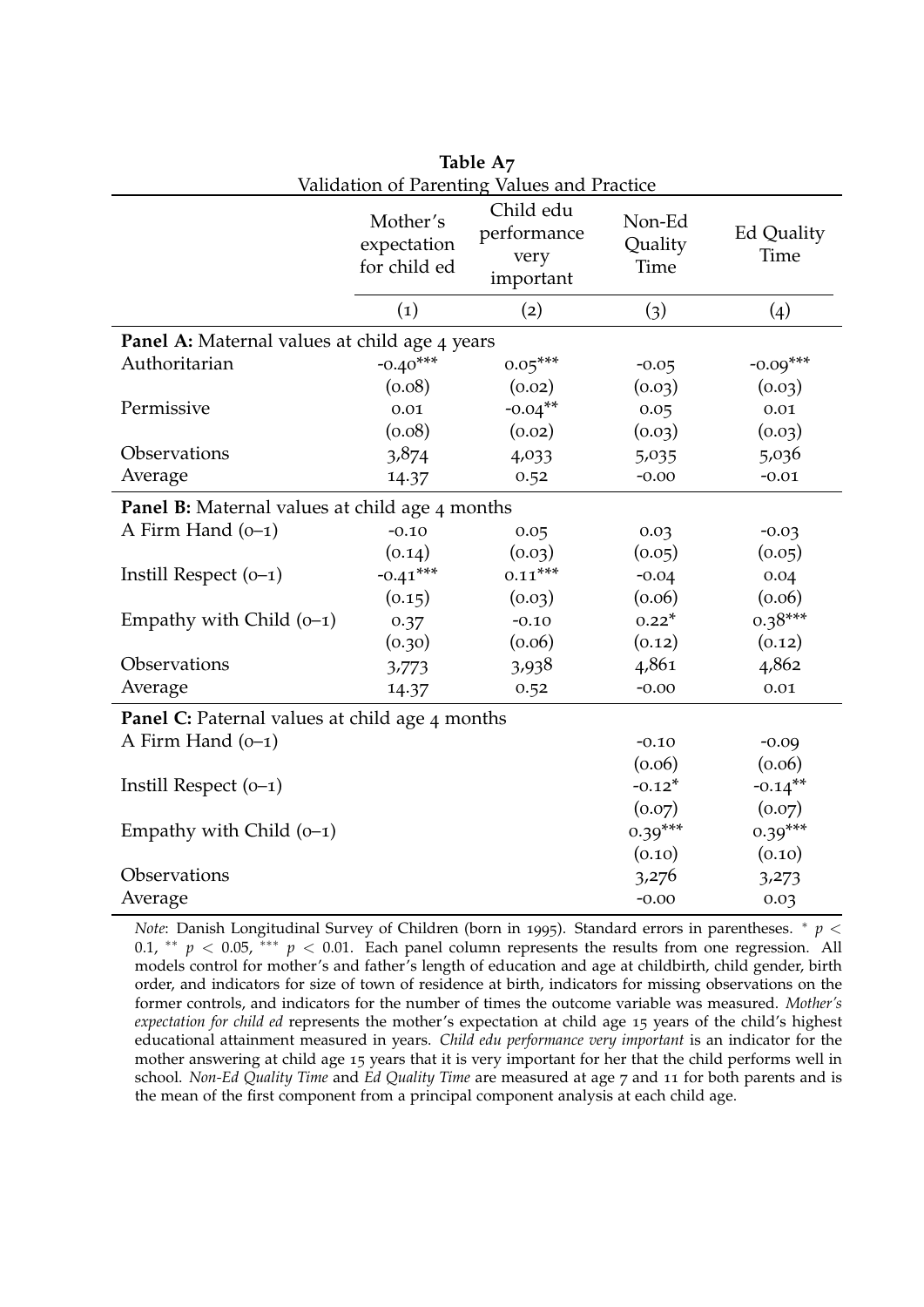**Table A7**
Validation of Parenting Values and Practice

| | Mother's expectation for child ed | Child edu performance very important | Non-Ed Quality Time | Ed Quality Time |
|---|---|---|---|---|
| | (1) | (2) | (3) | (4) |
| **Panel A:** Maternal values at child age 4 years | | | | |
| Authoritarian | -0.40*** | 0.05*** | -0.05 | -0.09*** |
| | (0.08) | (0.02) | (0.03) | (0.03) |
| Permissive | 0.01 | -0.04** | 0.05 | 0.01 |
| | (0.08) | (0.02) | (0.03) | (0.03) |
| Observations | 3,874 | 4,033 | 5,035 | 5,036 |
| Average | 14.37 | 0.52 | -0.00 | -0.01 |
| **Panel B:** Maternal values at child age 4 months | | | | |
| A Firm Hand (0–1) | -0.10 | 0.05 | 0.03 | -0.03 |
| | (0.14) | (0.03) | (0.05) | (0.05) |
| Instill Respect (0–1) | -0.41*** | 0.11*** | -0.04 | 0.04 |
| | (0.15) | (0.03) | (0.06) | (0.06) |
| Empathy with Child (0–1) | 0.37 | -0.10 | 0.22* | 0.38*** |
| | (0.30) | (0.06) | (0.12) | (0.12) |
| Observations | 3,773 | 3,938 | 4,861 | 4,862 |
| Average | 14.37 | 0.52 | -0.00 | 0.01 |
| **Panel C:** Paternal values at child age 4 months | | | | |
| A Firm Hand (0–1) | | | -0.10 | -0.09 |
| | | | (0.06) | (0.06) |
| Instill Respect (0–1) | | | -0.12* | -0.14** |
| | | | (0.07) | (0.07) |
| Empathy with Child (0–1) | | | 0.39*** | 0.39*** |
| | | | (0.10) | (0.10) |
| Observations | | | 3,276 | 3,273 |
| Average | | | -0.00 | 0.03 |

*Note*: Danish Longitudinal Survey of Children (born in 1995). Standard errors in parentheses. * $p < 0.1$, ** $p < 0.05$, *** $p < 0.01$. Each panel column represents the results from one regression. All models control for mother's and father's length of education and age at childbirth, child gender, birth order, and indicators for size of town of residence at birth, indicators for missing observations on the former controls, and indicators for the number of times the outcome variable was measured. *Mother's expectation for child ed* represents the mother's expectation at child age 15 years of the child's highest educational attainment measured in years. *Child edu performance very important* is an indicator for the mother answering at child age 15 years that it is very important for her that the child performs well in school. *Non-Ed Quality Time* and *Ed Quality Time* are measured at age 7 and 11 for both parents and is the mean of the first component from a principal component analysis at each child age.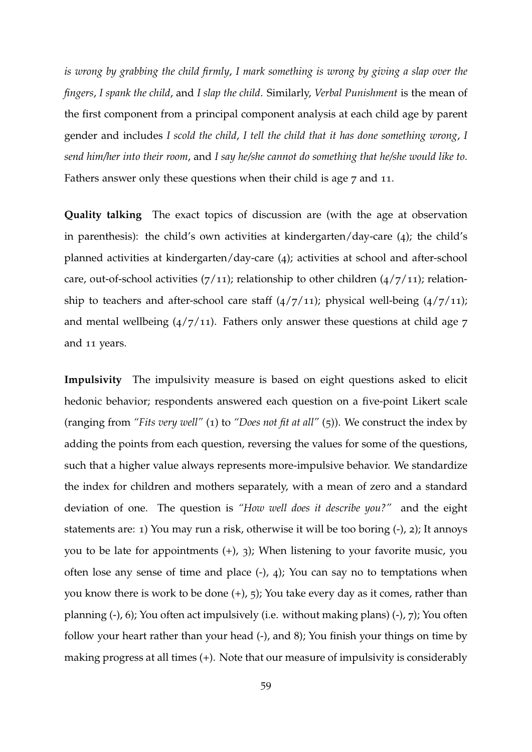*is wrong by grabbing the child firmly*, *I mark something is wrong by giving a slap over the fingers*, *I spank the child*, and *I slap the child*. Similarly, *Verbal Punishment* is the mean of the first component from a principal component analysis at each child age by parent gender and includes *I scold the child*, *I tell the child that it has done something wrong*, *I send him/her into their room*, and *I say he/she cannot do something that he/she would like to*. Fathers answer only these questions when their child is age 7 and 11.

**Quality talking** The exact topics of discussion are (with the age at observation in parenthesis): the child's own activities at kindergarten/day-care (4); the child's planned activities at kindergarten/day-care (4); activities at school and after-school care, out-of-school activities (7/11); relationship to other children (4/7/11); relationship to teachers and after-school care staff (4/7/11); physical well-being (4/7/11); and mental wellbeing (4/7/11). Fathers only answer these questions at child age 7 and 11 years.

**Impulsivity** The impulsivity measure is based on eight questions asked to elicit hedonic behavior; respondents answered each question on a five-point Likert scale (ranging from *"Fits very well"* (1) to *"Does not fit at all"* (5)). We construct the index by adding the points from each question, reversing the values for some of the questions, such that a higher value always represents more-impulsive behavior. We standardize the index for children and mothers separately, with a mean of zero and a standard deviation of one. The question is *"How well does it describe you?"* and the eight statements are: 1) You may run a risk, otherwise it will be too boring (-), 2); It annoys you to be late for appointments (+), 3); When listening to your favorite music, you often lose any sense of time and place (-), 4); You can say no to temptations when you know there is work to be done (+), 5); You take every day as it comes, rather than planning (-), 6); You often act impulsively (i.e. without making plans) (-), 7); You often follow your heart rather than your head (-), and 8); You finish your things on time by making progress at all times (+). Note that our measure of impulsivity is considerably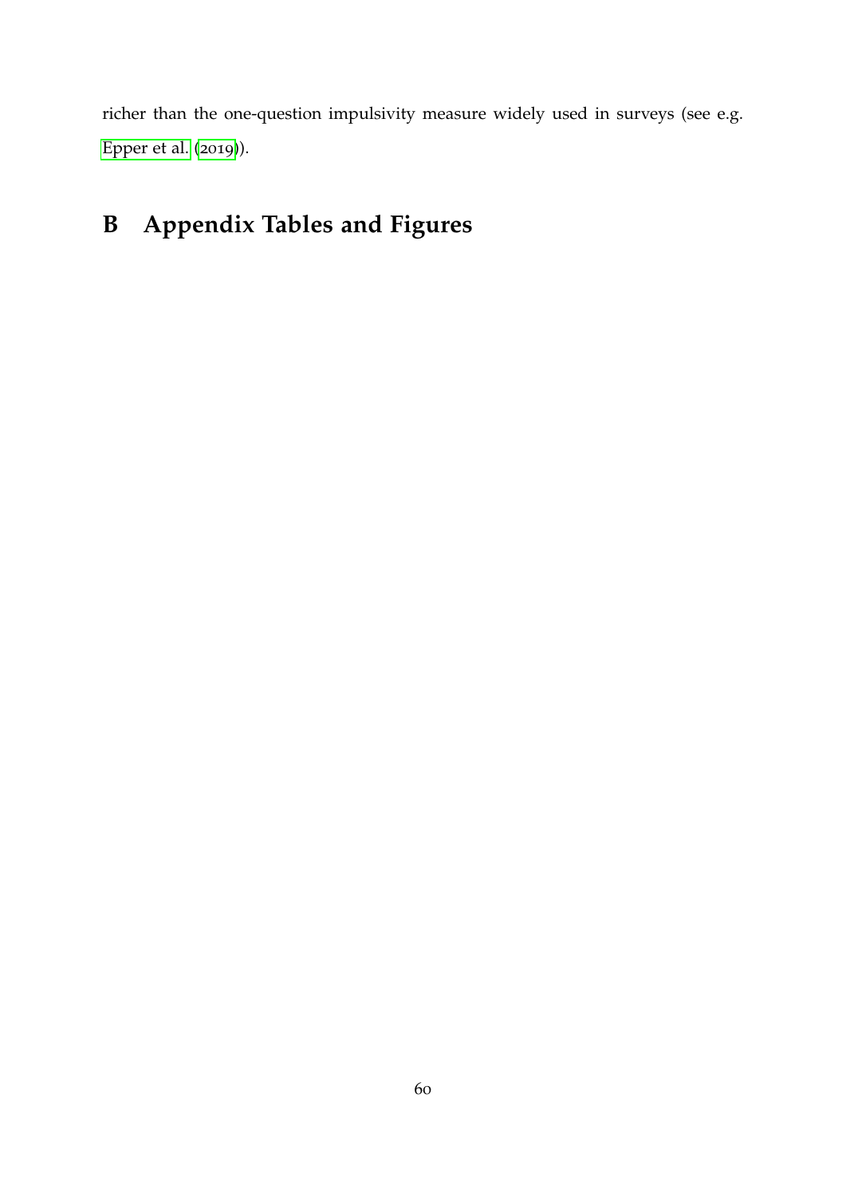richer than the one-question impulsivity measure widely used in surveys (see e.g. Epper et al. (2019)).

# B Appendix Tables and Figures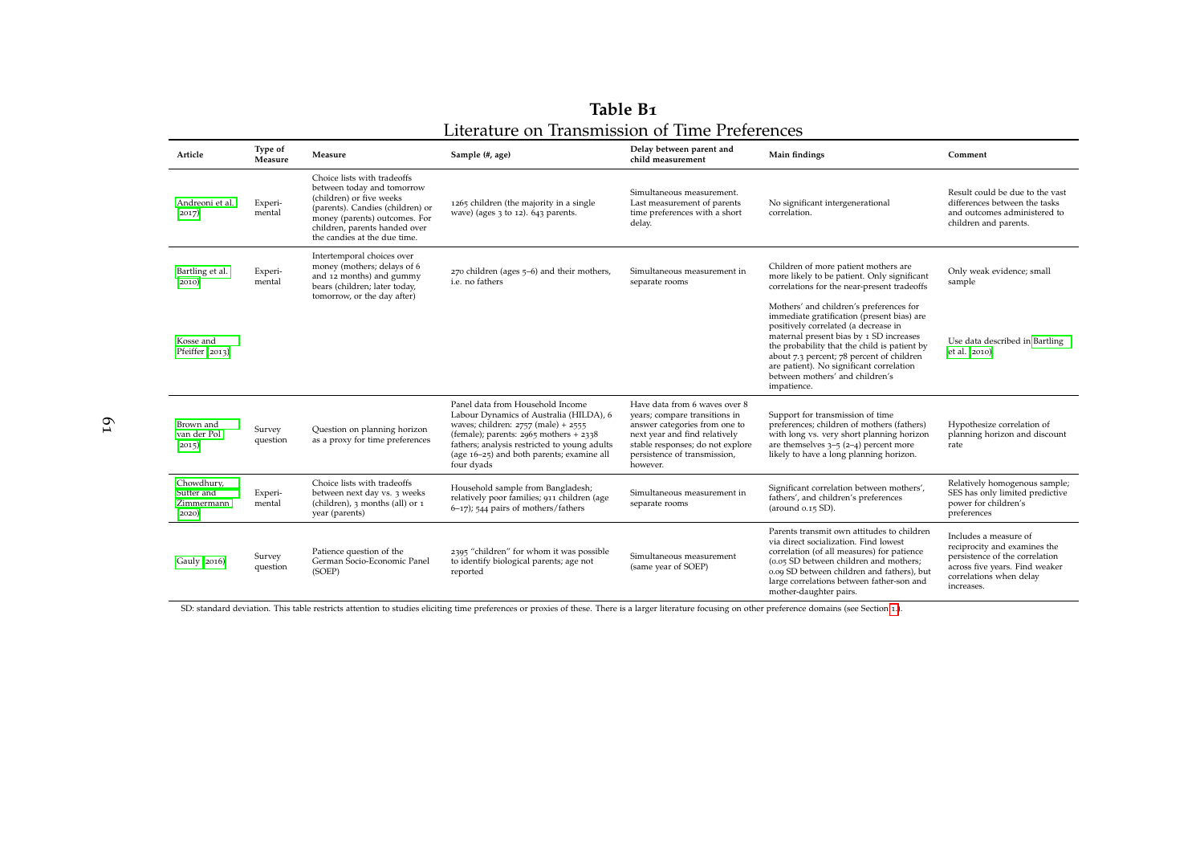**Table B1**

Literature on Transmission of Time Preferences

| Article | Type of Measure | Measure | Sample (#, age) | Delay between parent and child measurement | Main findings | Comment |
|---|---|---|---|---|---|---|
| Andreoni et al. (2017) | Experi-mental | Choice lists with tradeoffs between today and tomorrow (children) or five weeks (parents). Candies (children) or money (parents) outcomes. For children, parents handed over the candies at the due time. | 1265 children (the majority in a single wave) (ages 3 to 12). 643 parents. | Simultaneous measurement. Last measurement of parents time preferences with a short delay. | No significant intergenerational correlation. | Result could be due to the vast differences between the tasks and outcomes administered to children and parents. |
| Bartling et al. (2010) | Experi-mental | Intertemporal choices over money (mothers; delays of 6 and 12 months) and gummy bears (children; later today, tomorrow, or the day after) | 270 children (ages 5–6) and their mothers, i.e. no fathers | Simultaneous measurement in separate rooms | Children of more patient mothers are more likely to be patient. Only significant correlations for the near-present tradeoffs | Only weak evidence; small sample |
| Kosse and Pfeiffer (2013) | | | | | Mothers' and children's preferences for immediate gratification (present bias) are positively correlated (a decrease in maternal present bias by 1 SD increases the probability that the child is patient by about 7.3 percent; 78 percent of children are patient). No significant correlation between mothers' and children's impatience. | Use data described in Bartling et al. (2010) |
| Brown and van der Pol (2015) | Survey question | Question on planning horizon as a proxy for time preferences | Panel data from Household Income Labour Dynamics of Australia (HILDA), 6 waves; children: 2757 (male) + 2555 (female); parents: 2965 mothers + 2338 fathers; analysis restricted to young adults (age 16–25) and both parents; examine all four dyads | Have data from 6 waves over 8 years; compare transitions in answer categories from one to next year and find relatively stable responses; do not explore persistence of transmission, however. | Support for transmission of time preferences; children of mothers (fathers) with long vs. very short planning horizon are themselves 3–5 (2–4) percent more likely to have a long planning horizon. | Hypothesize correlation of planning horizon and discount rate |
| Chowdhury, Sutter and Zimmermann (2020) | Experi-mental | Choice lists with tradeoffs between next day vs. 3 weeks (children), 3 months (all) or 1 year (parents) | Household sample from Bangladesh; relatively poor families; 911 children (age 6–17); 544 pairs of mothers/fathers | Simultaneous measurement in separate rooms | Significant correlation between mothers', fathers', and children's preferences (around 0.15 SD). | Relatively homogenous sample; SES has only limited predictive power for children's preferences |
| Gauly (2016) | Survey question | Patience question of the German Socio-Economic Panel (SOEP) | 2395 "children" for whom it was possible to identify biological parents; age not reported | Simultaneous measurement (same year of SOEP) | Parents transmit own attitudes to children via direct socialization. Find lowest correlation (of all measures) for patience (0.05 SD between children and mothers; 0.09 SD between children and fathers), but large correlations between father-son and mother-daughter pairs. | Includes a measure of reciprocity and examines the persistence of the correlation across five years. Find weaker correlations when delay increases. |

SD: standard deviation. This table restricts attention to studies eliciting time preferences or proxies of these. There is a larger literature focusing on other preference domains (see Section 1.1).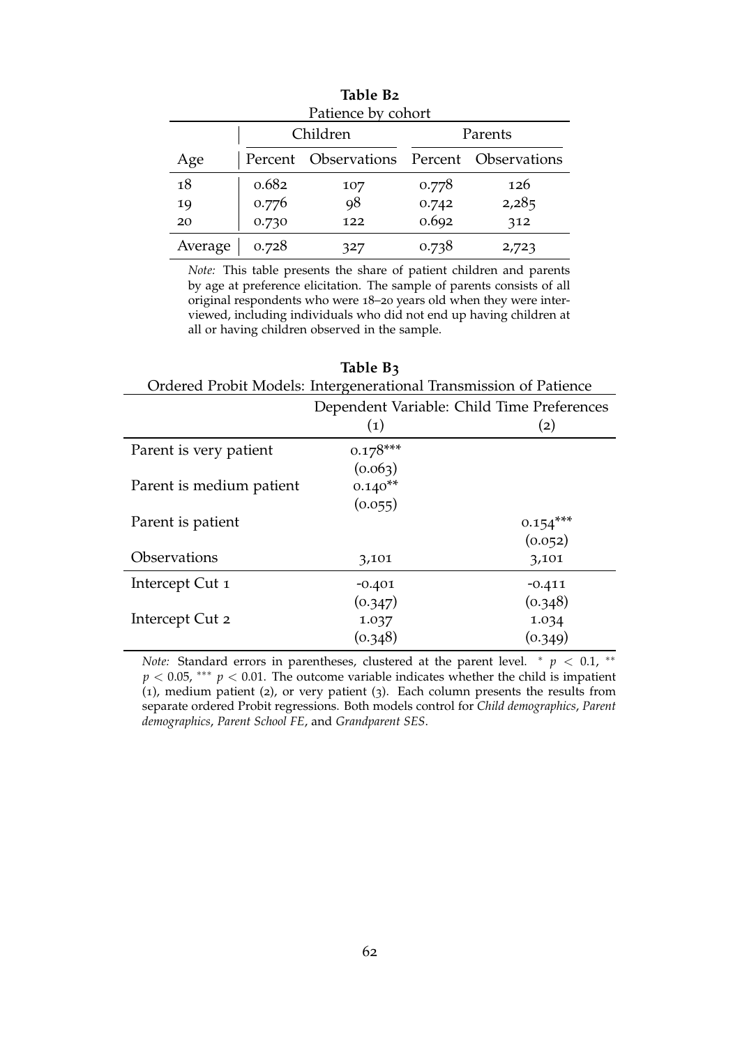**Table B2**

Patience by cohort

| | Children | | Parents | |
|---|---|---|---|---|
| Age | Percent | Observations | Percent | Observations |
| 18 | 0.682 | 107 | 0.778 | 126 |
| 19 | 0.776 | 98 | 0.742 | 2,285 |
| 20 | 0.730 | 122 | 0.692 | 312 |
| Average | 0.728 | 327 | 0.738 | 2,723 |

*Note:* This table presents the share of patient children and parents by age at preference elicitation. The sample of parents consists of all original respondents who were 18–20 years old when they were interviewed, including individuals who did not end up having children at all or having children observed in the sample.

**Table B3**

Ordered Probit Models: Intergenerational Transmission of Patience

| | Dependent Variable: Child Time Preferences | |
|---|---|---|
| | (1) | (2) |
| Parent is very patient | 0.178*** | |
| | (0.063) | |
| Parent is medium patient | 0.140** | |
| | (0.055) | |
| Parent is patient | | 0.154*** |
| | | (0.052) |
| Observations | 3,101 | 3,101 |
| Intercept Cut 1 | -0.401 | -0.411 |
| | (0.347) | (0.348) |
| Intercept Cut 2 | 1.037 | 1.034 |
| | (0.348) | (0.349) |

*Note:* Standard errors in parentheses, clustered at the parent level. * $p < 0.1$, ** $p < 0.05$, *** $p < 0.01$. The outcome variable indicates whether the child is impatient (1), medium patient (2), or very patient (3). Each column presents the results from separate ordered Probit regressions. Both models control for *Child demographics*, *Parent demographics*, *Parent School FE*, and *Grandparent SES*.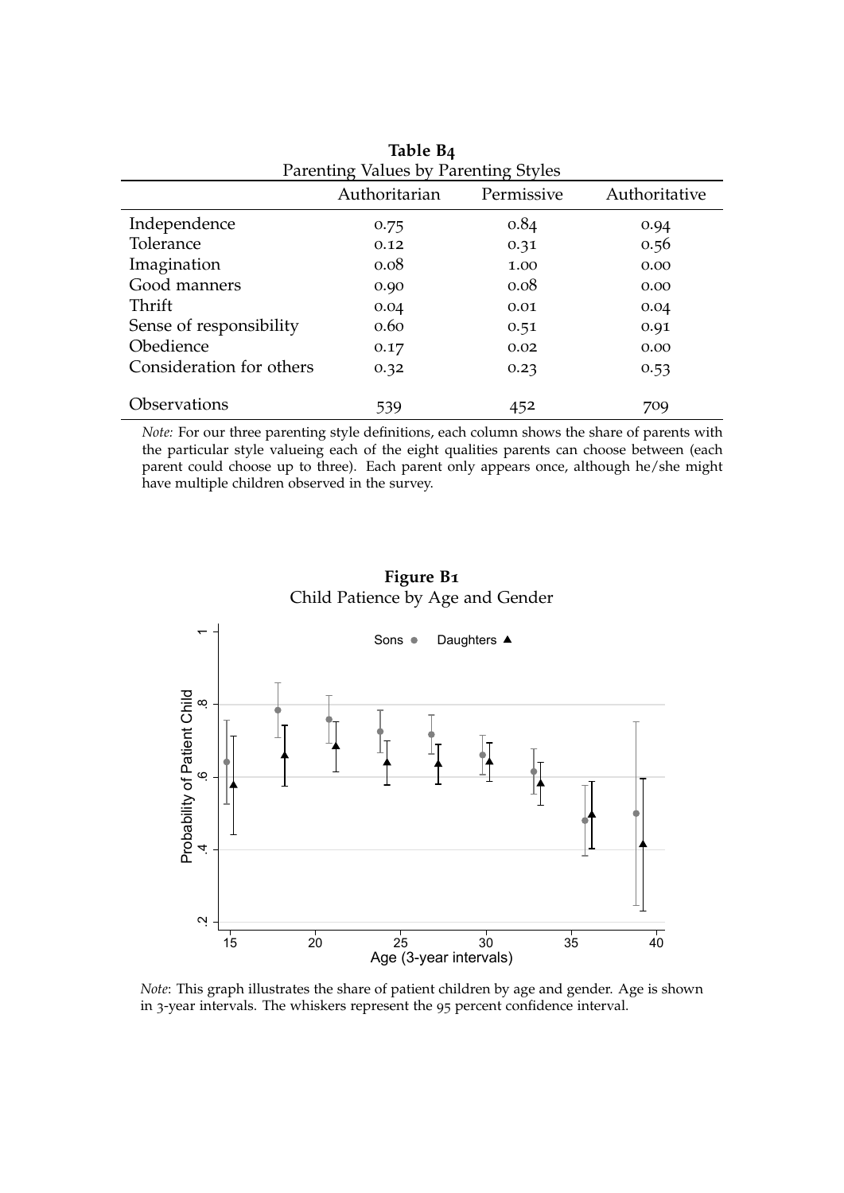**Table B4**

Parenting Values by Parenting Styles

| | Authoritarian | Permissive | Authoritative |
|---|---|---|---|
| Independence | 0.75 | 0.84 | 0.94 |
| Tolerance | 0.12 | 0.31 | 0.56 |
| Imagination | 0.08 | 1.00 | 0.00 |
| Good manners | 0.90 | 0.08 | 0.00 |
| Thrift | 0.04 | 0.01 | 0.04 |
| Sense of responsibility | 0.60 | 0.51 | 0.91 |
| Obedience | 0.17 | 0.02 | 0.00 |
| Consideration for others | 0.32 | 0.23 | 0.53 |
| Observations | 539 | 452 | 709 |

*Note:* For our three parenting style definitions, each column shows the share of parents with the particular style valueing each of the eight qualities parents can choose between (each parent could choose up to three). Each parent only appears once, although he/she might have multiple children observed in the survey.

**Figure B1**

Child Patience by Age and Gender

*Note*: This graph illustrates the share of patient children by age and gender. Age is shown in 3-year intervals. The whiskers represent the 95 percent confidence interval.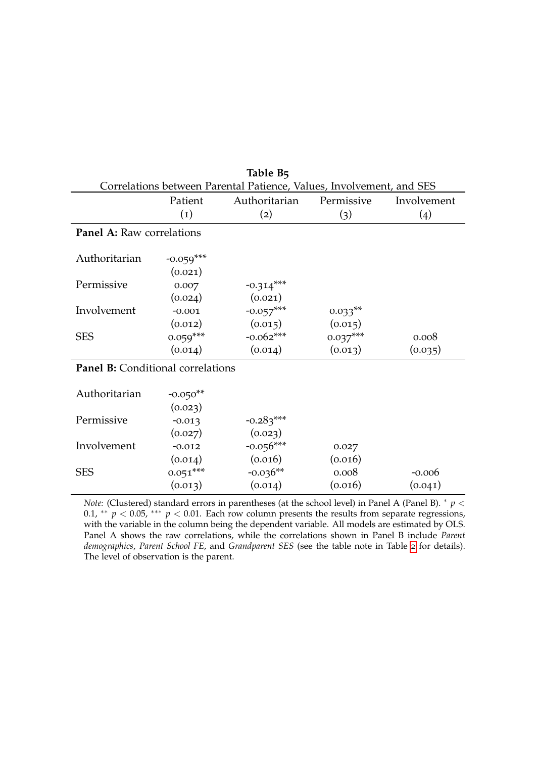**Table B5**

Correlations between Parental Patience, Values, Involvement, and SES

| | Patient | Authoritarian | Permissive | Involvement |
|---|---|---|---|---|
| | (1) | (2) | (3) | (4) |
| **Panel A:** Raw correlations | | | | |
| Authoritarian | -0.059*** | | | |
| | (0.021) | | | |
| Permissive | 0.007 | -0.314*** | | |
| | (0.024) | (0.021) | | |
| Involvement | -0.001 | -0.057*** | 0.033** | |
| | (0.012) | (0.015) | (0.015) | |
| SES | 0.059*** | -0.062*** | 0.037*** | 0.008 |
| | (0.014) | (0.014) | (0.013) | (0.035) |
| **Panel B:** Conditional correlations | | | | |
| Authoritarian | -0.050** | | | |
| | (0.023) | | | |
| Permissive | -0.013 | -0.283*** | | |
| | (0.027) | (0.023) | | |
| Involvement | -0.012 | -0.056*** | 0.027 | |
| | (0.014) | (0.016) | (0.016) | |
| SES | 0.051*** | -0.036** | 0.008 | -0.006 |
| | (0.013) | (0.014) | (0.016) | (0.041) |

*Note:* (Clustered) standard errors in parentheses (at the school level) in Panel A (Panel B). * $p < 0.1$, ** $p < 0.05$, *** $p < 0.01$. Each row column presents the results from separate regressions, with the variable in the column being the dependent variable. All models are estimated by OLS. Panel A shows the raw correlations, while the correlations shown in Panel B include *Parent demographics*, *Parent School FE*, and *Grandparent SES* (see the table note in Table 2 for details). The level of observation is the parent.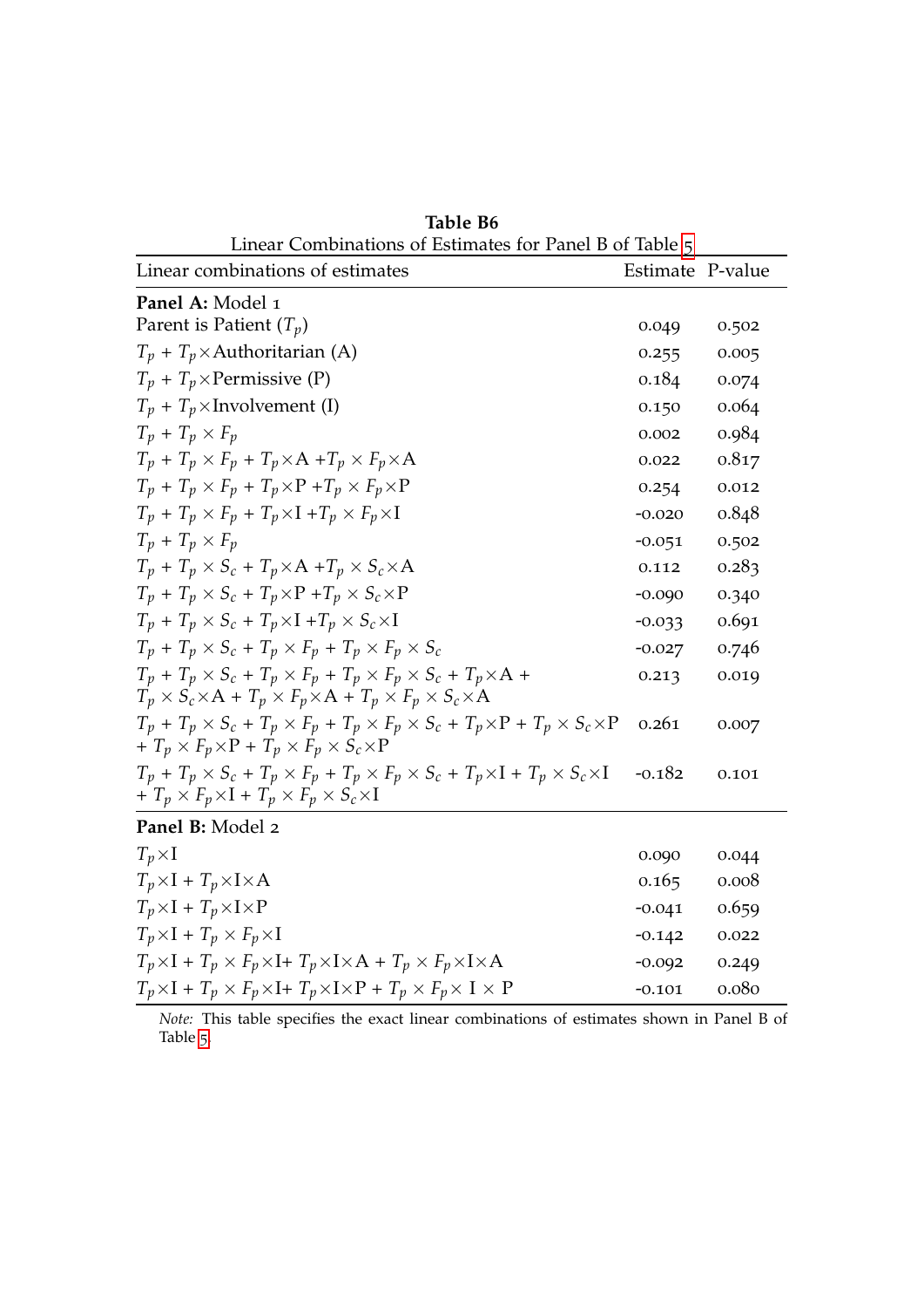**Table B6**

Linear Combinations of Estimates for Panel B of Table 5

| Linear combinations of estimates | Estimate | P-value |
|---|---|---|
| **Panel A:** Model 1 | | |
| Parent is Patient ($T_p$) | 0.049 | 0.502 |
| $T_p$ + $T_p$×Authoritarian (A) | 0.255 | 0.005 |
| $T_p$ + $T_p$×Permissive (P) | 0.184 | 0.074 |
| $T_p$ + $T_p$×Involvement (I) | 0.150 | 0.064 |
| $T_p + T_p \times F_p$ | 0.002 | 0.984 |
| $T_p + T_p \times F_p + T_p \times \text{A} + T_p \times F_p \times \text{A}$ | 0.022 | 0.817 |
| $T_p + T_p \times F_p + T_p \times \text{P} + T_p \times F_p \times \text{P}$ | 0.254 | 0.012 |
| $T_p + T_p \times F_p + T_p \times \text{I} + T_p \times F_p \times \text{I}$ | -0.020 | 0.848 |
| $T_p + T_p \times F_p$ | -0.051 | 0.502 |
| $T_p + T_p \times S_c + T_p \times \text{A} + T_p \times S_c \times \text{A}$ | 0.112 | 0.283 |
| $T_p + T_p \times S_c + T_p \times \text{P} + T_p \times S_c \times \text{P}$ | -0.090 | 0.340 |
| $T_p + T_p \times S_c + T_p \times \text{I} + T_p \times S_c \times \text{I}$ | -0.033 | 0.691 |
| $T_p + T_p \times S_c + T_p \times F_p + T_p \times F_p \times S_c$ | -0.027 | 0.746 |
| $T_p + T_p \times S_c + T_p \times F_p + T_p \times F_p \times S_c + T_p \times \text{A} + T_p \times S_c \times \text{A} + T_p \times F_p \times \text{A} + T_p \times F_p \times S_c \times \text{A}$ | 0.213 | 0.019 |
| $T_p + T_p \times S_c + T_p \times F_p + T_p \times F_p \times S_c + T_p \times \text{P} + T_p \times S_c \times \text{P} + T_p \times F_p \times \text{P} + T_p \times F_p \times S_c \times \text{P}$ | 0.261 | 0.007 |
| $T_p + T_p \times S_c + T_p \times F_p + T_p \times F_p \times S_c + T_p \times \text{I} + T_p \times S_c \times \text{I} + T_p \times F_p \times \text{I} + T_p \times F_p \times S_c \times \text{I}$ | -0.182 | 0.101 |
| **Panel B:** Model 2 | | |
| $T_p \times \text{I}$ | 0.090 | 0.044 |
| $T_p \times \text{I} + T_p \times \text{I} \times \text{A}$ | 0.165 | 0.008 |
| $T_p \times \text{I} + T_p \times \text{I} \times \text{P}$ | -0.041 | 0.659 |
| $T_p \times \text{I} + T_p \times F_p \times \text{I}$ | -0.142 | 0.022 |
| $T_p \times \text{I} + T_p \times F_p \times \text{I} + T_p \times \text{I} \times \text{A} + T_p \times F_p \times \text{I} \times \text{A}$ | -0.092 | 0.249 |
| $T_p \times \text{I} + T_p \times F_p \times \text{I} + T_p \times \text{I} \times \text{P} + T_p \times F_p \times \text{I} \times \text{P}$ | -0.101 | 0.080 |

*Note:* This table specifies the exact linear combinations of estimates shown in Panel B of Table 5.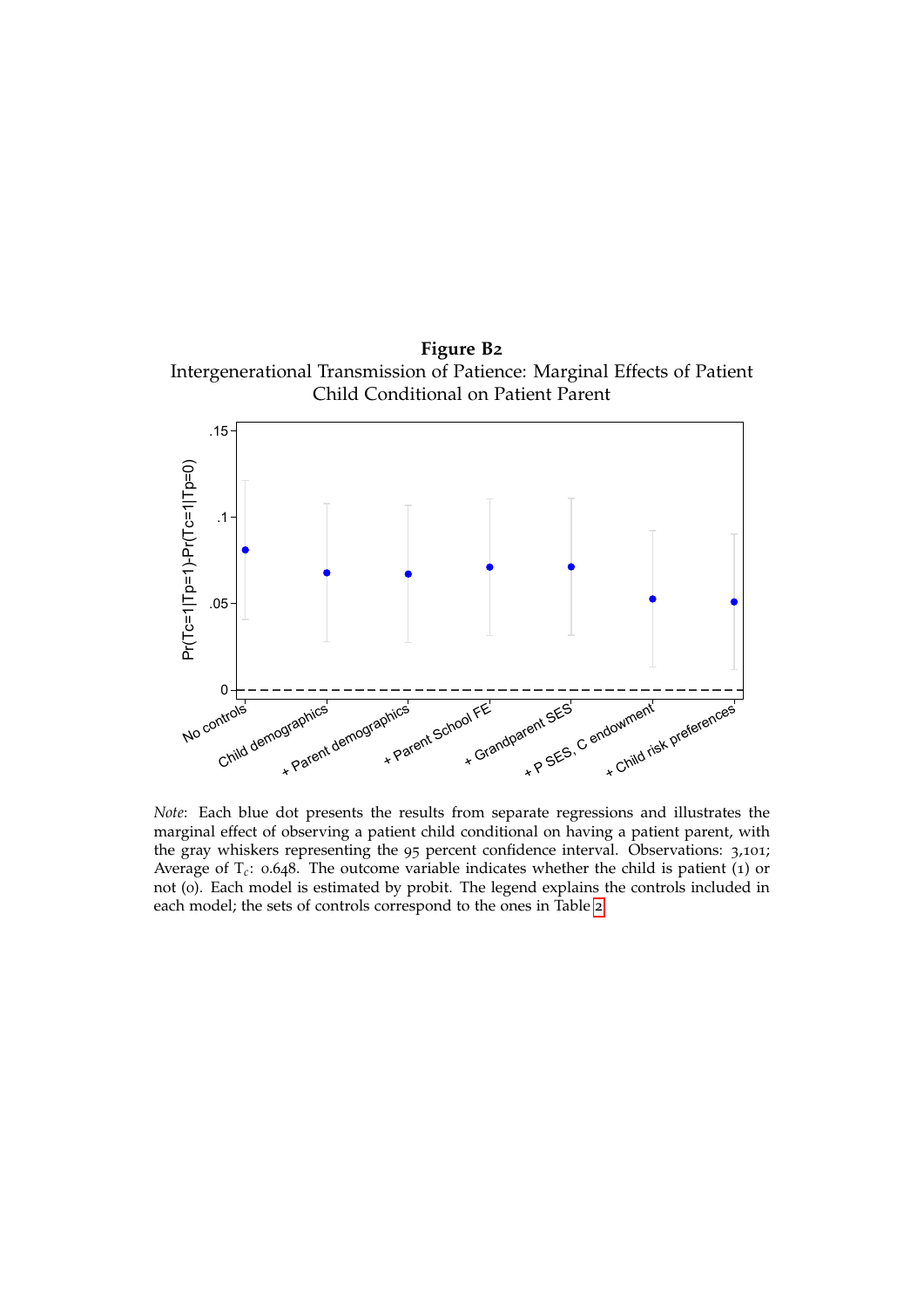**Figure B2**

Intergenerational Transmission of Patience: Marginal Effects of Patient Child Conditional on Patient Parent

Pr(Tc=1|Tp=1)-Pr(Tc=1|Tp=0)

.15

.1

.05

0

No controls

Child demographics

+ Parent demographics

+ Parent School FE

+ Grandparent SES

+ P SES, C endowment

+ Child risk preferences

*Note*: Each blue dot presents the results from separate regressions and illustrates the marginal effect of observing a patient child conditional on having a patient parent, with the gray whiskers representing the 95 percent confidence interval. Observations: 3,101; Average of $T_c$: 0.648. The outcome variable indicates whether the child is patient (1) or not (0). Each model is estimated by probit. The legend explains the controls included in each model; the sets of controls correspond to the ones in Table 2.